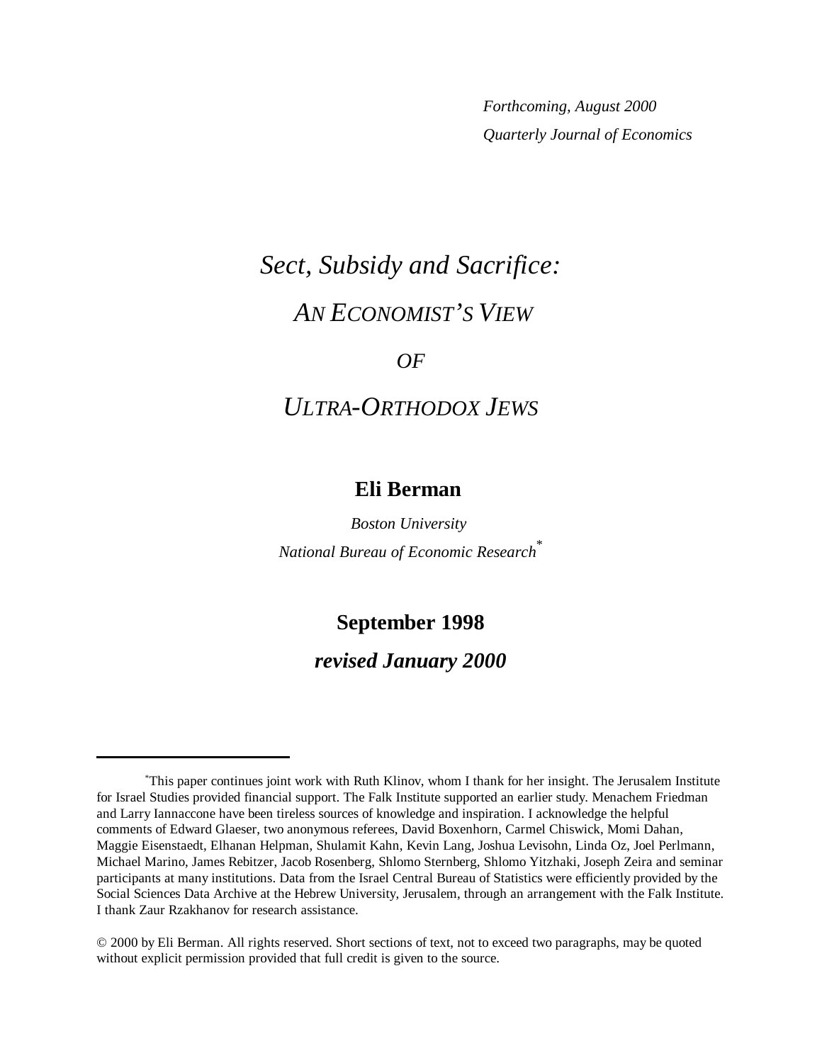*Forthcoming, August 2000*
*Quarterly Journal of Economics*

# *Sect, Subsidy and Sacrifice:*
# *An Economist's View of Ultra-Orthodox Jews*

**Eli Berman**

*Boston University*
*National Bureau of Economic Research*[*]

**September 1998**

***revised January 2000***

---

[*]This paper continues joint work with Ruth Klinov, whom I thank for her insight. The Jerusalem Institute for Israel Studies provided financial support. The Falk Institute supported an earlier study. Menachem Friedman and Larry Iannaccone have been tireless sources of knowledge and inspiration. I acknowledge the helpful comments of Edward Glaeser, two anonymous referees, David Boxenhorn, Carmel Chiswick, Momi Dahan, Maggie Eisenstaedt, Elhanan Helpman, Shulamit Kahn, Kevin Lang, Joshua Levisohn, Linda Oz, Joel Perlmann, Michael Marino, James Rebitzer, Jacob Rosenberg, Shlomo Sternberg, Shlomo Yitzhaki, Joseph Zeira and seminar participants at many institutions. Data from the Israel Central Bureau of Statistics were efficiently provided by the Social Sciences Data Archive at the Hebrew University, Jerusalem, through an arrangement with the Falk Institute. I thank Zaur Rzakhanov for research assistance.

© 2000 by Eli Berman. All rights reserved. Short sections of text, not to exceed two paragraphs, may be quoted without explicit permission provided that full credit is given to the source.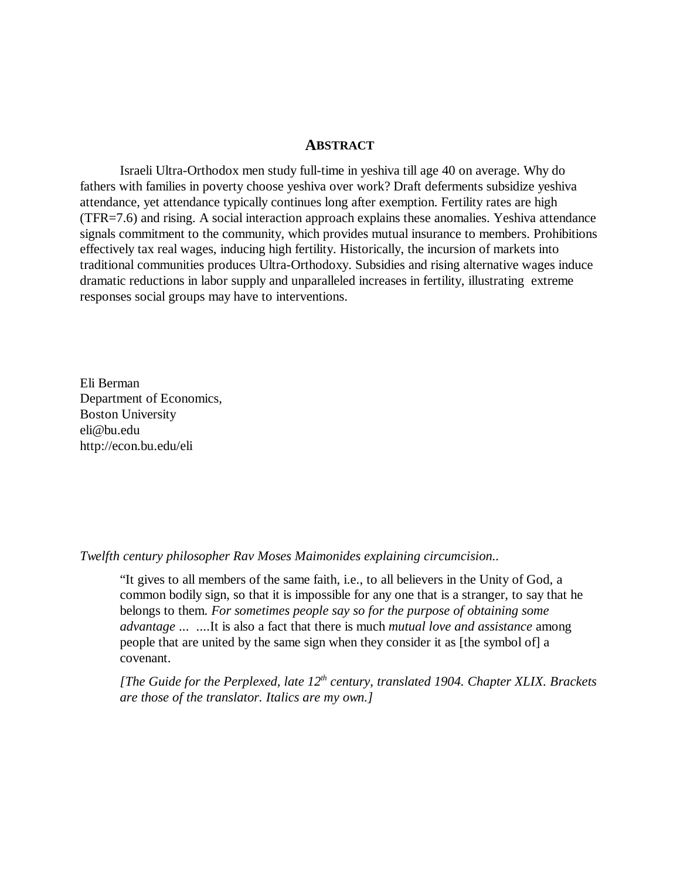## ABSTRACT

Israeli Ultra-Orthodox men study full-time in yeshiva till age 40 on average. Why do fathers with families in poverty choose yeshiva over work? Draft deferments subsidize yeshiva attendance, yet attendance typically continues long after exemption. Fertility rates are high (TFR=7.6) and rising. A social interaction approach explains these anomalies. Yeshiva attendance signals commitment to the community, which provides mutual insurance to members. Prohibitions effectively tax real wages, inducing high fertility. Historically, the incursion of markets into traditional communities produces Ultra-Orthodoxy. Subsidies and rising alternative wages induce dramatic reductions in labor supply and unparalleled increases in fertility, illustrating extreme responses social groups may have to interventions.

Eli Berman
Department of Economics,
Boston University
eli@bu.edu
http://econ.bu.edu/eli

*Twelfth century philosopher Rav Moses Maimonides explaining circumcision..*

> "It gives to all members of the same faith, i.e., to all believers in the Unity of God, a common bodily sign, so that it is impossible for any one that is a stranger, to say that he belongs to them. *For sometimes people say so for the purpose of obtaining some advantage* ... ....It is also a fact that there is much *mutual love and assistance* among people that are united by the same sign when they consider it as [the symbol of] a covenant.
>
> *[The Guide for the Perplexed, late 12th century, translated 1904. Chapter XLIX. Brackets are those of the translator. Italics are my own.]*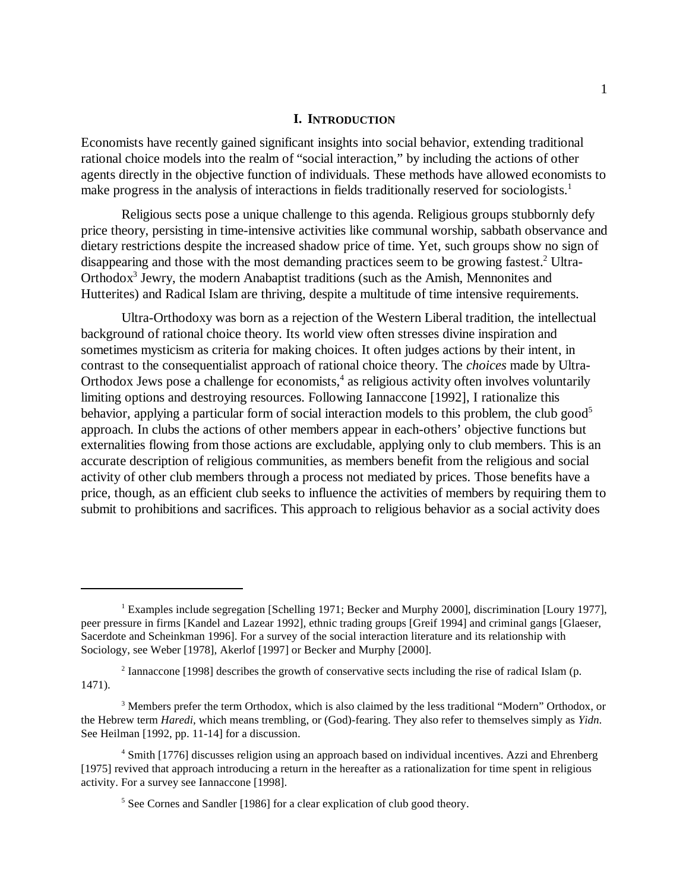## I. Introduction

Economists have recently gained significant insights into social behavior, extending traditional rational choice models into the realm of "social interaction," by including the actions of other agents directly in the objective function of individuals. These methods have allowed economists to make progress in the analysis of interactions in fields traditionally reserved for sociologists.[1]

Religious sects pose a unique challenge to this agenda. Religious groups stubbornly defy price theory, persisting in time-intensive activities like communal worship, sabbath observance and dietary restrictions despite the increased shadow price of time. Yet, such groups show no sign of disappearing and those with the most demanding practices seem to be growing fastest.[2] Ultra-Orthodox[3] Jewry, the modern Anabaptist traditions (such as the Amish, Mennonites and Hutterites) and Radical Islam are thriving, despite a multitude of time intensive requirements.

Ultra-Orthodoxy was born as a rejection of the Western Liberal tradition, the intellectual background of rational choice theory. Its world view often stresses divine inspiration and sometimes mysticism as criteria for making choices. It often judges actions by their intent, in contrast to the consequentialist approach of rational choice theory. The *choices* made by Ultra-Orthodox Jews pose a challenge for economists,[4] as religious activity often involves voluntarily limiting options and destroying resources. Following Iannaccone [1992], I rationalize this behavior, applying a particular form of social interaction models to this problem, the club good[5] approach. In clubs the actions of other members appear in each-others' objective functions but externalities flowing from those actions are excludable, applying only to club members. This is an accurate description of religious communities, as members benefit from the religious and social activity of other club members through a process not mediated by prices. Those benefits have a price, though, as an efficient club seeks to influence the activities of members by requiring them to submit to prohibitions and sacrifices. This approach to religious behavior as a social activity does

---

[1] Examples include segregation [Schelling 1971; Becker and Murphy 2000], discrimination [Loury 1977], peer pressure in firms [Kandel and Lazear 1992], ethnic trading groups [Greif 1994] and criminal gangs [Glaeser, Sacerdote and Scheinkman 1996]. For a survey of the social interaction literature and its relationship with Sociology, see Weber [1978], Akerlof [1997] or Becker and Murphy [2000].

[2] Iannaccone [1998] describes the growth of conservative sects including the rise of radical Islam (p. 1471).

[3] Members prefer the term Orthodox, which is also claimed by the less traditional "Modern" Orthodox, or the Hebrew term *Haredi*, which means trembling, or (God)-fearing. They also refer to themselves simply as *Yidn*. See Heilman [1992, pp. 11-14] for a discussion.

[4] Smith [1776] discusses religion using an approach based on individual incentives. Azzi and Ehrenberg [1975] revived that approach introducing a return in the hereafter as a rationalization for time spent in religious activity. For a survey see Iannaccone [1998].

[5] See Cornes and Sandler [1986] for a clear explication of club good theory.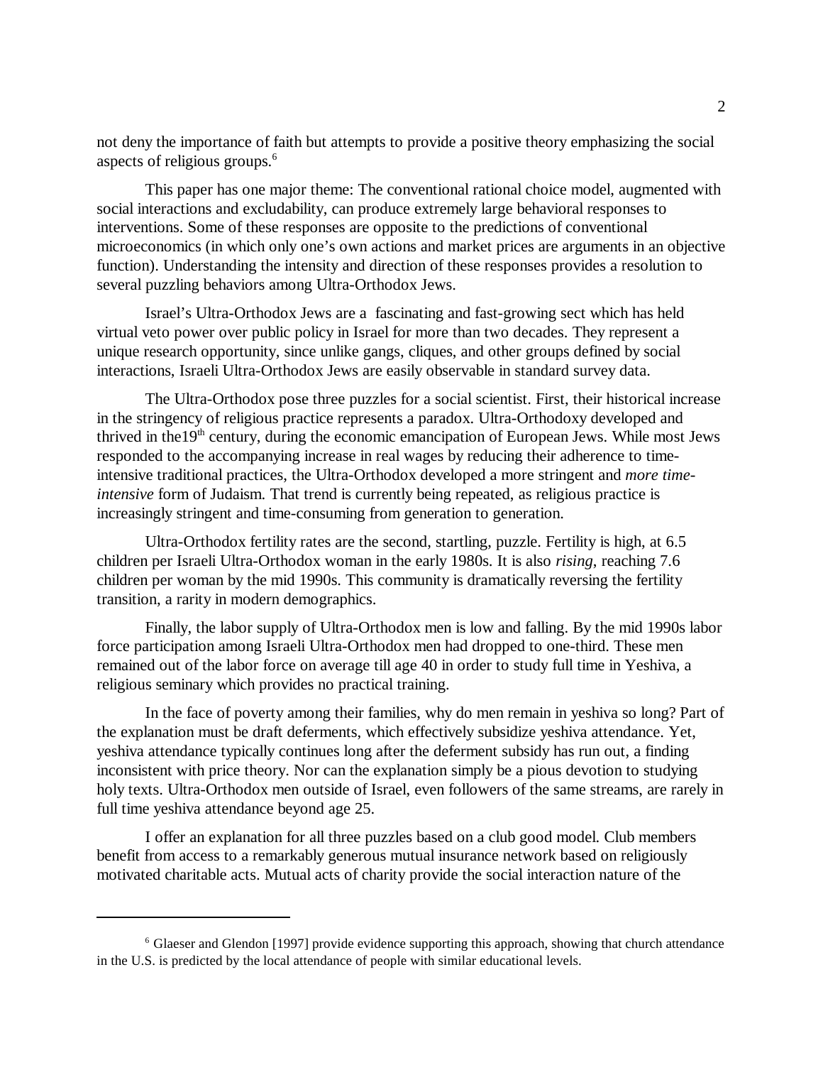not deny the importance of faith but attempts to provide a positive theory emphasizing the social aspects of religious groups.[6]

This paper has one major theme: The conventional rational choice model, augmented with social interactions and excludability, can produce extremely large behavioral responses to interventions. Some of these responses are opposite to the predictions of conventional microeconomics (in which only one's own actions and market prices are arguments in an objective function). Understanding the intensity and direction of these responses provides a resolution to several puzzling behaviors among Ultra-Orthodox Jews.

Israel's Ultra-Orthodox Jews are a fascinating and fast-growing sect which has held virtual veto power over public policy in Israel for more than two decades. They represent a unique research opportunity, since unlike gangs, cliques, and other groups defined by social interactions, Israeli Ultra-Orthodox Jews are easily observable in standard survey data.

The Ultra-Orthodox pose three puzzles for a social scientist. First, their historical increase in the stringency of religious practice represents a paradox. Ultra-Orthodoxy developed and thrived in the19th century, during the economic emancipation of European Jews. While most Jews responded to the accompanying increase in real wages by reducing their adherence to time-intensive traditional practices, the Ultra-Orthodox developed a more stringent and *more time-intensive* form of Judaism. That trend is currently being repeated, as religious practice is increasingly stringent and time-consuming from generation to generation.

Ultra-Orthodox fertility rates are the second, startling, puzzle. Fertility is high, at 6.5 children per Israeli Ultra-Orthodox woman in the early 1980s. It is also *rising*, reaching 7.6 children per woman by the mid 1990s. This community is dramatically reversing the fertility transition, a rarity in modern demographics.

Finally, the labor supply of Ultra-Orthodox men is low and falling. By the mid 1990s labor force participation among Israeli Ultra-Orthodox men had dropped to one-third. These men remained out of the labor force on average till age 40 in order to study full time in Yeshiva, a religious seminary which provides no practical training.

In the face of poverty among their families, why do men remain in yeshiva so long? Part of the explanation must be draft deferments, which effectively subsidize yeshiva attendance. Yet, yeshiva attendance typically continues long after the deferment subsidy has run out, a finding inconsistent with price theory. Nor can the explanation simply be a pious devotion to studying holy texts. Ultra-Orthodox men outside of Israel, even followers of the same streams, are rarely in full time yeshiva attendance beyond age 25.

I offer an explanation for all three puzzles based on a club good model. Club members benefit from access to a remarkably generous mutual insurance network based on religiously motivated charitable acts. Mutual acts of charity provide the social interaction nature of the

---

[6] Glaeser and Glendon [1997] provide evidence supporting this approach, showing that church attendance in the U.S. is predicted by the local attendance of people with similar educational levels.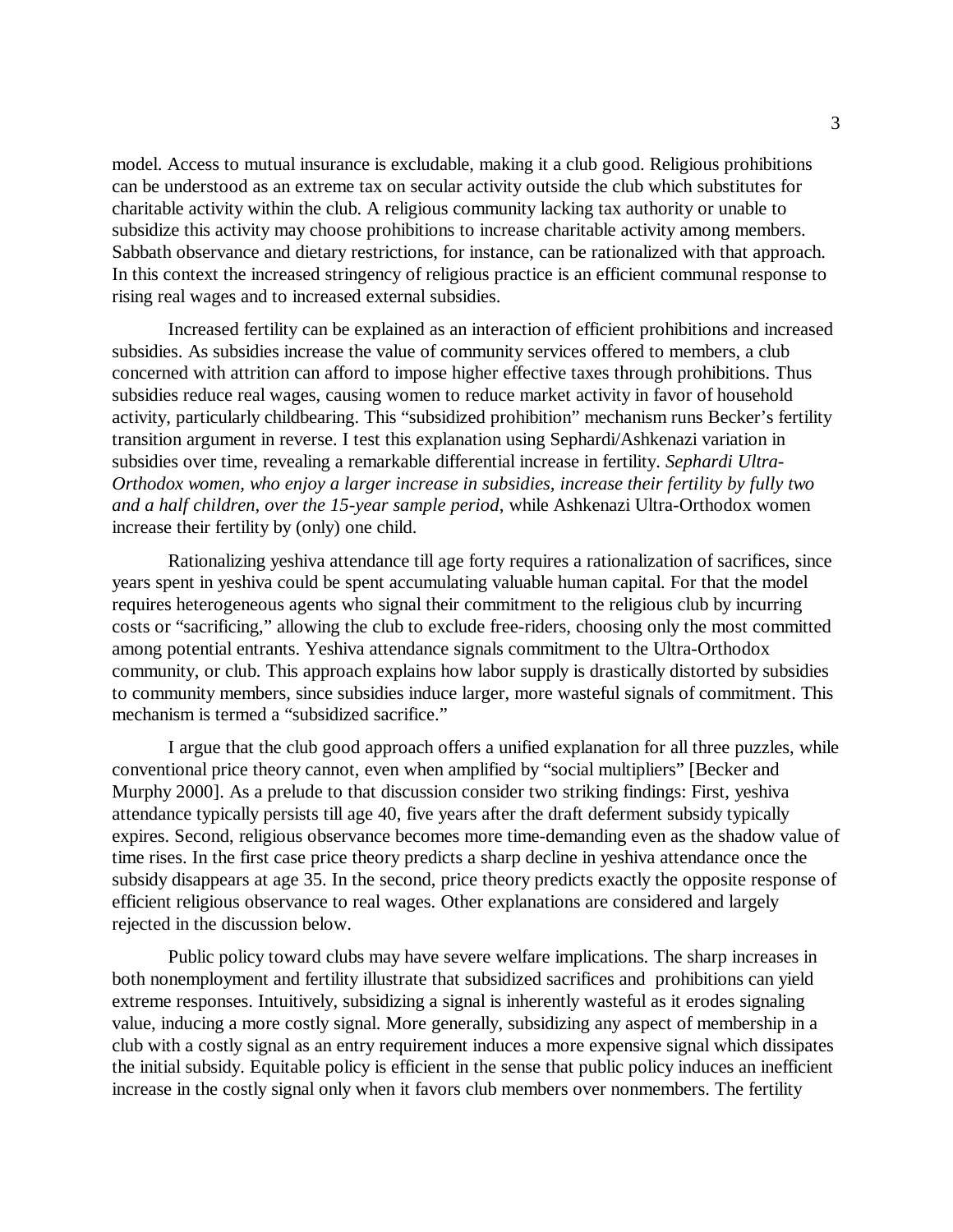model. Access to mutual insurance is excludable, making it a club good. Religious prohibitions can be understood as an extreme tax on secular activity outside the club which substitutes for charitable activity within the club. A religious community lacking tax authority or unable to subsidize this activity may choose prohibitions to increase charitable activity among members. Sabbath observance and dietary restrictions, for instance, can be rationalized with that approach. In this context the increased stringency of religious practice is an efficient communal response to rising real wages and to increased external subsidies.

Increased fertility can be explained as an interaction of efficient prohibitions and increased subsidies. As subsidies increase the value of community services offered to members, a club concerned with attrition can afford to impose higher effective taxes through prohibitions. Thus subsidies reduce real wages, causing women to reduce market activity in favor of household activity, particularly childbearing. This "subsidized prohibition" mechanism runs Becker's fertility transition argument in reverse. I test this explanation using Sephardi/Ashkenazi variation in subsidies over time, revealing a remarkable differential increase in fertility. *Sephardi Ultra-Orthodox women, who enjoy a larger increase in subsidies, increase their fertility by fully two and a half children, over the 15-year sample period*, while Ashkenazi Ultra-Orthodox women increase their fertility by (only) one child.

Rationalizing yeshiva attendance till age forty requires a rationalization of sacrifices, since years spent in yeshiva could be spent accumulating valuable human capital. For that the model requires heterogeneous agents who signal their commitment to the religious club by incurring costs or "sacrificing," allowing the club to exclude free-riders, choosing only the most committed among potential entrants. Yeshiva attendance signals commitment to the Ultra-Orthodox community, or club. This approach explains how labor supply is drastically distorted by subsidies to community members, since subsidies induce larger, more wasteful signals of commitment. This mechanism is termed a "subsidized sacrifice."

I argue that the club good approach offers a unified explanation for all three puzzles, while conventional price theory cannot, even when amplified by "social multipliers" [Becker and Murphy 2000]. As a prelude to that discussion consider two striking findings: First, yeshiva attendance typically persists till age 40, five years after the draft deferment subsidy typically expires. Second, religious observance becomes more time-demanding even as the shadow value of time rises. In the first case price theory predicts a sharp decline in yeshiva attendance once the subsidy disappears at age 35. In the second, price theory predicts exactly the opposite response of efficient religious observance to real wages. Other explanations are considered and largely rejected in the discussion below.

Public policy toward clubs may have severe welfare implications. The sharp increases in both nonemployment and fertility illustrate that subsidized sacrifices and prohibitions can yield extreme responses. Intuitively, subsidizing a signal is inherently wasteful as it erodes signaling value, inducing a more costly signal. More generally, subsidizing any aspect of membership in a club with a costly signal as an entry requirement induces a more expensive signal which dissipates the initial subsidy. Equitable policy is efficient in the sense that public policy induces an inefficient increase in the costly signal only when it favors club members over nonmembers. The fertility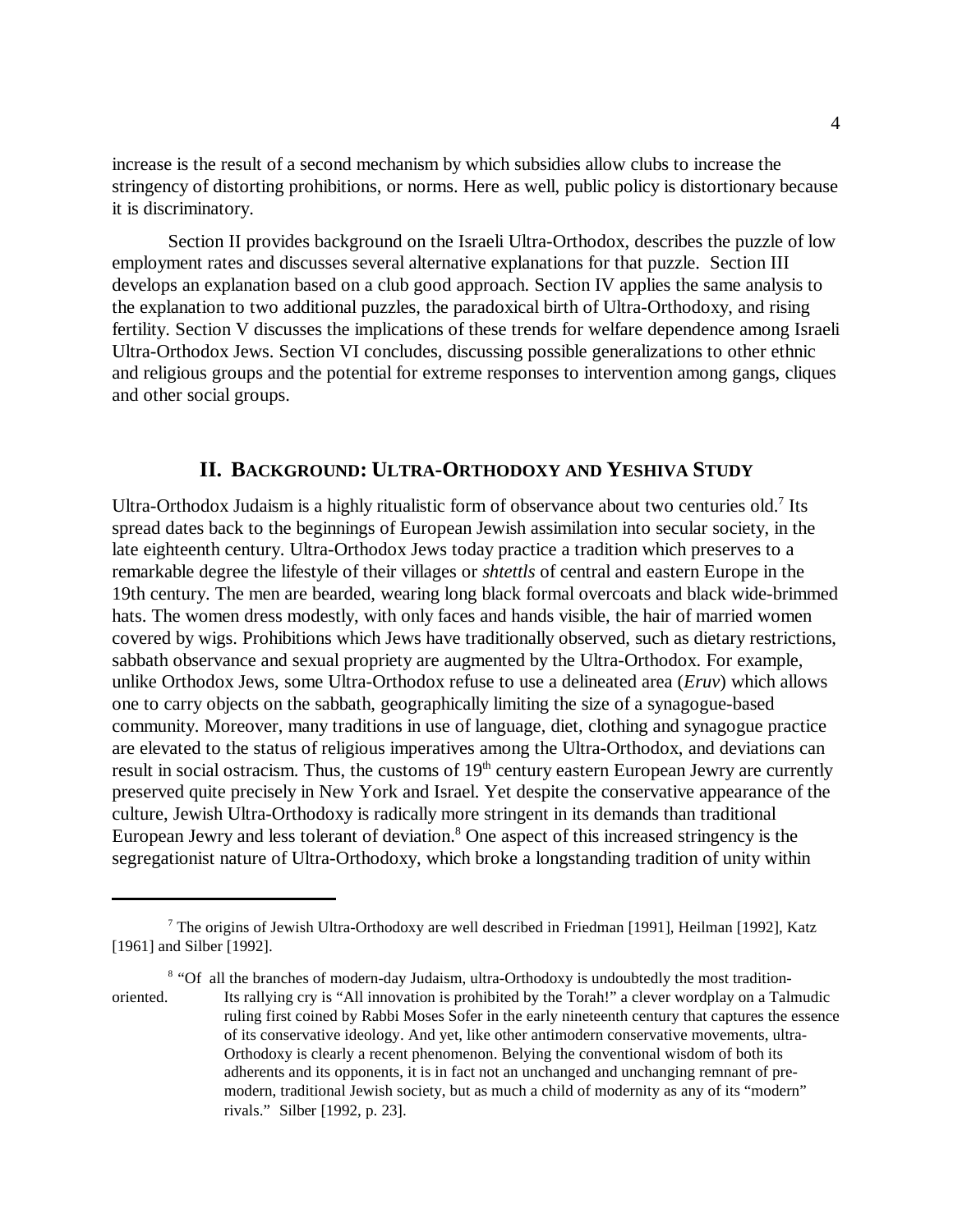increase is the result of a second mechanism by which subsidies allow clubs to increase the stringency of distorting prohibitions, or norms. Here as well, public policy is distortionary because it is discriminatory.

Section II provides background on the Israeli Ultra-Orthodox, describes the puzzle of low employment rates and discusses several alternative explanations for that puzzle. Section III develops an explanation based on a club good approach. Section IV applies the same analysis to the explanation to two additional puzzles, the paradoxical birth of Ultra-Orthodoxy, and rising fertility. Section V discusses the implications of these trends for welfare dependence among Israeli Ultra-Orthodox Jews. Section VI concludes, discussing possible generalizations to other ethnic and religious groups and the potential for extreme responses to intervention among gangs, cliques and other social groups.

## II. BACKGROUND: ULTRA-ORTHODOXY AND YESHIVA STUDY

Ultra-Orthodox Judaism is a highly ritualistic form of observance about two centuries old.[7] Its spread dates back to the beginnings of European Jewish assimilation into secular society, in the late eighteenth century. Ultra-Orthodox Jews today practice a tradition which preserves to a remarkable degree the lifestyle of their villages or *shtettls* of central and eastern Europe in the 19th century. The men are bearded, wearing long black formal overcoats and black wide-brimmed hats. The women dress modestly, with only faces and hands visible, the hair of married women covered by wigs. Prohibitions which Jews have traditionally observed, such as dietary restrictions, sabbath observance and sexual propriety are augmented by the Ultra-Orthodox. For example, unlike Orthodox Jews, some Ultra-Orthodox refuse to use a delineated area (*Eruv*) which allows one to carry objects on the sabbath, geographically limiting the size of a synagogue-based community. Moreover, many traditions in use of language, diet, clothing and synagogue practice are elevated to the status of religious imperatives among the Ultra-Orthodox, and deviations can result in social ostracism. Thus, the customs of 19th century eastern European Jewry are currently preserved quite precisely in New York and Israel. Yet despite the conservative appearance of the culture, Jewish Ultra-Orthodoxy is radically more stringent in its demands than traditional European Jewry and less tolerant of deviation.[8] One aspect of this increased stringency is the segregationist nature of Ultra-Orthodoxy, which broke a longstanding tradition of unity within

---

[7] The origins of Jewish Ultra-Orthodoxy are well described in Friedman [1991], Heilman [1992], Katz [1961] and Silber [1992].

[8] "Of all the branches of modern-day Judaism, ultra-Orthodoxy is undoubtedly the most tradition-oriented. Its rallying cry is "All innovation is prohibited by the Torah!" a clever wordplay on a Talmudic ruling first coined by Rabbi Moses Sofer in the early nineteenth century that captures the essence of its conservative ideology. And yet, like other antimodern conservative movements, ultra-Orthodoxy is clearly a recent phenomenon. Belying the conventional wisdom of both its adherents and its opponents, it is in fact not an unchanged and unchanging remnant of pre-modern, traditional Jewish society, but as much a child of modernity as any of its "modern" rivals." Silber [1992, p. 23].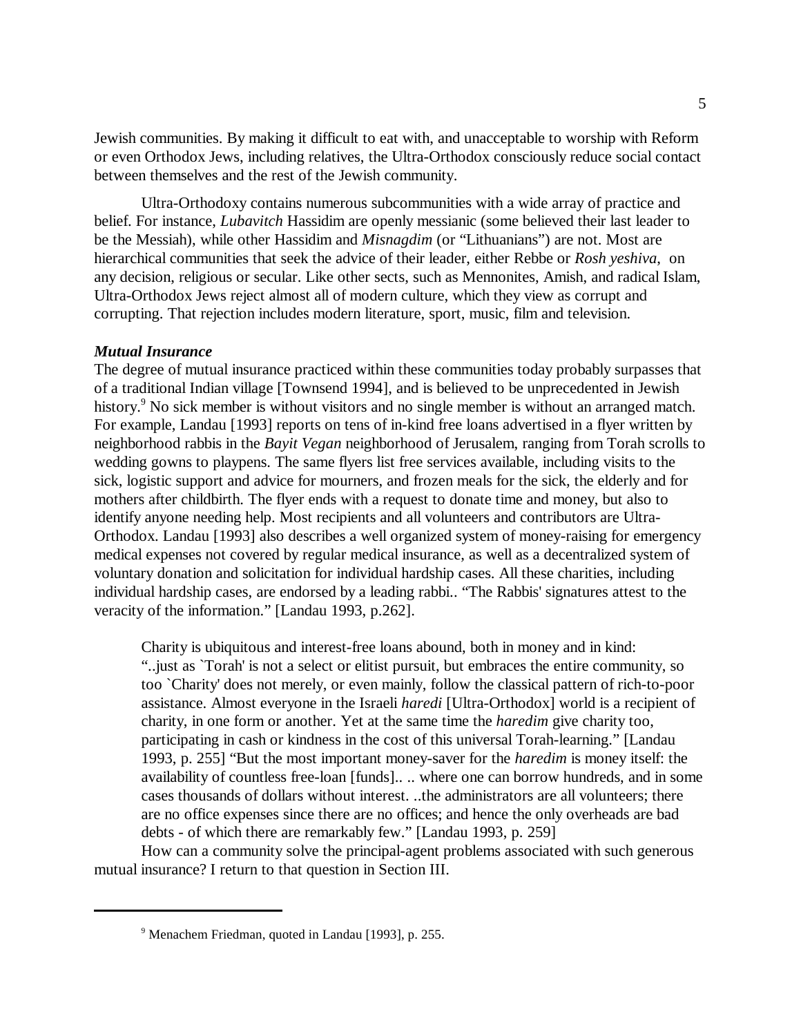Jewish communities. By making it difficult to eat with, and unacceptable to worship with Reform or even Orthodox Jews, including relatives, the Ultra-Orthodox consciously reduce social contact between themselves and the rest of the Jewish community.

Ultra-Orthodoxy contains numerous subcommunities with a wide array of practice and belief. For instance, *Lubavitch* Hassidim are openly messianic (some believed their last leader to be the Messiah), while other Hassidim and *Misnagdim* (or "Lithuanians") are not. Most are hierarchical communities that seek the advice of their leader, either Rebbe or *Rosh yeshiva*, on any decision, religious or secular. Like other sects, such as Mennonites, Amish, and radical Islam, Ultra-Orthodox Jews reject almost all of modern culture, which they view as corrupt and corrupting. That rejection includes modern literature, sport, music, film and television.

***Mutual Insurance***

The degree of mutual insurance practiced within these communities today probably surpasses that of a traditional Indian village [Townsend 1994], and is believed to be unprecedented in Jewish history.[9] No sick member is without visitors and no single member is without an arranged match. For example, Landau [1993] reports on tens of in-kind free loans advertised in a flyer written by neighborhood rabbis in the *Bayit Vegan* neighborhood of Jerusalem, ranging from Torah scrolls to wedding gowns to playpens. The same flyers list free services available, including visits to the sick, logistic support and advice for mourners, and frozen meals for the sick, the elderly and for mothers after childbirth. The flyer ends with a request to donate time and money, but also to identify anyone needing help. Most recipients and all volunteers and contributors are Ultra-Orthodox. Landau [1993] also describes a well organized system of money-raising for emergency medical expenses not covered by regular medical insurance, as well as a decentralized system of voluntary donation and solicitation for individual hardship cases. All these charities, including individual hardship cases, are endorsed by a leading rabbi.. "The Rabbis' signatures attest to the veracity of the information." [Landau 1993, p.262].

> Charity is ubiquitous and interest-free loans abound, both in money and in kind: "..just as `Torah' is not a select or elitist pursuit, but embraces the entire community, so too `Charity' does not merely, or even mainly, follow the classical pattern of rich-to-poor assistance. Almost everyone in the Israeli *haredi* [Ultra-Orthodox] world is a recipient of charity, in one form or another. Yet at the same time the *haredim* give charity too, participating in cash or kindness in the cost of this universal Torah-learning." [Landau 1993, p. 255] "But the most important money-saver for the *haredim* is money itself: the availability of countless free-loan [funds].. .. where one can borrow hundreds, and in some cases thousands of dollars without interest. ..the administrators are all volunteers; there are no office expenses since there are no offices; and hence the only overheads are bad debts - of which there are remarkably few." [Landau 1993, p. 259]

How can a community solve the principal-agent problems associated with such generous mutual insurance? I return to that question in Section III.

---

[9] Menachem Friedman, quoted in Landau [1993], p. 255.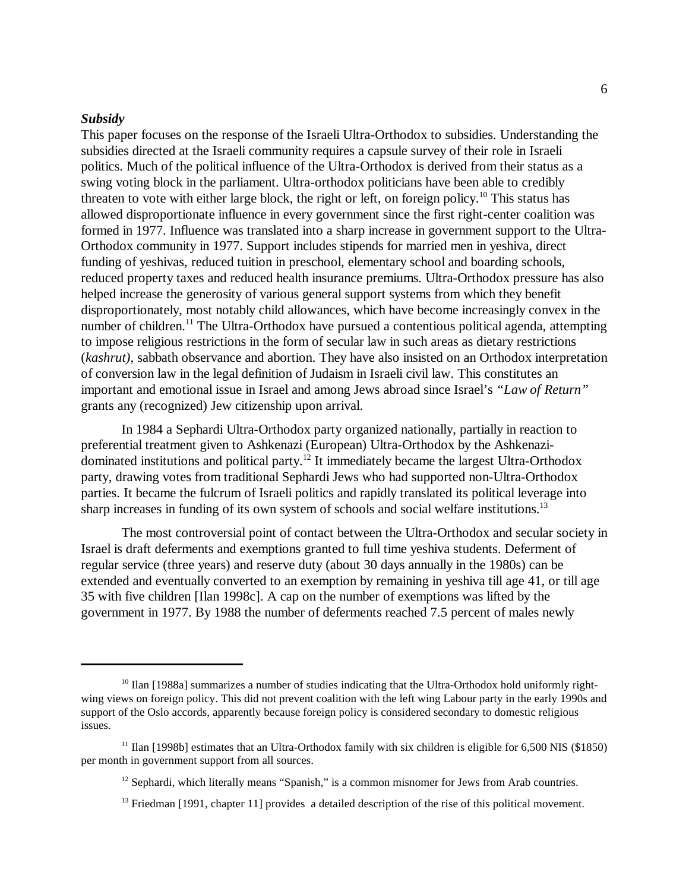***Subsidy***

This paper focuses on the response of the Israeli Ultra-Orthodox to subsidies. Understanding the subsidies directed at the Israeli community requires a capsule survey of their role in Israeli politics. Much of the political influence of the Ultra-Orthodox is derived from their status as a swing voting block in the parliament. Ultra-orthodox politicians have been able to credibly threaten to vote with either large block, the right or left, on foreign policy.[10] This status has allowed disproportionate influence in every government since the first right-center coalition was formed in 1977. Influence was translated into a sharp increase in government support to the Ultra-Orthodox community in 1977. Support includes stipends for married men in yeshiva, direct funding of yeshivas, reduced tuition in preschool, elementary school and boarding schools, reduced property taxes and reduced health insurance premiums. Ultra-Orthodox pressure has also helped increase the generosity of various general support systems from which they benefit disproportionately, most notably child allowances, which have become increasingly convex in the number of children.[11] The Ultra-Orthodox have pursued a contentious political agenda, attempting to impose religious restrictions in the form of secular law in such areas as dietary restrictions (*kashrut)*, sabbath observance and abortion. They have also insisted on an Orthodox interpretation of conversion law in the legal definition of Judaism in Israeli civil law. This constitutes an important and emotional issue in Israel and among Jews abroad since Israel's *"Law of Return"* grants any (recognized) Jew citizenship upon arrival.

In 1984 a Sephardi Ultra-Orthodox party organized nationally, partially in reaction to preferential treatment given to Ashkenazi (European) Ultra-Orthodox by the Ashkenazi-dominated institutions and political party.[12] It immediately became the largest Ultra-Orthodox party, drawing votes from traditional Sephardi Jews who had supported non-Ultra-Orthodox parties. It became the fulcrum of Israeli politics and rapidly translated its political leverage into sharp increases in funding of its own system of schools and social welfare institutions.[13]

The most controversial point of contact between the Ultra-Orthodox and secular society in Israel is draft deferments and exemptions granted to full time yeshiva students. Deferment of regular service (three years) and reserve duty (about 30 days annually in the 1980s) can be extended and eventually converted to an exemption by remaining in yeshiva till age 41, or till age 35 with five children [Ilan 1998c]. A cap on the number of exemptions was lifted by the government in 1977. By 1988 the number of deferments reached 7.5 percent of males newly

---

[10] Ilan [1988a] summarizes a number of studies indicating that the Ultra-Orthodox hold uniformly right-wing views on foreign policy. This did not prevent coalition with the left wing Labour party in the early 1990s and support of the Oslo accords, apparently because foreign policy is considered secondary to domestic religious issues.

[11] Ilan [1998b] estimates that an Ultra-Orthodox family with six children is eligible for 6,500 NIS ($1850) per month in government support from all sources.

[12] Sephardi, which literally means "Spanish," is a common misnomer for Jews from Arab countries.

[13] Friedman [1991, chapter 11] provides a detailed description of the rise of this political movement.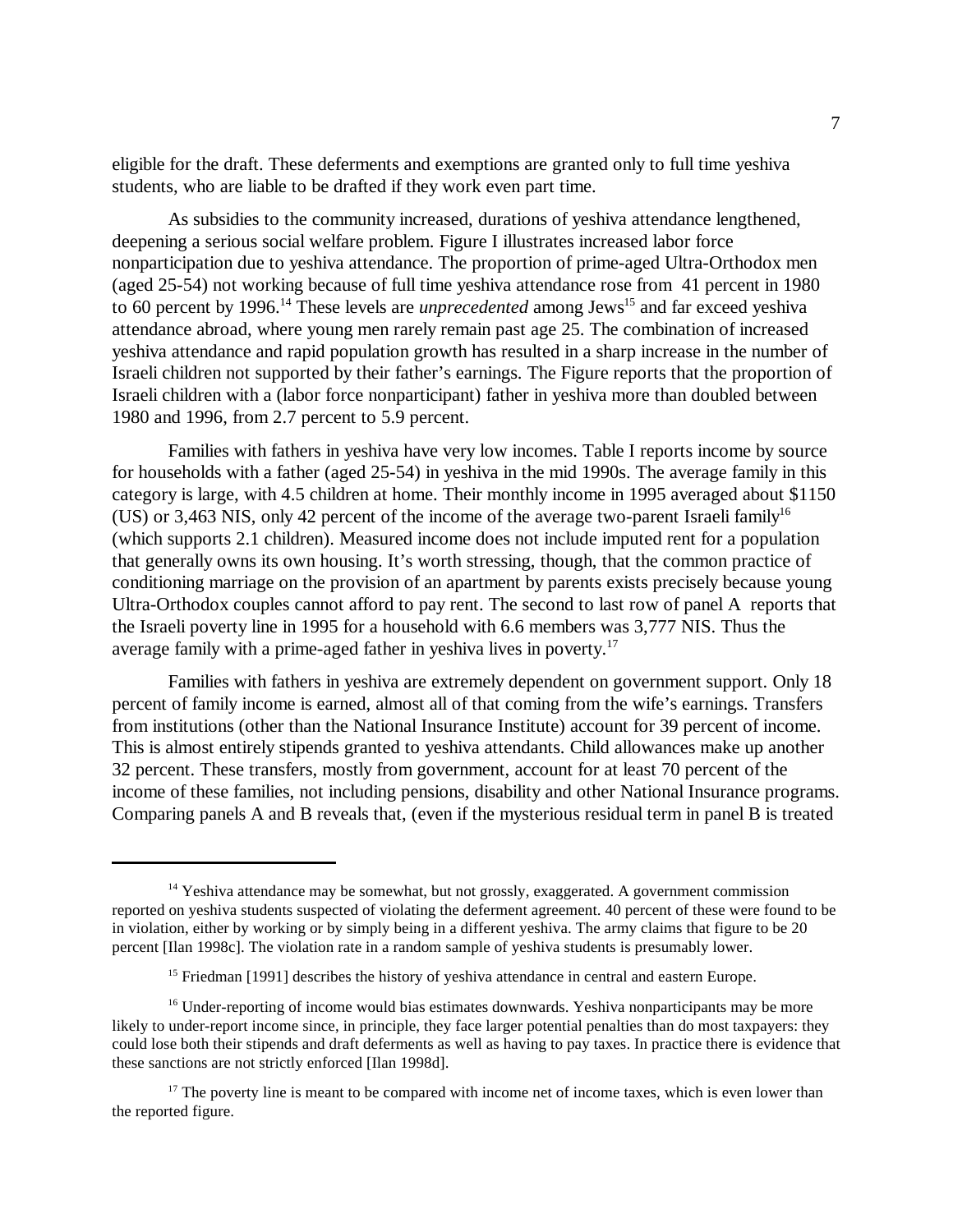eligible for the draft. These deferments and exemptions are granted only to full time yeshiva students, who are liable to be drafted if they work even part time.

As subsidies to the community increased, durations of yeshiva attendance lengthened, deepening a serious social welfare problem. Figure I illustrates increased labor force nonparticipation due to yeshiva attendance. The proportion of prime-aged Ultra-Orthodox men (aged 25-54) not working because of full time yeshiva attendance rose from 41 percent in 1980 to 60 percent by 1996.[14] These levels are *unprecedented* among Jews[15] and far exceed yeshiva attendance abroad, where young men rarely remain past age 25. The combination of increased yeshiva attendance and rapid population growth has resulted in a sharp increase in the number of Israeli children not supported by their father's earnings. The Figure reports that the proportion of Israeli children with a (labor force nonparticipant) father in yeshiva more than doubled between 1980 and 1996, from 2.7 percent to 5.9 percent.

Families with fathers in yeshiva have very low incomes. Table I reports income by source for households with a father (aged 25-54) in yeshiva in the mid 1990s. The average family in this category is large, with 4.5 children at home. Their monthly income in 1995 averaged about $1150 (US) or 3,463 NIS, only 42 percent of the income of the average two-parent Israeli family[16] (which supports 2.1 children). Measured income does not include imputed rent for a population that generally owns its own housing. It's worth stressing, though, that the common practice of conditioning marriage on the provision of an apartment by parents exists precisely because young Ultra-Orthodox couples cannot afford to pay rent. The second to last row of panel A reports that the Israeli poverty line in 1995 for a household with 6.6 members was 3,777 NIS. Thus the average family with a prime-aged father in yeshiva lives in poverty.[17]

Families with fathers in yeshiva are extremely dependent on government support. Only 18 percent of family income is earned, almost all of that coming from the wife's earnings. Transfers from institutions (other than the National Insurance Institute) account for 39 percent of income. This is almost entirely stipends granted to yeshiva attendants. Child allowances make up another 32 percent. These transfers, mostly from government, account for at least 70 percent of the income of these families, not including pensions, disability and other National Insurance programs. Comparing panels A and B reveals that, (even if the mysterious residual term in panel B is treated

---

[14] Yeshiva attendance may be somewhat, but not grossly, exaggerated. A government commission reported on yeshiva students suspected of violating the deferment agreement. 40 percent of these were found to be in violation, either by working or by simply being in a different yeshiva. The army claims that figure to be 20 percent [Ilan 1998c]. The violation rate in a random sample of yeshiva students is presumably lower.

[15] Friedman [1991] describes the history of yeshiva attendance in central and eastern Europe.

[16] Under-reporting of income would bias estimates downwards. Yeshiva nonparticipants may be more likely to under-report income since, in principle, they face larger potential penalties than do most taxpayers: they could lose both their stipends and draft deferments as well as having to pay taxes. In practice there is evidence that these sanctions are not strictly enforced [Ilan 1998d].

[17] The poverty line is meant to be compared with income net of income taxes, which is even lower than the reported figure.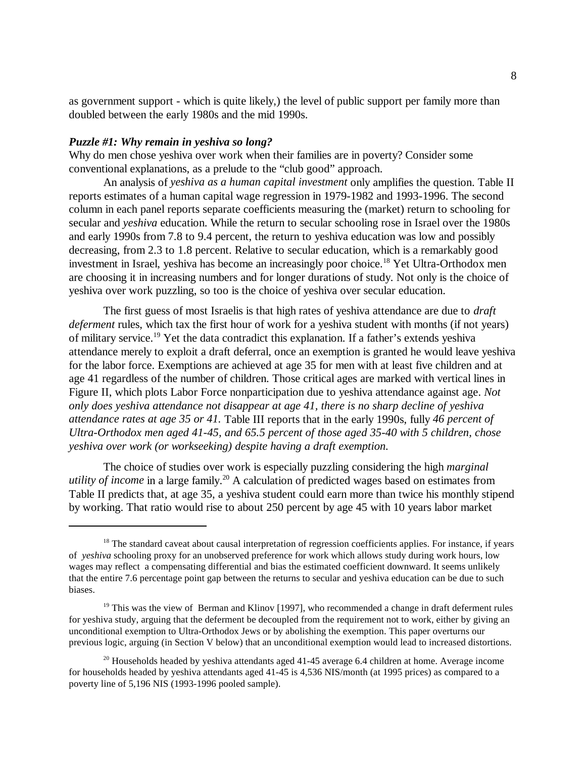as government support - which is quite likely,) the level of public support per family more than doubled between the early 1980s and the mid 1990s.

***Puzzle #1: Why remain in yeshiva so long?***

Why do men chose yeshiva over work when their families are in poverty? Consider some conventional explanations, as a prelude to the "club good" approach.

An analysis of *yeshiva as a human capital investment* only amplifies the question. Table II reports estimates of a human capital wage regression in 1979-1982 and 1993-1996. The second column in each panel reports separate coefficients measuring the (market) return to schooling for secular and *yeshiva* education. While the return to secular schooling rose in Israel over the 1980s and early 1990s from 7.8 to 9.4 percent, the return to yeshiva education was low and possibly decreasing, from 2.3 to 1.8 percent. Relative to secular education, which is a remarkably good investment in Israel, yeshiva has become an increasingly poor choice.[18] Yet Ultra-Orthodox men are choosing it in increasing numbers and for longer durations of study. Not only is the choice of yeshiva over work puzzling, so too is the choice of yeshiva over secular education.

The first guess of most Israelis is that high rates of yeshiva attendance are due to *draft deferment* rules, which tax the first hour of work for a yeshiva student with months (if not years) of military service.[19] Yet the data contradict this explanation. If a father's extends yeshiva attendance merely to exploit a draft deferral, once an exemption is granted he would leave yeshiva for the labor force. Exemptions are achieved at age 35 for men with at least five children and at age 41 regardless of the number of children. Those critical ages are marked with vertical lines in Figure II, which plots Labor Force nonparticipation due to yeshiva attendance against age. *Not only does yeshiva attendance not disappear at age 41, there is no sharp decline of yeshiva attendance rates at age 35 or 41.* Table III reports that in the early 1990s, fully *46 percent of Ultra-Orthodox men aged 41-45, and 65.5 percent of those aged 35-40 with 5 children, chose yeshiva over work (or workseeking) despite having a draft exemption.*

The choice of studies over work is especially puzzling considering the high *marginal utility of income* in a large family.[20] A calculation of predicted wages based on estimates from Table II predicts that, at age 35, a yeshiva student could earn more than twice his monthly stipend by working. That ratio would rise to about 250 percent by age 45 with 10 years labor market

---

[18] The standard caveat about causal interpretation of regression coefficients applies. For instance, if years of *yeshiva* schooling proxy for an unobserved preference for work which allows study during work hours, low wages may reflect a compensating differential and bias the estimated coefficient downward. It seems unlikely that the entire 7.6 percentage point gap between the returns to secular and yeshiva education can be due to such biases.

[19] This was the view of Berman and Klinov [1997], who recommended a change in draft deferment rules for yeshiva study, arguing that the deferment be decoupled from the requirement not to work, either by giving an unconditional exemption to Ultra-Orthodox Jews or by abolishing the exemption. This paper overturns our previous logic, arguing (in Section V below) that an unconditional exemption would lead to increased distortions.

[20] Households headed by yeshiva attendants aged 41-45 average 6.4 children at home. Average income for households headed by yeshiva attendants aged 41-45 is 4,536 NIS/month (at 1995 prices) as compared to a poverty line of 5,196 NIS (1993-1996 pooled sample).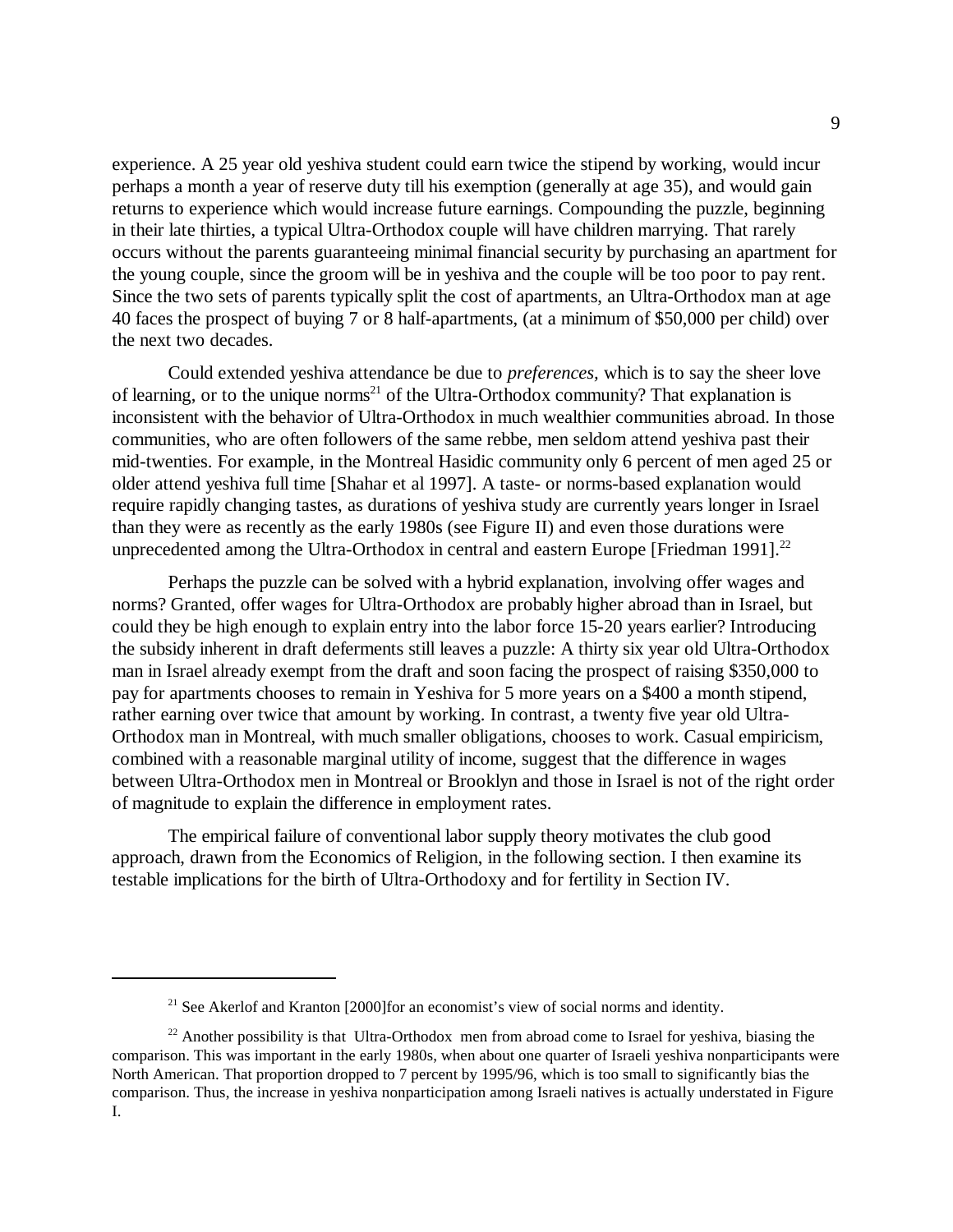experience. A 25 year old yeshiva student could earn twice the stipend by working, would incur perhaps a month a year of reserve duty till his exemption (generally at age 35), and would gain returns to experience which would increase future earnings. Compounding the puzzle, beginning in their late thirties, a typical Ultra-Orthodox couple will have children marrying. That rarely occurs without the parents guaranteeing minimal financial security by purchasing an apartment for the young couple, since the groom will be in yeshiva and the couple will be too poor to pay rent. Since the two sets of parents typically split the cost of apartments, an Ultra-Orthodox man at age 40 faces the prospect of buying 7 or 8 half-apartments, (at a minimum of $50,000 per child) over the next two decades.

Could extended yeshiva attendance be due to *preferences,* which is to say the sheer love of learning, or to the unique norms[21] of the Ultra-Orthodox community? That explanation is inconsistent with the behavior of Ultra-Orthodox in much wealthier communities abroad. In those communities, who are often followers of the same rebbe, men seldom attend yeshiva past their mid-twenties. For example, in the Montreal Hasidic community only 6 percent of men aged 25 or older attend yeshiva full time [Shahar et al 1997]. A taste- or norms-based explanation would require rapidly changing tastes, as durations of yeshiva study are currently years longer in Israel than they were as recently as the early 1980s (see Figure II) and even those durations were unprecedented among the Ultra-Orthodox in central and eastern Europe [Friedman 1991].[22]

Perhaps the puzzle can be solved with a hybrid explanation, involving offer wages and norms? Granted, offer wages for Ultra-Orthodox are probably higher abroad than in Israel, but could they be high enough to explain entry into the labor force 15-20 years earlier? Introducing the subsidy inherent in draft deferments still leaves a puzzle: A thirty six year old Ultra-Orthodox man in Israel already exempt from the draft and soon facing the prospect of raising $350,000 to pay for apartments chooses to remain in Yeshiva for 5 more years on a $400 a month stipend, rather earning over twice that amount by working. In contrast, a twenty five year old Ultra-Orthodox man in Montreal, with much smaller obligations, chooses to work. Casual empiricism, combined with a reasonable marginal utility of income, suggest that the difference in wages between Ultra-Orthodox men in Montreal or Brooklyn and those in Israel is not of the right order of magnitude to explain the difference in employment rates.

The empirical failure of conventional labor supply theory motivates the club good approach, drawn from the Economics of Religion, in the following section. I then examine its testable implications for the birth of Ultra-Orthodoxy and for fertility in Section IV.

---

[21] See Akerlof and Kranton [2000]for an economist's view of social norms and identity.

[22] Another possibility is that Ultra-Orthodox men from abroad come to Israel for yeshiva, biasing the comparison. This was important in the early 1980s, when about one quarter of Israeli yeshiva nonparticipants were North American. That proportion dropped to 7 percent by 1995/96, which is too small to significantly bias the comparison. Thus, the increase in yeshiva nonparticipation among Israeli natives is actually understated in Figure I.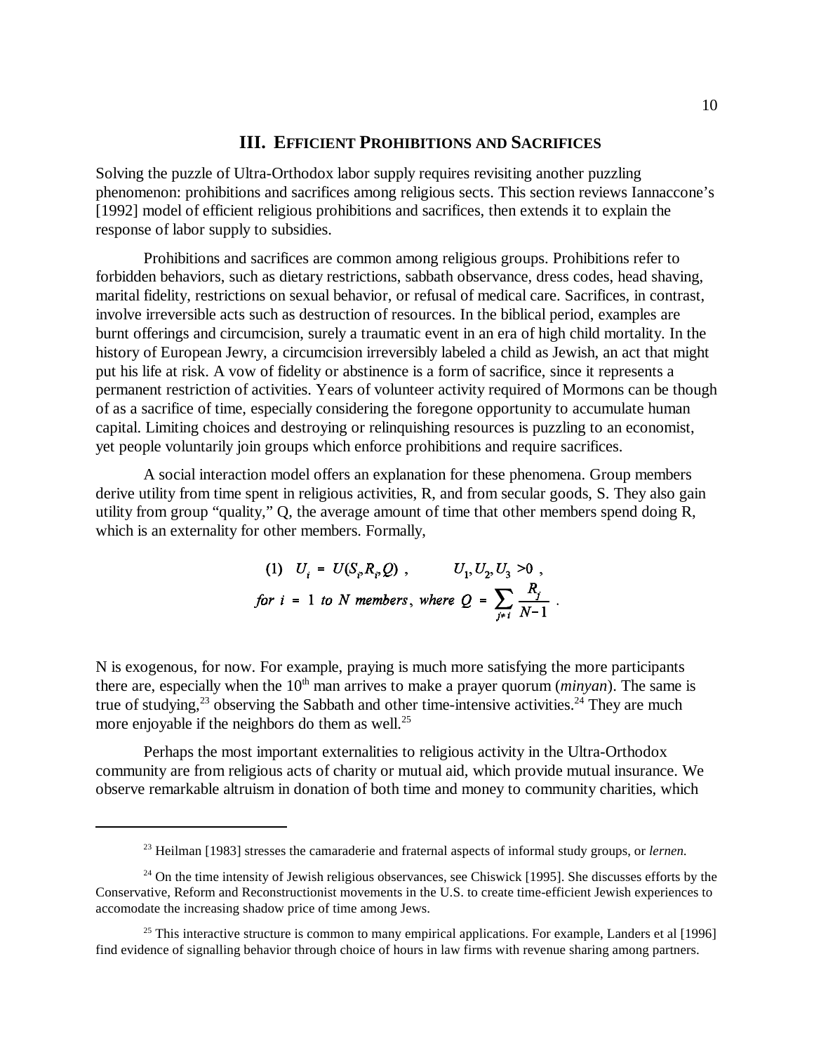## III. EFFICIENT PROHIBITIONS AND SACRIFICES

Solving the puzzle of Ultra-Orthodox labor supply requires revisiting another puzzling phenomenon: prohibitions and sacrifices among religious sects. This section reviews Iannaccone's [1992] model of efficient religious prohibitions and sacrifices, then extends it to explain the response of labor supply to subsidies.

Prohibitions and sacrifices are common among religious groups. Prohibitions refer to forbidden behaviors, such as dietary restrictions, sabbath observance, dress codes, head shaving, marital fidelity, restrictions on sexual behavior, or refusal of medical care. Sacrifices, in contrast, involve irreversible acts such as destruction of resources. In the biblical period, examples are burnt offerings and circumcision, surely a traumatic event in an era of high child mortality. In the history of European Jewry, a circumcision irreversibly labeled a child as Jewish, an act that might put his life at risk. A vow of fidelity or abstinence is a form of sacrifice, since it represents a permanent restriction of activities. Years of volunteer activity required of Mormons can be though of as a sacrifice of time, especially considering the foregone opportunity to accumulate human capital. Limiting choices and destroying or relinquishing resources is puzzling to an economist, yet people voluntarily join groups which enforce prohibitions and require sacrifices.

A social interaction model offers an explanation for these phenomena. Group members derive utility from time spent in religious activities, R, and from secular goods, S. They also gain utility from group "quality," Q, the average amount of time that other members spend doing R, which is an externality for other members. Formally,

$$(1) \quad U_i = U(S_i, R_i, Q) \ , \qquad U_1, U_2, U_3 > 0 \ ,$$
$$\textit{for } i = 1 \textit{ to } N \textit{ members}, \textit{ where } Q = \sum_{j \neq i} \frac{R_j}{N-1} \ .$$

N is exogenous, for now. For example, praying is much more satisfying the more participants there are, especially when the 10th man arrives to make a prayer quorum (*minyan*). The same is true of studying,[23] observing the Sabbath and other time-intensive activities.[24] They are much more enjoyable if the neighbors do them as well.[25]

Perhaps the most important externalities to religious activity in the Ultra-Orthodox community are from religious acts of charity or mutual aid, which provide mutual insurance. We observe remarkable altruism in donation of both time and money to community charities, which

---

[23] Heilman [1983] stresses the camaraderie and fraternal aspects of informal study groups, or *lernen.*

[24] On the time intensity of Jewish religious observances, see Chiswick [1995]. She discusses efforts by the Conservative, Reform and Reconstructionist movements in the U.S. to create time-efficient Jewish experiences to accomodate the increasing shadow price of time among Jews.

[25] This interactive structure is common to many empirical applications. For example, Landers et al [1996] find evidence of signalling behavior through choice of hours in law firms with revenue sharing among partners.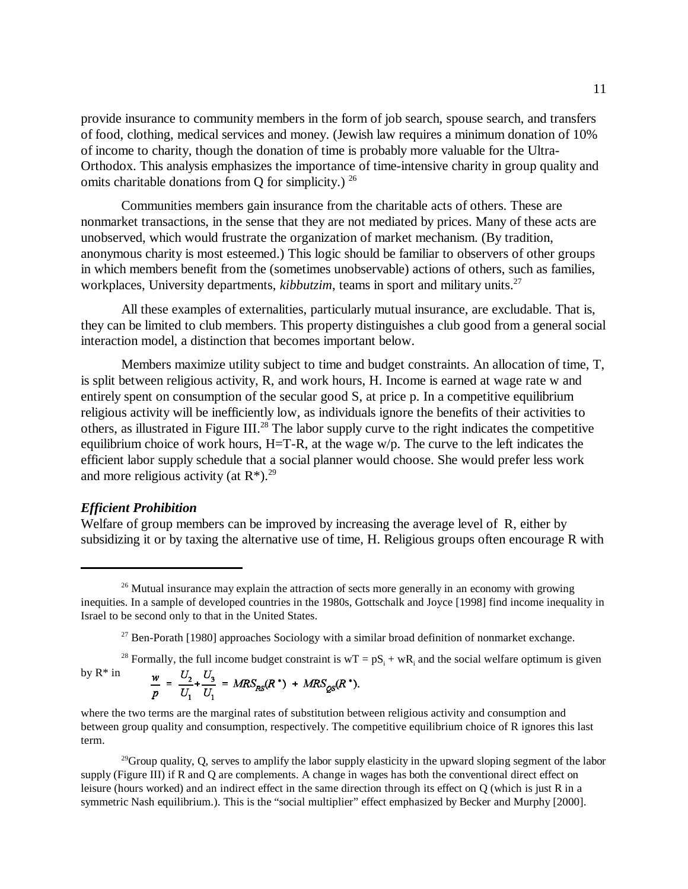provide insurance to community members in the form of job search, spouse search, and transfers of food, clothing, medical services and money. (Jewish law requires a minimum donation of 10% of income to charity, though the donation of time is probably more valuable for the Ultra-Orthodox. This analysis emphasizes the importance of time-intensive charity in group quality and omits charitable donations from Q for simplicity.) [26]

Communities members gain insurance from the charitable acts of others. These are nonmarket transactions, in the sense that they are not mediated by prices. Many of these acts are unobserved, which would frustrate the organization of market mechanism. (By tradition, anonymous charity is most esteemed.) This logic should be familiar to observers of other groups in which members benefit from the (sometimes unobservable) actions of others, such as families, workplaces, University departments, *kibbutzim*, teams in sport and military units.[27]

All these examples of externalities, particularly mutual insurance, are excludable. That is, they can be limited to club members. This property distinguishes a club good from a general social interaction model, a distinction that becomes important below.

Members maximize utility subject to time and budget constraints. An allocation of time, T, is split between religious activity, R, and work hours, H. Income is earned at wage rate w and entirely spent on consumption of the secular good S, at price p. In a competitive equilibrium religious activity will be inefficiently low, as individuals ignore the benefits of their activities to others, as illustrated in Figure III.[28] The labor supply curve to the right indicates the competitive equilibrium choice of work hours, H=T-R, at the wage w/p. The curve to the left indicates the efficient labor supply schedule that a social planner would choose. She would prefer less work and more religious activity (at R*).[29]

### *Efficient Prohibition*

Welfare of group members can be improved by increasing the average level of R, either by subsidizing it or by taxing the alternative use of time, H. Religious groups often encourage R with

---

[26] Mutual insurance may explain the attraction of sects more generally in an economy with growing inequities. In a sample of developed countries in the 1980s, Gottschalk and Joyce [1998] find income inequality in Israel to be second only to that in the United States.

[27] Ben-Porath [1980] approaches Sociology with a similar broad definition of nonmarket exchange.

[28] Formally, the full income budget constraint is $wT = pS_i + wR_i$ and the social welfare optimum is given by R* in

$$\frac{w}{p} = \frac{U_2}{U_1} + \frac{U_3}{U_1} = MRS_{RS}(R^*) + MRS_{QS}(R^*).$$

where the two terms are the marginal rates of substitution between religious activity and consumption and between group quality and consumption, respectively. The competitive equilibrium choice of R ignores this last term.

[29] Group quality, Q, serves to amplify the labor supply elasticity in the upward sloping segment of the labor supply (Figure III) if R and Q are complements. A change in wages has both the conventional direct effect on leisure (hours worked) and an indirect effect in the same direction through its effect on Q (which is just R in a symmetric Nash equilibrium.). This is the "social multiplier" effect emphasized by Becker and Murphy [2000].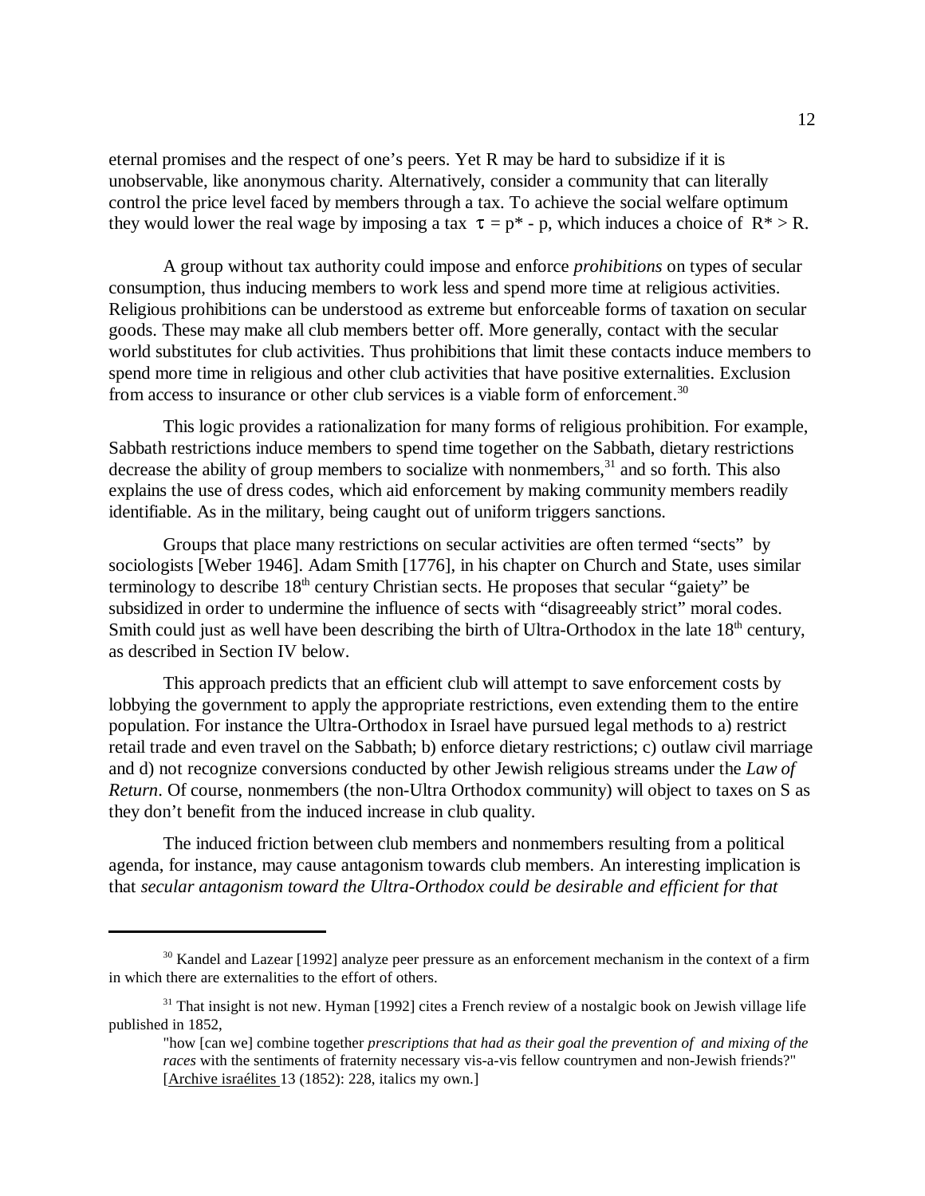eternal promises and the respect of one's peers. Yet R may be hard to subsidize if it is unobservable, like anonymous charity. Alternatively, consider a community that can literally control the price level faced by members through a tax. To achieve the social welfare optimum they would lower the real wage by imposing a tax $\tau = p^* - p$, which induces a choice of $R^* > R$.

A group without tax authority could impose and enforce *prohibitions* on types of secular consumption, thus inducing members to work less and spend more time at religious activities. Religious prohibitions can be understood as extreme but enforceable forms of taxation on secular goods. These may make all club members better off. More generally, contact with the secular world substitutes for club activities. Thus prohibitions that limit these contacts induce members to spend more time in religious and other club activities that have positive externalities. Exclusion from access to insurance or other club services is a viable form of enforcement.[30]

This logic provides a rationalization for many forms of religious prohibition. For example, Sabbath restrictions induce members to spend time together on the Sabbath, dietary restrictions decrease the ability of group members to socialize with nonmembers,[31] and so forth. This also explains the use of dress codes, which aid enforcement by making community members readily identifiable. As in the military, being caught out of uniform triggers sanctions.

Groups that place many restrictions on secular activities are often termed "sects" by sociologists [Weber 1946]. Adam Smith [1776], in his chapter on Church and State, uses similar terminology to describe 18th century Christian sects. He proposes that secular "gaiety" be subsidized in order to undermine the influence of sects with "disagreeably strict" moral codes. Smith could just as well have been describing the birth of Ultra-Orthodox in the late 18th century, as described in Section IV below.

This approach predicts that an efficient club will attempt to save enforcement costs by lobbying the government to apply the appropriate restrictions, even extending them to the entire population. For instance the Ultra-Orthodox in Israel have pursued legal methods to a) restrict retail trade and even travel on the Sabbath; b) enforce dietary restrictions; c) outlaw civil marriage and d) not recognize conversions conducted by other Jewish religious streams under the *Law of Return*. Of course, nonmembers (the non-Ultra Orthodox community) will object to taxes on S as they don't benefit from the induced increase in club quality.

The induced friction between club members and nonmembers resulting from a political agenda, for instance, may cause antagonism towards club members. An interesting implication is that *secular antagonism toward the Ultra-Orthodox could be desirable and efficient for that*

---

[30] Kandel and Lazear [1992] analyze peer pressure as an enforcement mechanism in the context of a firm in which there are externalities to the effort of others.

[31] That insight is not new. Hyman [1992] cites a French review of a nostalgic book on Jewish village life published in 1852,

> "how [can we] combine together *prescriptions that had as their goal the prevention of and mixing of the races* with the sentiments of fraternity necessary vis-a-vis fellow countrymen and non-Jewish friends?" [Archive israélites 13 (1852): 228, italics my own.]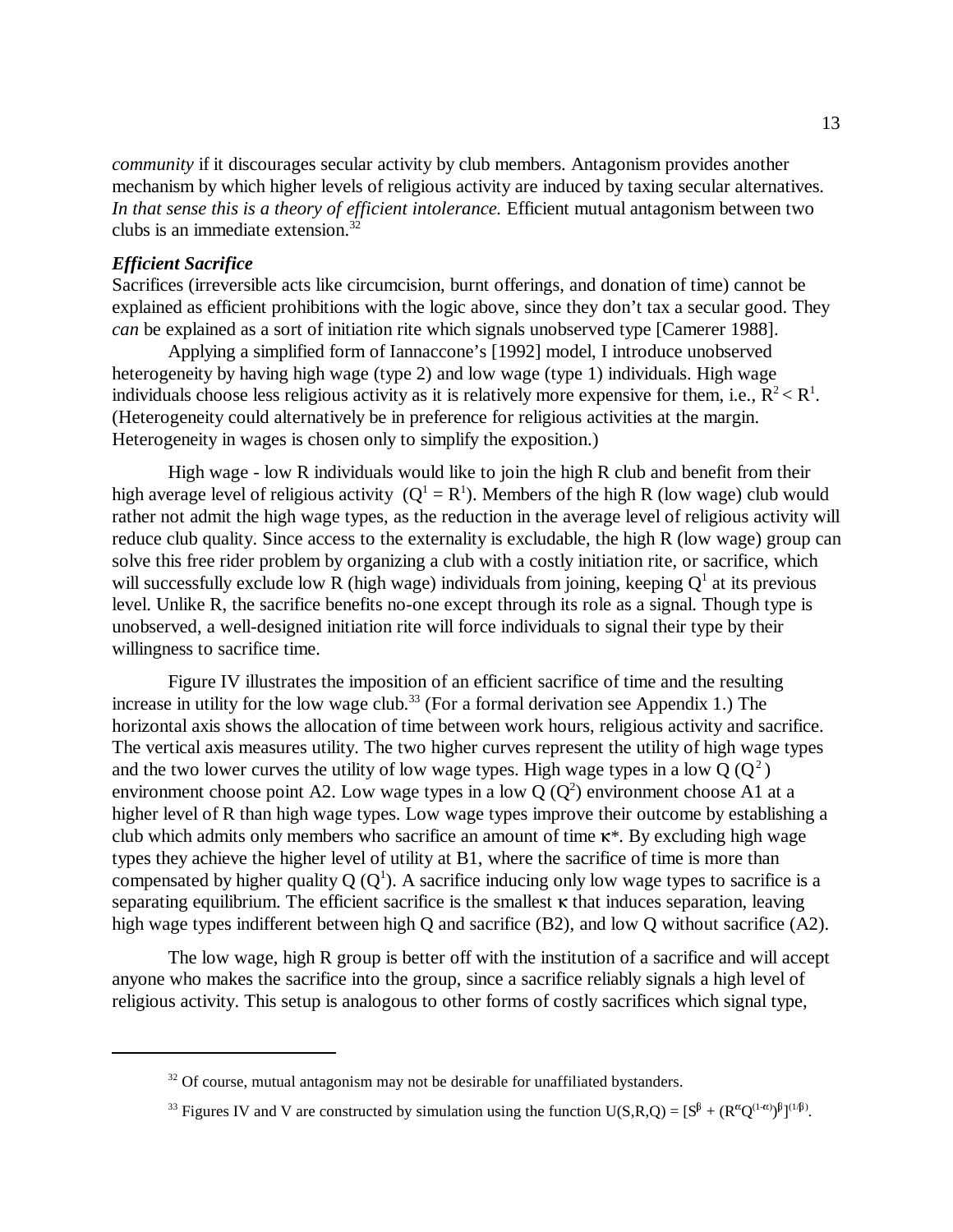*community* if it discourages secular activity by club members. Antagonism provides another mechanism by which higher levels of religious activity are induced by taxing secular alternatives. *In that sense this is a theory of efficient intolerance.* Efficient mutual antagonism between two clubs is an immediate extension.[32]

### *Efficient Sacrifice*

Sacrifices (irreversible acts like circumcision, burnt offerings, and donation of time) cannot be explained as efficient prohibitions with the logic above, since they don't tax a secular good. They *can* be explained as a sort of initiation rite which signals unobserved type [Camerer 1988].

Applying a simplified form of Iannaccone's [1992] model, I introduce unobserved heterogeneity by having high wage (type 2) and low wage (type 1) individuals. High wage individuals choose less religious activity as it is relatively more expensive for them, i.e., $R^2 < R^1$. (Heterogeneity could alternatively be in preference for religious activities at the margin. Heterogeneity in wages is chosen only to simplify the exposition.)

High wage - low R individuals would like to join the high R club and benefit from their high average level of religious activity ($Q^1 = R^1$). Members of the high R (low wage) club would rather not admit the high wage types, as the reduction in the average level of religious activity will reduce club quality. Since access to the externality is excludable, the high R (low wage) group can solve this free rider problem by organizing a club with a costly initiation rite, or sacrifice, which will successfully exclude low R (high wage) individuals from joining, keeping $Q^1$ at its previous level. Unlike R, the sacrifice benefits no-one except through its role as a signal. Though type is unobserved, a well-designed initiation rite will force individuals to signal their type by their willingness to sacrifice time.

Figure IV illustrates the imposition of an efficient sacrifice of time and the resulting increase in utility for the low wage club.[33] (For a formal derivation see Appendix 1.) The horizontal axis shows the allocation of time between work hours, religious activity and sacrifice. The vertical axis measures utility. The two higher curves represent the utility of high wage types and the two lower curves the utility of low wage types. High wage types in a low Q ($Q^2$) environment choose point A2. Low wage types in a low Q ($Q^2$) environment choose A1 at a higher level of R than high wage types. Low wage types improve their outcome by establishing a club which admits only members who sacrifice an amount of time $\kappa^*$. By excluding high wage types they achieve the higher level of utility at B1, where the sacrifice of time is more than compensated by higher quality Q ($Q^1$). A sacrifice inducing only low wage types to sacrifice is a separating equilibrium. The efficient sacrifice is the smallest $\kappa$ that induces separation, leaving high wage types indifferent between high Q and sacrifice (B2), and low Q without sacrifice (A2).

The low wage, high R group is better off with the institution of a sacrifice and will accept anyone who makes the sacrifice into the group, since a sacrifice reliably signals a high level of religious activity. This setup is analogous to other forms of costly sacrifices which signal type,

---

[32] Of course, mutual antagonism may not be desirable for unaffiliated bystanders.

[33] Figures IV and V are constructed by simulation using the function $U(S,R,Q) = [S^{\beta} + (R^{\alpha}Q^{(1-\alpha)})^{\beta}]^{(1/\beta)}$.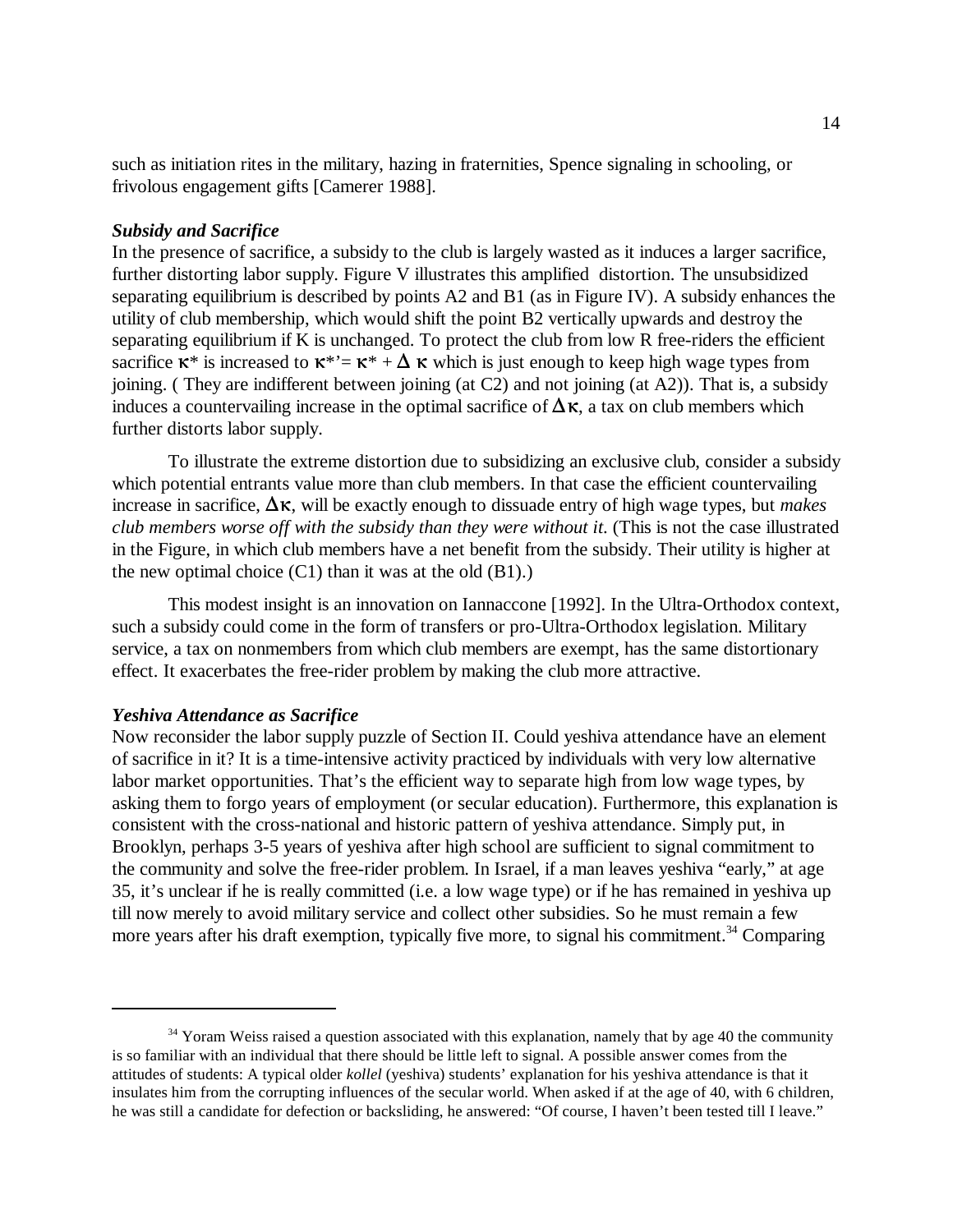such as initiation rites in the military, hazing in fraternities, Spence signaling in schooling, or frivolous engagement gifts [Camerer 1988].

***Subsidy and Sacrifice***

In the presence of sacrifice, a subsidy to the club is largely wasted as it induces a larger sacrifice, further distorting labor supply. Figure V illustrates this amplified distortion. The unsubsidized separating equilibrium is described by points A2 and B1 (as in Figure IV). A subsidy enhances the utility of club membership, which would shift the point B2 vertically upwards and destroy the separating equilibrium if K is unchanged. To protect the club from low R free-riders the efficient sacrifice $\kappa^*$ is increased to $\kappa^{*\prime} = \kappa^* + \Delta\,\kappa$ which is just enough to keep high wage types from joining. ( They are indifferent between joining (at C2) and not joining (at A2)). That is, a subsidy induces a countervailing increase in the optimal sacrifice of $\Delta\kappa$, a tax on club members which further distorts labor supply.

To illustrate the extreme distortion due to subsidizing an exclusive club, consider a subsidy which potential entrants value more than club members. In that case the efficient countervailing increase in sacrifice, $\Delta\kappa$, will be exactly enough to dissuade entry of high wage types, but *makes club members worse off with the subsidy than they were without it*. (This is not the case illustrated in the Figure, in which club members have a net benefit from the subsidy. Their utility is higher at the new optimal choice (C1) than it was at the old (B1).)

This modest insight is an innovation on Iannaccone [1992]. In the Ultra-Orthodox context, such a subsidy could come in the form of transfers or pro-Ultra-Orthodox legislation. Military service, a tax on nonmembers from which club members are exempt, has the same distortionary effect. It exacerbates the free-rider problem by making the club more attractive.

***Yeshiva Attendance as Sacrifice***

Now reconsider the labor supply puzzle of Section II. Could yeshiva attendance have an element of sacrifice in it? It is a time-intensive activity practiced by individuals with very low alternative labor market opportunities. That's the efficient way to separate high from low wage types, by asking them to forgo years of employment (or secular education). Furthermore, this explanation is consistent with the cross-national and historic pattern of yeshiva attendance. Simply put, in Brooklyn, perhaps 3-5 years of yeshiva after high school are sufficient to signal commitment to the community and solve the free-rider problem. In Israel, if a man leaves yeshiva "early," at age 35, it's unclear if he is really committed (i.e. a low wage type) or if he has remained in yeshiva up till now merely to avoid military service and collect other subsidies. So he must remain a few more years after his draft exemption, typically five more, to signal his commitment.[34] Comparing

---

[34] Yoram Weiss raised a question associated with this explanation, namely that by age 40 the community is so familiar with an individual that there should be little left to signal. A possible answer comes from the attitudes of students: A typical older *kollel* (yeshiva) students' explanation for his yeshiva attendance is that it insulates him from the corrupting influences of the secular world. When asked if at the age of 40, with 6 children, he was still a candidate for defection or backsliding, he answered: "Of course, I haven't been tested till I leave."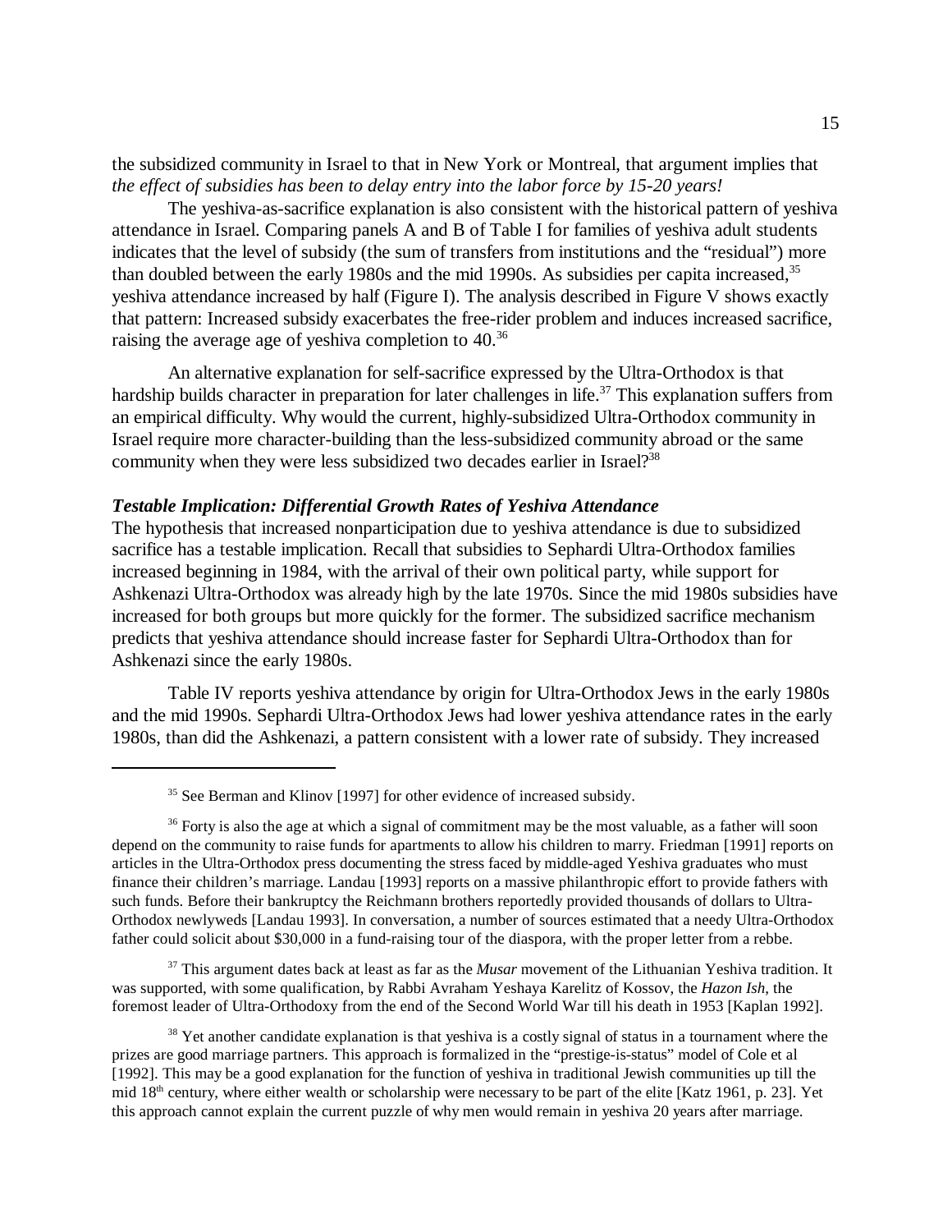the subsidized community in Israel to that in New York or Montreal, that argument implies that *the effect of subsidies has been to delay entry into the labor force by 15-20 years!*

The yeshiva-as-sacrifice explanation is also consistent with the historical pattern of yeshiva attendance in Israel. Comparing panels A and B of Table I for families of yeshiva adult students indicates that the level of subsidy (the sum of transfers from institutions and the "residual") more than doubled between the early 1980s and the mid 1990s. As subsidies per capita increased,[35] yeshiva attendance increased by half (Figure I). The analysis described in Figure V shows exactly that pattern: Increased subsidy exacerbates the free-rider problem and induces increased sacrifice, raising the average age of yeshiva completion to 40.[36]

An alternative explanation for self-sacrifice expressed by the Ultra-Orthodox is that hardship builds character in preparation for later challenges in life.[37] This explanation suffers from an empirical difficulty. Why would the current, highly-subsidized Ultra-Orthodox community in Israel require more character-building than the less-subsidized community abroad or the same community when they were less subsidized two decades earlier in Israel?[38]

***Testable Implication: Differential Growth Rates of Yeshiva Attendance***

The hypothesis that increased nonparticipation due to yeshiva attendance is due to subsidized sacrifice has a testable implication. Recall that subsidies to Sephardi Ultra-Orthodox families increased beginning in 1984, with the arrival of their own political party, while support for Ashkenazi Ultra-Orthodox was already high by the late 1970s. Since the mid 1980s subsidies have increased for both groups but more quickly for the former. The subsidized sacrifice mechanism predicts that yeshiva attendance should increase faster for Sephardi Ultra-Orthodox than for Ashkenazi since the early 1980s.

Table IV reports yeshiva attendance by origin for Ultra-Orthodox Jews in the early 1980s and the mid 1990s. Sephardi Ultra-Orthodox Jews had lower yeshiva attendance rates in the early 1980s, than did the Ashkenazi, a pattern consistent with a lower rate of subsidy. They increased

---

[35] See Berman and Klinov [1997] for other evidence of increased subsidy.

[36] Forty is also the age at which a signal of commitment may be the most valuable, as a father will soon depend on the community to raise funds for apartments to allow his children to marry. Friedman [1991] reports on articles in the Ultra-Orthodox press documenting the stress faced by middle-aged Yeshiva graduates who must finance their children's marriage. Landau [1993] reports on a massive philanthropic effort to provide fathers with such funds. Before their bankruptcy the Reichmann brothers reportedly provided thousands of dollars to Ultra-Orthodox newlyweds [Landau 1993]. In conversation, a number of sources estimated that a needy Ultra-Orthodox father could solicit about $30,000 in a fund-raising tour of the diaspora, with the proper letter from a rebbe.

[37] This argument dates back at least as far as the *Musar* movement of the Lithuanian Yeshiva tradition. It was supported, with some qualification, by Rabbi Avraham Yeshaya Karelitz of Kossov, the *Hazon Ish*, the foremost leader of Ultra-Orthodoxy from the end of the Second World War till his death in 1953 [Kaplan 1992].

[38] Yet another candidate explanation is that yeshiva is a costly signal of status in a tournament where the prizes are good marriage partners. This approach is formalized in the "prestige-is-status" model of Cole et al [1992]. This may be a good explanation for the function of yeshiva in traditional Jewish communities up till the mid 18th century, where either wealth or scholarship were necessary to be part of the elite [Katz 1961, p. 23]. Yet this approach cannot explain the current puzzle of why men would remain in yeshiva 20 years after marriage.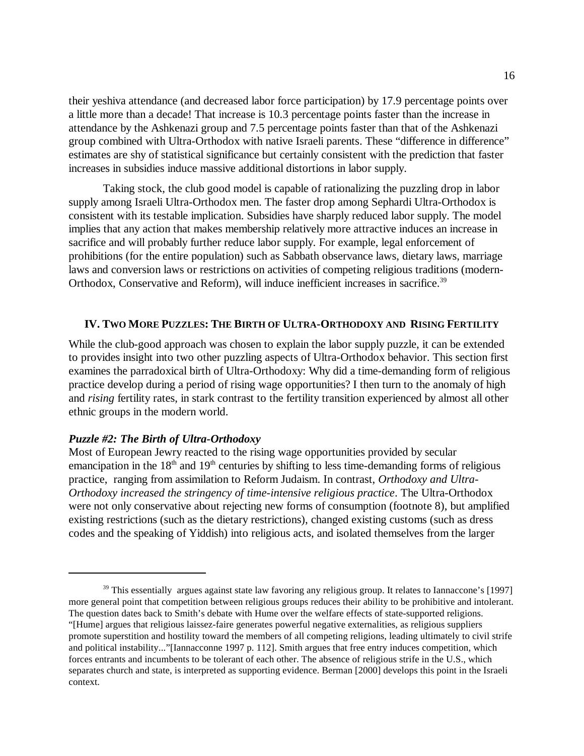their yeshiva attendance (and decreased labor force participation) by 17.9 percentage points over a little more than a decade! That increase is 10.3 percentage points faster than the increase in attendance by the Ashkenazi group and 7.5 percentage points faster than that of the Ashkenazi group combined with Ultra-Orthodox with native Israeli parents. These "difference in difference" estimates are shy of statistical significance but certainly consistent with the prediction that faster increases in subsidies induce massive additional distortions in labor supply.

Taking stock, the club good model is capable of rationalizing the puzzling drop in labor supply among Israeli Ultra-Orthodox men. The faster drop among Sephardi Ultra-Orthodox is consistent with its testable implication. Subsidies have sharply reduced labor supply. The model implies that any action that makes membership relatively more attractive induces an increase in sacrifice and will probably further reduce labor supply. For example, legal enforcement of prohibitions (for the entire population) such as Sabbath observance laws, dietary laws, marriage laws and conversion laws or restrictions on activities of competing religious traditions (modern-Orthodox, Conservative and Reform), will induce inefficient increases in sacrifice.[39]

## IV. Two More Puzzles: The Birth of Ultra-Orthodoxy and Rising Fertility

While the club-good approach was chosen to explain the labor supply puzzle, it can be extended to provides insight into two other puzzling aspects of Ultra-Orthodox behavior. This section first examines the parradoxical birth of Ultra-Orthodoxy: Why did a time-demanding form of religious practice develop during a period of rising wage opportunities? I then turn to the anomaly of high and *rising* fertility rates, in stark contrast to the fertility transition experienced by almost all other ethnic groups in the modern world.

### *Puzzle #2: The Birth of Ultra-Orthodoxy*

Most of European Jewry reacted to the rising wage opportunities provided by secular emancipation in the 18th and 19th centuries by shifting to less time-demanding forms of religious practice, ranging from assimilation to Reform Judaism. In contrast, *Orthodoxy and Ultra-Orthodoxy increased the stringency of time-intensive religious practice*. The Ultra-Orthodox were not only conservative about rejecting new forms of consumption (footnote 8), but amplified existing restrictions (such as the dietary restrictions), changed existing customs (such as dress codes and the speaking of Yiddish) into religious acts, and isolated themselves from the larger

---

[39] This essentially argues against state law favoring any religious group. It relates to Iannaccone's [1997] more general point that competition between religious groups reduces their ability to be prohibitive and intolerant. The question dates back to Smith's debate with Hume over the welfare effects of state-supported religions. "[Hume] argues that religious laissez-faire generates powerful negative externalities, as religious suppliers promote superstition and hostility toward the members of all competing religions, leading ultimately to civil strife and political instability..."[Iannacconne 1997 p. 112]. Smith argues that free entry induces competition, which forces entrants and incumbents to be tolerant of each other. The absence of religious strife in the U.S., which separates church and state, is interpreted as supporting evidence. Berman [2000] develops this point in the Israeli context.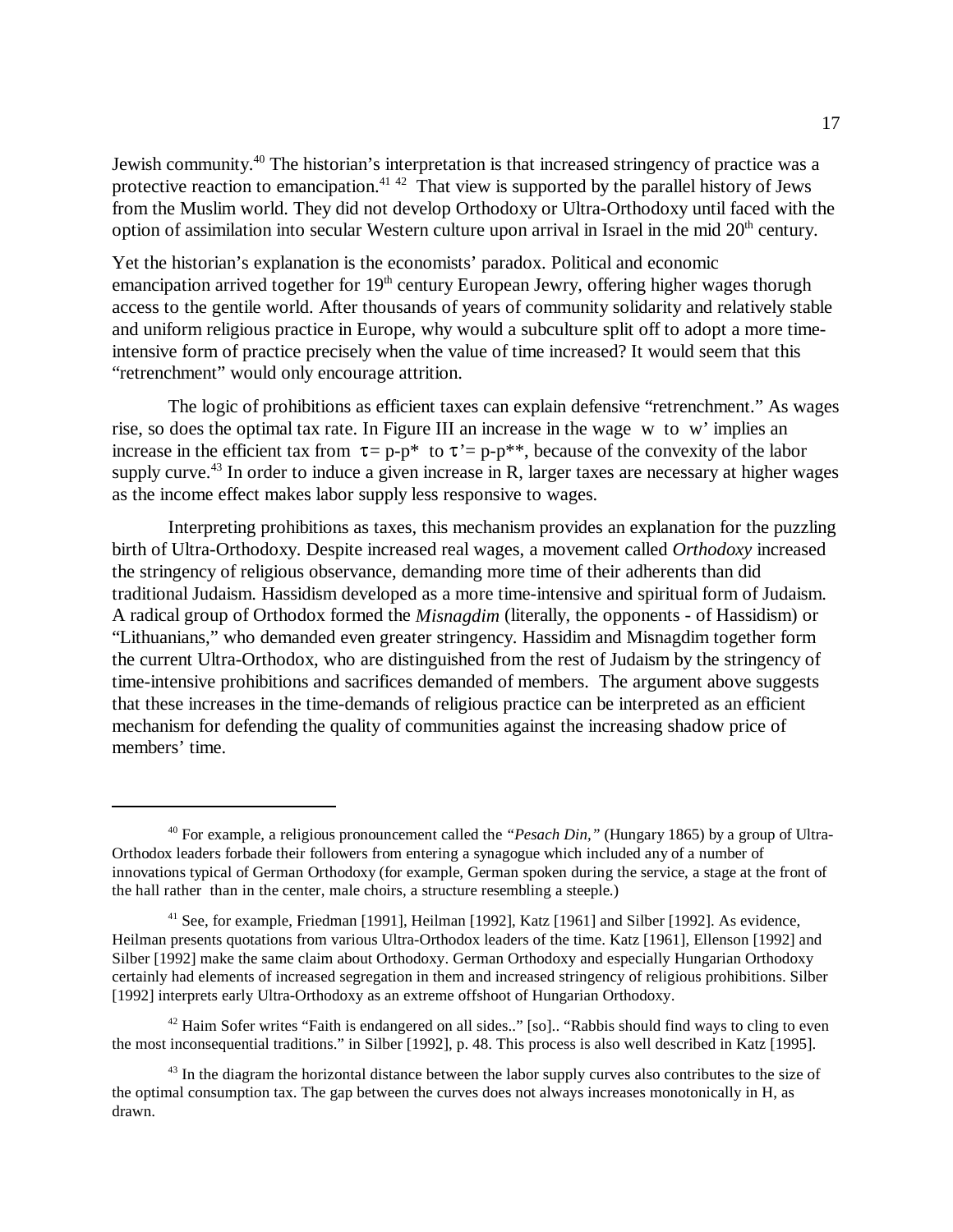Jewish community.[40] The historian's interpretation is that increased stringency of practice was a protective reaction to emancipation.[41] [42] That view is supported by the parallel history of Jews from the Muslim world. They did not develop Orthodoxy or Ultra-Orthodoxy until faced with the option of assimilation into secular Western culture upon arrival in Israel in the mid 20th century.

Yet the historian's explanation is the economists' paradox. Political and economic emancipation arrived together for 19th century European Jewry, offering higher wages thorugh access to the gentile world. After thousands of years of community solidarity and relatively stable and uniform religious practice in Europe, why would a subculture split off to adopt a more time-intensive form of practice precisely when the value of time increased? It would seem that this "retrenchment" would only encourage attrition.

The logic of prohibitions as efficient taxes can explain defensive "retrenchment." As wages rise, so does the optimal tax rate. In Figure III an increase in the wage $w$ to $w'$ implies an increase in the efficient tax from $\tau = p - p^*$ to $\tau' = p - p^{**}$, because of the convexity of the labor supply curve.[43] In order to induce a given increase in R, larger taxes are necessary at higher wages as the income effect makes labor supply less responsive to wages.

Interpreting prohibitions as taxes, this mechanism provides an explanation for the puzzling birth of Ultra-Orthodoxy. Despite increased real wages, a movement called *Orthodoxy* increased the stringency of religious observance, demanding more time of their adherents than did traditional Judaism. Hassidism developed as a more time-intensive and spiritual form of Judaism. A radical group of Orthodox formed the *Misnagdim* (literally, the opponents - of Hassidism) or "Lithuanians," who demanded even greater stringency. Hassidim and Misnagdim together form the current Ultra-Orthodox, who are distinguished from the rest of Judaism by the stringency of time-intensive prohibitions and sacrifices demanded of members. The argument above suggests that these increases in the time-demands of religious practice can be interpreted as an efficient mechanism for defending the quality of communities against the increasing shadow price of members' time.

---

[40] For example, a religious pronouncement called the *"Pesach Din,"* (Hungary 1865) by a group of Ultra-Orthodox leaders forbade their followers from entering a synagogue which included any of a number of innovations typical of German Orthodoxy (for example, German spoken during the service, a stage at the front of the hall rather than in the center, male choirs, a structure resembling a steeple.)

[41] See, for example, Friedman [1991], Heilman [1992], Katz [1961] and Silber [1992]. As evidence, Heilman presents quotations from various Ultra-Orthodox leaders of the time. Katz [1961], Ellenson [1992] and Silber [1992] make the same claim about Orthodoxy. German Orthodoxy and especially Hungarian Orthodoxy certainly had elements of increased segregation in them and increased stringency of religious prohibitions. Silber [1992] interprets early Ultra-Orthodoxy as an extreme offshoot of Hungarian Orthodoxy.

[42] Haim Sofer writes "Faith is endangered on all sides.." [so].. "Rabbis should find ways to cling to even the most inconsequential traditions." in Silber [1992], p. 48. This process is also well described in Katz [1995].

[43] In the diagram the horizontal distance between the labor supply curves also contributes to the size of the optimal consumption tax. The gap between the curves does not always increases monotonically in H, as drawn.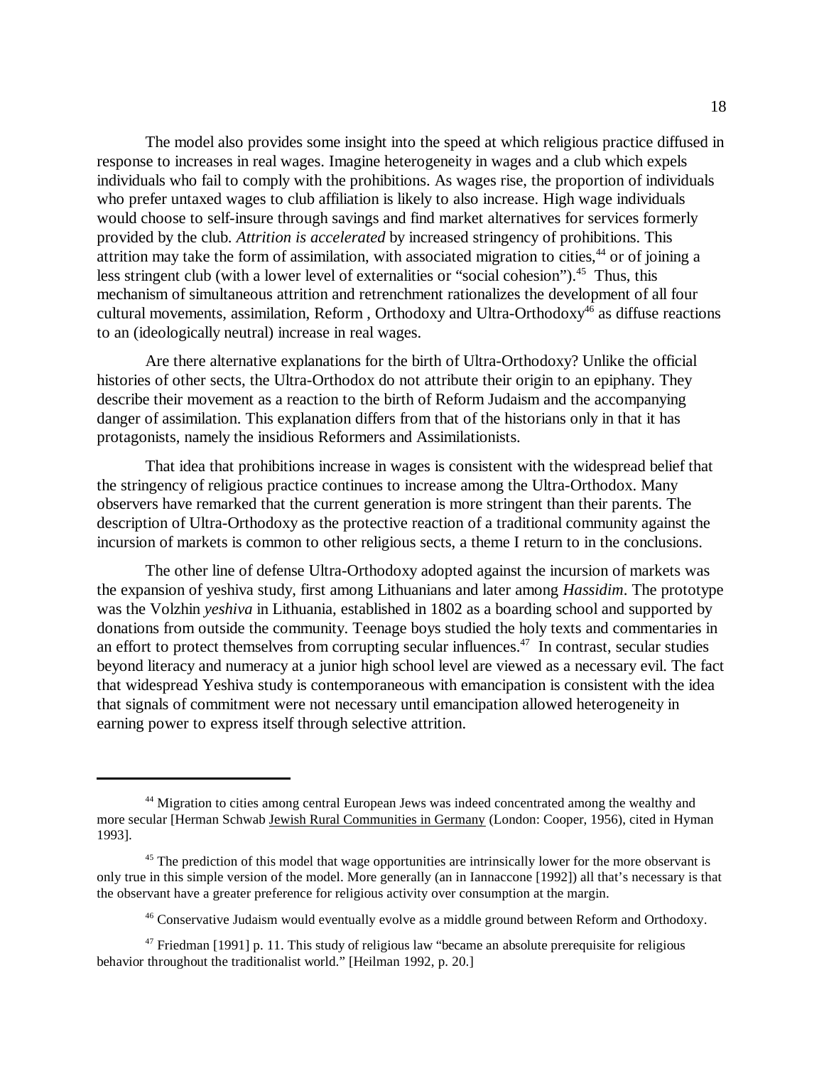The model also provides some insight into the speed at which religious practice diffused in response to increases in real wages. Imagine heterogeneity in wages and a club which expels individuals who fail to comply with the prohibitions. As wages rise, the proportion of individuals who prefer untaxed wages to club affiliation is likely to also increase. High wage individuals would choose to self-insure through savings and find market alternatives for services formerly provided by the club. *Attrition is accelerated* by increased stringency of prohibitions. This attrition may take the form of assimilation, with associated migration to cities,[44] or of joining a less stringent club (with a lower level of externalities or "social cohesion").[45] Thus, this mechanism of simultaneous attrition and retrenchment rationalizes the development of all four cultural movements, assimilation, Reform , Orthodoxy and Ultra-Orthodoxy[46] as diffuse reactions to an (ideologically neutral) increase in real wages.

Are there alternative explanations for the birth of Ultra-Orthodoxy? Unlike the official histories of other sects, the Ultra-Orthodox do not attribute their origin to an epiphany. They describe their movement as a reaction to the birth of Reform Judaism and the accompanying danger of assimilation. This explanation differs from that of the historians only in that it has protagonists, namely the insidious Reformers and Assimilationists.

That idea that prohibitions increase in wages is consistent with the widespread belief that the stringency of religious practice continues to increase among the Ultra-Orthodox. Many observers have remarked that the current generation is more stringent than their parents. The description of Ultra-Orthodoxy as the protective reaction of a traditional community against the incursion of markets is common to other religious sects, a theme I return to in the conclusions.

The other line of defense Ultra-Orthodoxy adopted against the incursion of markets was the expansion of yeshiva study, first among Lithuanians and later among *Hassidim*. The prototype was the Volzhin *yeshiva* in Lithuania, established in 1802 as a boarding school and supported by donations from outside the community. Teenage boys studied the holy texts and commentaries in an effort to protect themselves from corrupting secular influences.[47] In contrast, secular studies beyond literacy and numeracy at a junior high school level are viewed as a necessary evil. The fact that widespread Yeshiva study is contemporaneous with emancipation is consistent with the idea that signals of commitment were not necessary until emancipation allowed heterogeneity in earning power to express itself through selective attrition.

---

[44] Migration to cities among central European Jews was indeed concentrated among the wealthy and more secular [Herman Schwab Jewish Rural Communities in Germany (London: Cooper, 1956), cited in Hyman 1993].

[45] The prediction of this model that wage opportunities are intrinsically lower for the more observant is only true in this simple version of the model. More generally (an in Iannaccone [1992]) all that's necessary is that the observant have a greater preference for religious activity over consumption at the margin.

[46] Conservative Judaism would eventually evolve as a middle ground between Reform and Orthodoxy.

[47] Friedman [1991] p. 11. This study of religious law "became an absolute prerequisite for religious behavior throughout the traditionalist world." [Heilman 1992, p. 20.]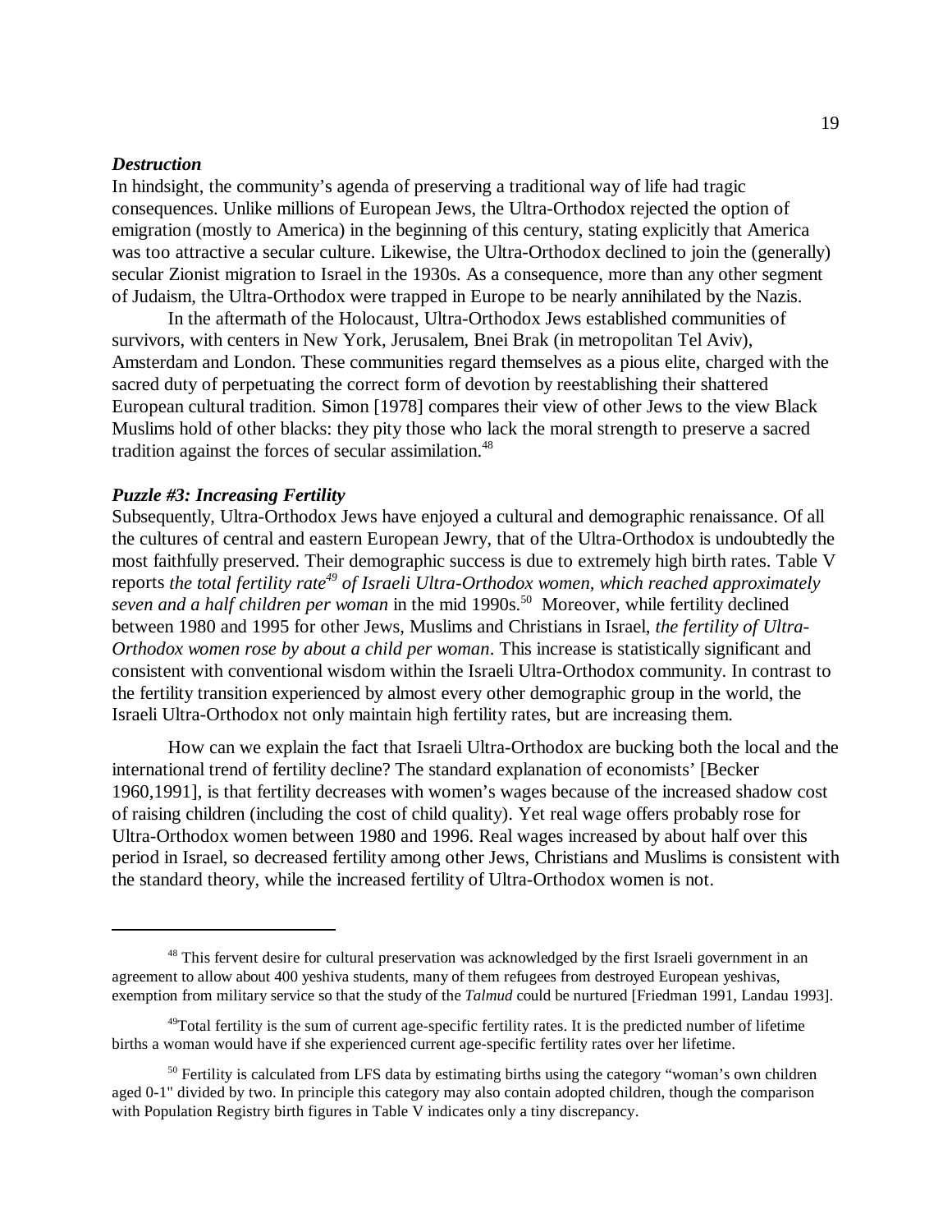### *Destruction*

In hindsight, the community's agenda of preserving a traditional way of life had tragic consequences. Unlike millions of European Jews, the Ultra-Orthodox rejected the option of emigration (mostly to America) in the beginning of this century, stating explicitly that America was too attractive a secular culture. Likewise, the Ultra-Orthodox declined to join the (generally) secular Zionist migration to Israel in the 1930s. As a consequence, more than any other segment of Judaism, the Ultra-Orthodox were trapped in Europe to be nearly annihilated by the Nazis.

In the aftermath of the Holocaust, Ultra-Orthodox Jews established communities of survivors, with centers in New York, Jerusalem, Bnei Brak (in metropolitan Tel Aviv), Amsterdam and London. These communities regard themselves as a pious elite, charged with the sacred duty of perpetuating the correct form of devotion by reestablishing their shattered European cultural tradition. Simon [1978] compares their view of other Jews to the view Black Muslims hold of other blacks: they pity those who lack the moral strength to preserve a sacred tradition against the forces of secular assimilation.[48]

### *Puzzle #3: Increasing Fertility*

Subsequently, Ultra-Orthodox Jews have enjoyed a cultural and demographic renaissance. Of all the cultures of central and eastern European Jewry, that of the Ultra-Orthodox is undoubtedly the most faithfully preserved. Their demographic success is due to extremely high birth rates. Table V reports *the total fertility rate[49] of Israeli Ultra-Orthodox women, which reached approximately seven and a half children per woman* in the mid 1990s.[50] Moreover, while fertility declined between 1980 and 1995 for other Jews, Muslims and Christians in Israel, *the fertility of Ultra-Orthodox women rose by about a child per woman*. This increase is statistically significant and consistent with conventional wisdom within the Israeli Ultra-Orthodox community. In contrast to the fertility transition experienced by almost every other demographic group in the world, the Israeli Ultra-Orthodox not only maintain high fertility rates, but are increasing them.

How can we explain the fact that Israeli Ultra-Orthodox are bucking both the local and the international trend of fertility decline? The standard explanation of economists' [Becker 1960,1991], is that fertility decreases with women's wages because of the increased shadow cost of raising children (including the cost of child quality). Yet real wage offers probably rose for Ultra-Orthodox women between 1980 and 1996. Real wages increased by about half over this period in Israel, so decreased fertility among other Jews, Christians and Muslims is consistent with the standard theory, while the increased fertility of Ultra-Orthodox women is not.

---

[48] This fervent desire for cultural preservation was acknowledged by the first Israeli government in an agreement to allow about 400 yeshiva students, many of them refugees from destroyed European yeshivas, exemption from military service so that the study of the *Talmud* could be nurtured [Friedman 1991, Landau 1993].

[49] Total fertility is the sum of current age-specific fertility rates. It is the predicted number of lifetime births a woman would have if she experienced current age-specific fertility rates over her lifetime.

[50] Fertility is calculated from LFS data by estimating births using the category "woman's own children aged 0-1" divided by two. In principle this category may also contain adopted children, though the comparison with Population Registry birth figures in Table V indicates only a tiny discrepancy.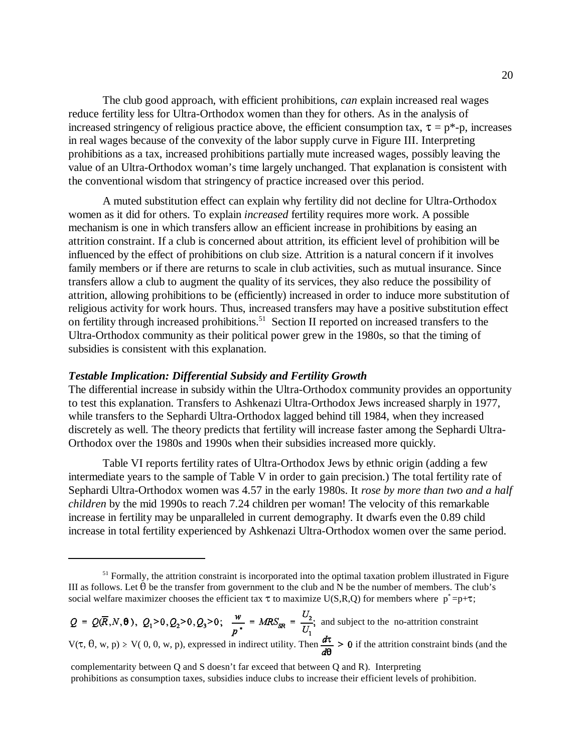The club good approach, with efficient prohibitions, *can* explain increased real wages reduce fertility less for Ultra-Orthodox women than they for others. As in the analysis of increased stringency of religious practice above, the efficient consumption tax, $\tau = p^*-p$, increases in real wages because of the convexity of the labor supply curve in Figure III. Interpreting prohibitions as a tax, increased prohibitions partially mute increased wages, possibly leaving the value of an Ultra-Orthodox woman's time largely unchanged. That explanation is consistent with the conventional wisdom that stringency of practice increased over this period.

A muted substitution effect can explain why fertility did not decline for Ultra-Orthodox women as it did for others. To explain *increased* fertility requires more work. A possible mechanism is one in which transfers allow an efficient increase in prohibitions by easing an attrition constraint. If a club is concerned about attrition, its efficient level of prohibition will be influenced by the effect of prohibitions on club size. Attrition is a natural concern if it involves family members or if there are returns to scale in club activities, such as mutual insurance. Since transfers allow a club to augment the quality of its services, they also reduce the possibility of attrition, allowing prohibitions to be (efficiently) increased in order to induce more substitution of religious activity for work hours. Thus, increased transfers may have a positive substitution effect on fertility through increased prohibitions.[51] Section II reported on increased transfers to the Ultra-Orthodox community as their political power grew in the 1980s, so that the timing of subsidies is consistent with this explanation.

***Testable Implication: Differential Subsidy and Fertility Growth***

The differential increase in subsidy within the Ultra-Orthodox community provides an opportunity to test this explanation. Transfers to Ashkenazi Ultra-Orthodox Jews increased sharply in 1977, while transfers to the Sephardi Ultra-Orthodox lagged behind till 1984, when they increased discretely as well. The theory predicts that fertility will increase faster among the Sephardi Ultra-Orthodox over the 1980s and 1990s when their subsidies increased more quickly.

Table VI reports fertility rates of Ultra-Orthodox Jews by ethnic origin (adding a few intermediate years to the sample of Table V in order to gain precision.) The total fertility rate of Sephardi Ultra-Orthodox women was 4.57 in the early 1980s. It *rose by more than two and a half children* by the mid 1990s to reach 7.24 children per woman! The velocity of this remarkable increase in fertility may be unparalleled in current demography. It dwarfs even the 0.89 child increase in total fertility experienced by Ashkenazi Ultra-Orthodox women over the same period.

---

[51] Formally, the attrition constraint is incorporated into the optimal taxation problem illustrated in Figure III as follows. Let $\theta$ be the transfer from government to the club and N be the number of members. The club's social welfare maximizer chooses the efficient tax $\tau$ to maximize U(S,R,Q) for members where $p^* = p+\tau$;

$Q = Q(\overline{R}, N, \theta),\ Q_1 > 0, Q_2 > 0, Q_3 > 0;\ \ \frac{w}{p^*} = MRS_{SR} = \frac{U_2}{U_1};$ and subject to the no-attrition constraint $V(\tau, \theta, w, p) \geq V(0, 0, w, p)$, expressed in indirect utility. Then $\frac{d\tau}{d\theta} > 0$ if the attrition constraint binds (and the complementarity between Q and S doesn't far exceed that between Q and R). Interpreting prohibitions as consumption taxes, subsidies induce clubs to increase their efficient levels of prohibition.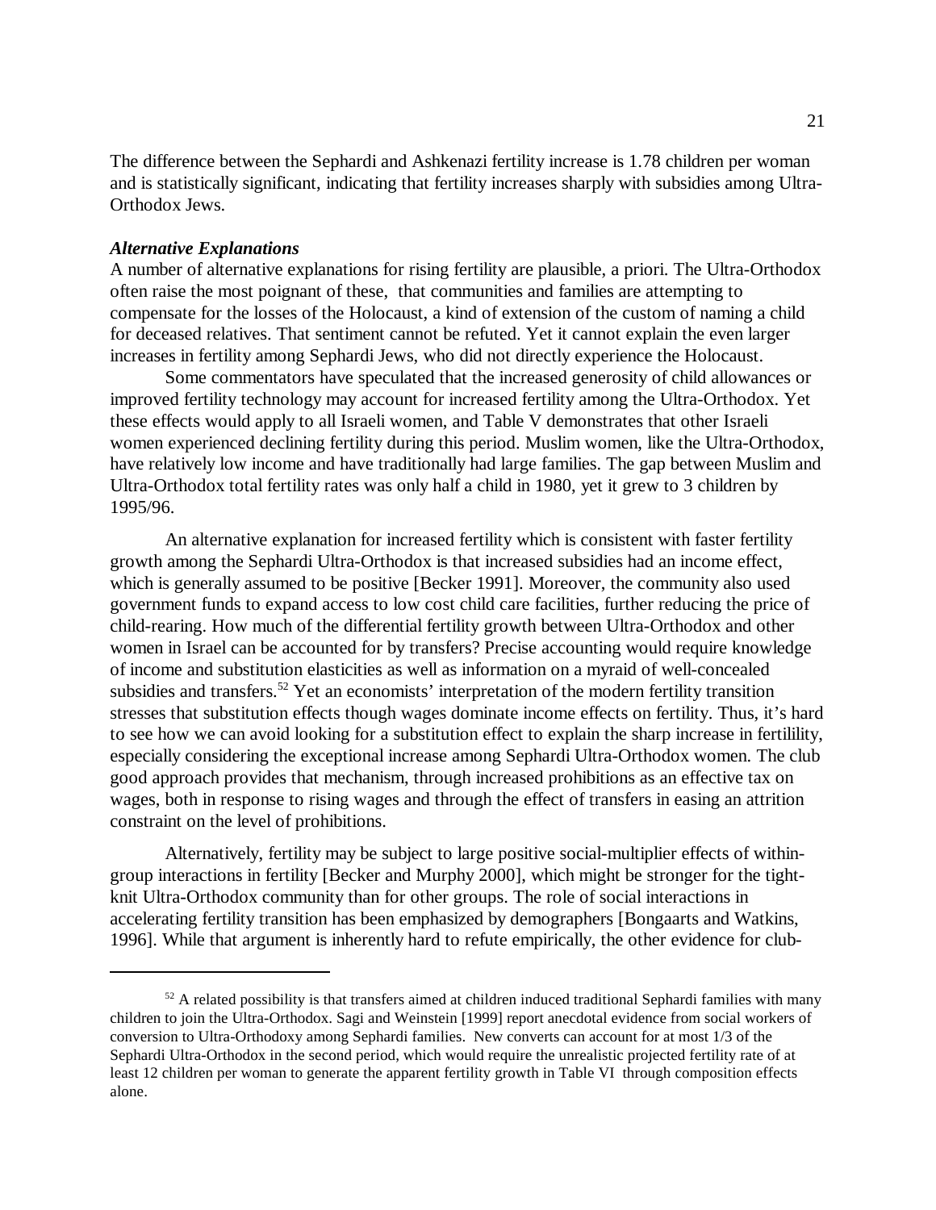The difference between the Sephardi and Ashkenazi fertility increase is 1.78 children per woman and is statistically significant, indicating that fertility increases sharply with subsidies among Ultra-Orthodox Jews.

### *Alternative Explanations*

A number of alternative explanations for rising fertility are plausible, a priori. The Ultra-Orthodox often raise the most poignant of these, that communities and families are attempting to compensate for the losses of the Holocaust, a kind of extension of the custom of naming a child for deceased relatives. That sentiment cannot be refuted. Yet it cannot explain the even larger increases in fertility among Sephardi Jews, who did not directly experience the Holocaust.

Some commentators have speculated that the increased generosity of child allowances or improved fertility technology may account for increased fertility among the Ultra-Orthodox. Yet these effects would apply to all Israeli women, and Table V demonstrates that other Israeli women experienced declining fertility during this period. Muslim women, like the Ultra-Orthodox, have relatively low income and have traditionally had large families. The gap between Muslim and Ultra-Orthodox total fertility rates was only half a child in 1980, yet it grew to 3 children by 1995/96.

An alternative explanation for increased fertility which is consistent with faster fertility growth among the Sephardi Ultra-Orthodox is that increased subsidies had an income effect, which is generally assumed to be positive [Becker 1991]. Moreover, the community also used government funds to expand access to low cost child care facilities, further reducing the price of child-rearing. How much of the differential fertility growth between Ultra-Orthodox and other women in Israel can be accounted for by transfers? Precise accounting would require knowledge of income and substitution elasticities as well as information on a myraid of well-concealed subsidies and transfers.[52] Yet an economists' interpretation of the modern fertility transition stresses that substitution effects though wages dominate income effects on fertility. Thus, it's hard to see how we can avoid looking for a substitution effect to explain the sharp increase in fertilility, especially considering the exceptional increase among Sephardi Ultra-Orthodox women. The club good approach provides that mechanism, through increased prohibitions as an effective tax on wages, both in response to rising wages and through the effect of transfers in easing an attrition constraint on the level of prohibitions.

Alternatively, fertility may be subject to large positive social-multiplier effects of within-group interactions in fertility [Becker and Murphy 2000], which might be stronger for the tight-knit Ultra-Orthodox community than for other groups. The role of social interactions in accelerating fertility transition has been emphasized by demographers [Bongaarts and Watkins, 1996]. While that argument is inherently hard to refute empirically, the other evidence for club-

[52] A related possibility is that transfers aimed at children induced traditional Sephardi families with many children to join the Ultra-Orthodox. Sagi and Weinstein [1999] report anecdotal evidence from social workers of conversion to Ultra-Orthodoxy among Sephardi families. New converts can account for at most 1/3 of the Sephardi Ultra-Orthodox in the second period, which would require the unrealistic projected fertility rate of at least 12 children per woman to generate the apparent fertility growth in Table VI through composition effects alone.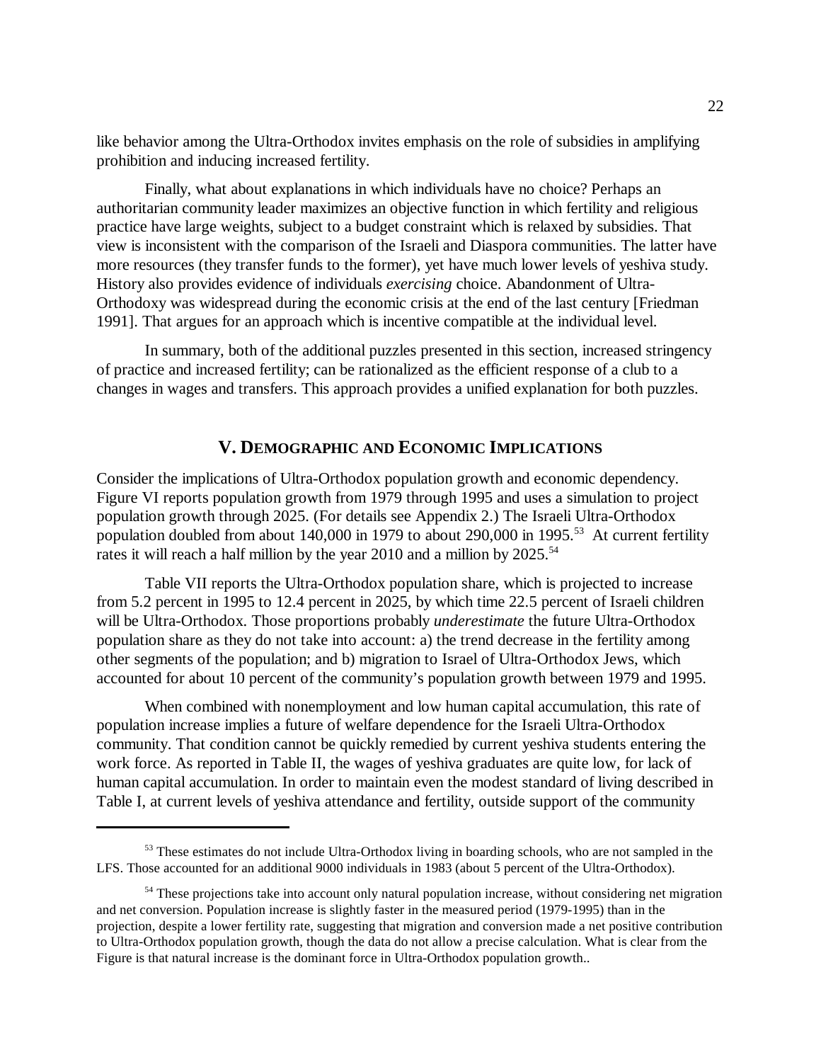like behavior among the Ultra-Orthodox invites emphasis on the role of subsidies in amplifying prohibition and inducing increased fertility.

Finally, what about explanations in which individuals have no choice? Perhaps an authoritarian community leader maximizes an objective function in which fertility and religious practice have large weights, subject to a budget constraint which is relaxed by subsidies. That view is inconsistent with the comparison of the Israeli and Diaspora communities. The latter have more resources (they transfer funds to the former), yet have much lower levels of yeshiva study. History also provides evidence of individuals *exercising* choice. Abandonment of Ultra-Orthodoxy was widespread during the economic crisis at the end of the last century [Friedman 1991]. That argues for an approach which is incentive compatible at the individual level.

In summary, both of the additional puzzles presented in this section, increased stringency of practice and increased fertility; can be rationalized as the efficient response of a club to a changes in wages and transfers. This approach provides a unified explanation for both puzzles.

## V. DEMOGRAPHIC AND ECONOMIC IMPLICATIONS

Consider the implications of Ultra-Orthodox population growth and economic dependency. Figure VI reports population growth from 1979 through 1995 and uses a simulation to project population growth through 2025. (For details see Appendix 2.) The Israeli Ultra-Orthodox population doubled from about 140,000 in 1979 to about 290,000 in 1995.[53] At current fertility rates it will reach a half million by the year 2010 and a million by 2025.[54]

Table VII reports the Ultra-Orthodox population share, which is projected to increase from 5.2 percent in 1995 to 12.4 percent in 2025, by which time 22.5 percent of Israeli children will be Ultra-Orthodox. Those proportions probably *underestimate* the future Ultra-Orthodox population share as they do not take into account: a) the trend decrease in the fertility among other segments of the population; and b) migration to Israel of Ultra-Orthodox Jews, which accounted for about 10 percent of the community's population growth between 1979 and 1995.

When combined with nonemployment and low human capital accumulation, this rate of population increase implies a future of welfare dependence for the Israeli Ultra-Orthodox community. That condition cannot be quickly remedied by current yeshiva students entering the work force. As reported in Table II, the wages of yeshiva graduates are quite low, for lack of human capital accumulation. In order to maintain even the modest standard of living described in Table I, at current levels of yeshiva attendance and fertility, outside support of the community

---

[53] These estimates do not include Ultra-Orthodox living in boarding schools, who are not sampled in the LFS. Those accounted for an additional 9000 individuals in 1983 (about 5 percent of the Ultra-Orthodox).

[54] These projections take into account only natural population increase, without considering net migration and net conversion. Population increase is slightly faster in the measured period (1979-1995) than in the projection, despite a lower fertility rate, suggesting that migration and conversion made a net positive contribution to Ultra-Orthodox population growth, though the data do not allow a precise calculation. What is clear from the Figure is that natural increase is the dominant force in Ultra-Orthodox population growth..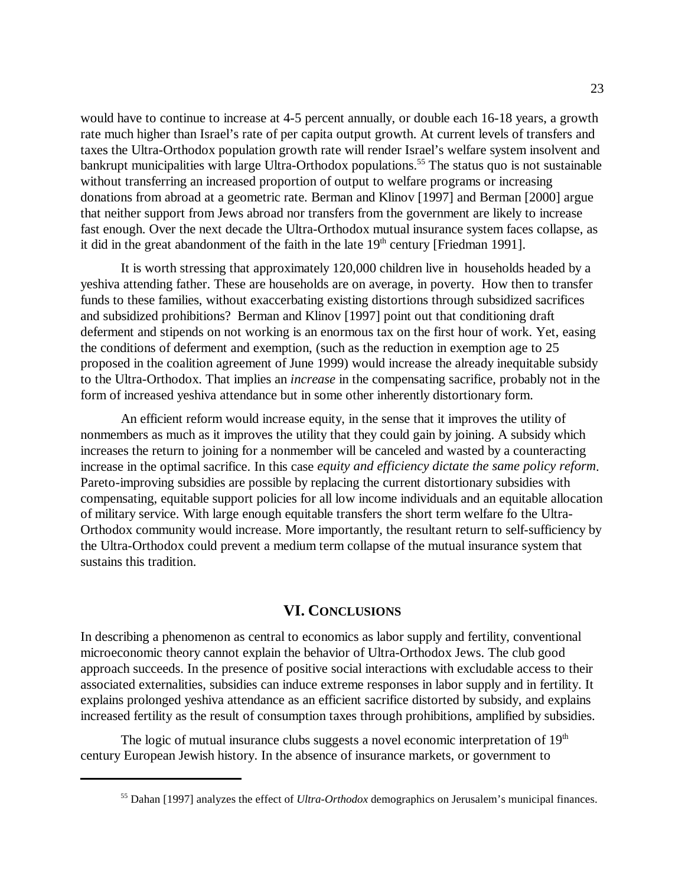would have to continue to increase at 4-5 percent annually, or double each 16-18 years, a growth rate much higher than Israel's rate of per capita output growth. At current levels of transfers and taxes the Ultra-Orthodox population growth rate will render Israel's welfare system insolvent and bankrupt municipalities with large Ultra-Orthodox populations.[55] The status quo is not sustainable without transferring an increased proportion of output to welfare programs or increasing donations from abroad at a geometric rate. Berman and Klinov [1997] and Berman [2000] argue that neither support from Jews abroad nor transfers from the government are likely to increase fast enough. Over the next decade the Ultra-Orthodox mutual insurance system faces collapse, as it did in the great abandonment of the faith in the late 19th century [Friedman 1991].

It is worth stressing that approximately 120,000 children live in households headed by a yeshiva attending father. These are households are on average, in poverty. How then to transfer funds to these families, without exaccerbating existing distortions through subsidized sacrifices and subsidized prohibitions? Berman and Klinov [1997] point out that conditioning draft deferment and stipends on not working is an enormous tax on the first hour of work. Yet, easing the conditions of deferment and exemption, (such as the reduction in exemption age to 25 proposed in the coalition agreement of June 1999) would increase the already inequitable subsidy to the Ultra-Orthodox. That implies an *increase* in the compensating sacrifice, probably not in the form of increased yeshiva attendance but in some other inherently distortionary form.

An efficient reform would increase equity, in the sense that it improves the utility of nonmembers as much as it improves the utility that they could gain by joining. A subsidy which increases the return to joining for a nonmember will be canceled and wasted by a counteracting increase in the optimal sacrifice. In this case *equity and efficiency dictate the same policy reform*. Pareto-improving subsidies are possible by replacing the current distortionary subsidies with compensating, equitable support policies for all low income individuals and an equitable allocation of military service. With large enough equitable transfers the short term welfare fo the Ultra-Orthodox community would increase. More importantly, the resultant return to self-sufficiency by the Ultra-Orthodox could prevent a medium term collapse of the mutual insurance system that sustains this tradition.

## VI. Conclusions

In describing a phenomenon as central to economics as labor supply and fertility, conventional microeconomic theory cannot explain the behavior of Ultra-Orthodox Jews. The club good approach succeeds. In the presence of positive social interactions with excludable access to their associated externalities, subsidies can induce extreme responses in labor supply and in fertility. It explains prolonged yeshiva attendance as an efficient sacrifice distorted by subsidy, and explains increased fertility as the result of consumption taxes through prohibitions, amplified by subsidies.

The logic of mutual insurance clubs suggests a novel economic interpretation of 19th century European Jewish history. In the absence of insurance markets, or government to

[55] Dahan [1997] analyzes the effect of *Ultra-Orthodox* demographics on Jerusalem's municipal finances.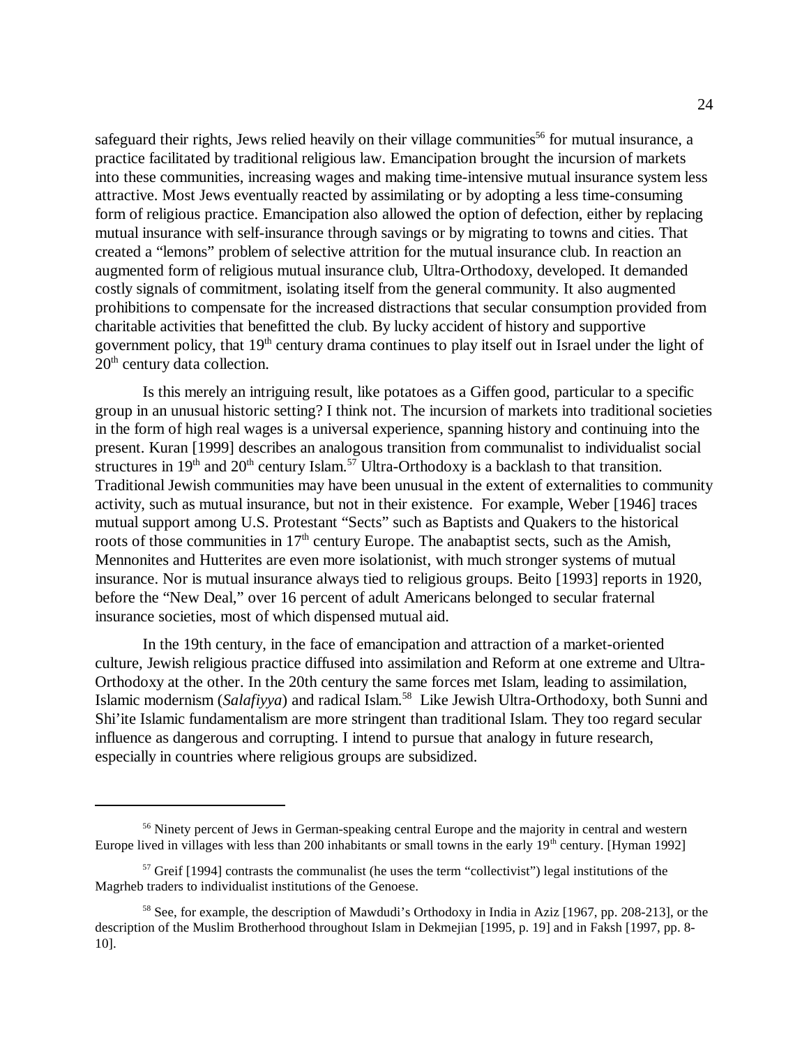safeguard their rights, Jews relied heavily on their village communities[56] for mutual insurance, a practice facilitated by traditional religious law. Emancipation brought the incursion of markets into these communities, increasing wages and making time-intensive mutual insurance system less attractive. Most Jews eventually reacted by assimilating or by adopting a less time-consuming form of religious practice. Emancipation also allowed the option of defection, either by replacing mutual insurance with self-insurance through savings or by migrating to towns and cities. That created a "lemons" problem of selective attrition for the mutual insurance club. In reaction an augmented form of religious mutual insurance club, Ultra-Orthodoxy, developed. It demanded costly signals of commitment, isolating itself from the general community. It also augmented prohibitions to compensate for the increased distractions that secular consumption provided from charitable activities that benefitted the club. By lucky accident of history and supportive government policy, that 19[th] century drama continues to play itself out in Israel under the light of 20[th] century data collection.

Is this merely an intriguing result, like potatoes as a Giffen good, particular to a specific group in an unusual historic setting? I think not. The incursion of markets into traditional societies in the form of high real wages is a universal experience, spanning history and continuing into the present. Kuran [1999] describes an analogous transition from communalist to individualist social structures in 19[th] and 20[th] century Islam.[57] Ultra-Orthodoxy is a backlash to that transition. Traditional Jewish communities may have been unusual in the extent of externalities to community activity, such as mutual insurance, but not in their existence. For example, Weber [1946] traces mutual support among U.S. Protestant "Sects" such as Baptists and Quakers to the historical roots of those communities in 17[th] century Europe. The anabaptist sects, such as the Amish, Mennonites and Hutterites are even more isolationist, with much stronger systems of mutual insurance. Nor is mutual insurance always tied to religious groups. Beito [1993] reports in 1920, before the "New Deal," over 16 percent of adult Americans belonged to secular fraternal insurance societies, most of which dispensed mutual aid.

In the 19th century, in the face of emancipation and attraction of a market-oriented culture, Jewish religious practice diffused into assimilation and Reform at one extreme and Ultra-Orthodoxy at the other. In the 20th century the same forces met Islam, leading to assimilation, Islamic modernism (*Salafiyya*) and radical Islam.[58] Like Jewish Ultra-Orthodoxy, both Sunni and Shi'ite Islamic fundamentalism are more stringent than traditional Islam. They too regard secular influence as dangerous and corrupting. I intend to pursue that analogy in future research, especially in countries where religious groups are subsidized.

---

[56] Ninety percent of Jews in German-speaking central Europe and the majority in central and western Europe lived in villages with less than 200 inhabitants or small towns in the early 19[th] century. [Hyman 1992]

[57] Greif [1994] contrasts the communalist (he uses the term "collectivist") legal institutions of the Magrheb traders to individualist institutions of the Genoese.

[58] See, for example, the description of Mawdudi's Orthodoxy in India in Aziz [1967, pp. 208-213], or the description of the Muslim Brotherhood throughout Islam in Dekmejian [1995, p. 19] and in Faksh [1997, pp. 8-10].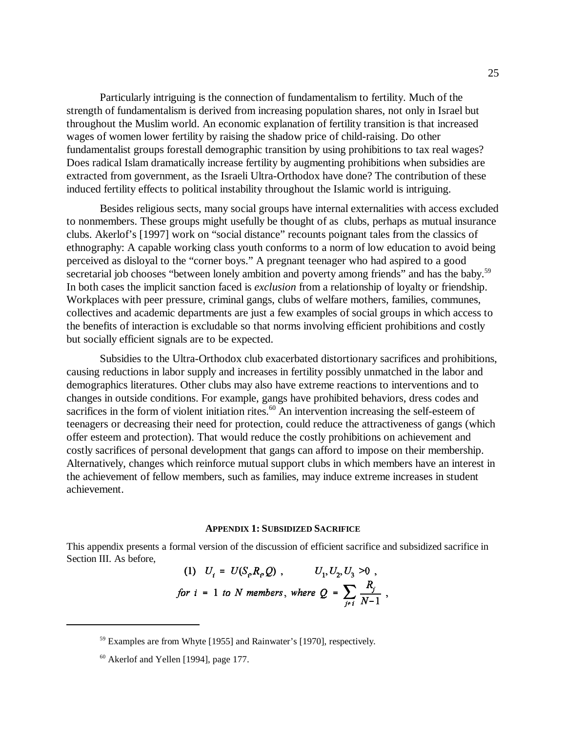Particularly intriguing is the connection of fundamentalism to fertility. Much of the strength of fundamentalism is derived from increasing population shares, not only in Israel but throughout the Muslim world. An economic explanation of fertility transition is that increased wages of women lower fertility by raising the shadow price of child-raising. Do other fundamentalist groups forestall demographic transition by using prohibitions to tax real wages? Does radical Islam dramatically increase fertility by augmenting prohibitions when subsidies are extracted from government, as the Israeli Ultra-Orthodox have done? The contribution of these induced fertility effects to political instability throughout the Islamic world is intriguing.

Besides religious sects, many social groups have internal externalities with access excluded to nonmembers. These groups might usefully be thought of as clubs, perhaps as mutual insurance clubs. Akerlof's [1997] work on "social distance" recounts poignant tales from the classics of ethnography: A capable working class youth conforms to a norm of low education to avoid being perceived as disloyal to the "corner boys." A pregnant teenager who had aspired to a good secretarial job chooses "between lonely ambition and poverty among friends" and has the baby.[59] In both cases the implicit sanction faced is *exclusion* from a relationship of loyalty or friendship. Workplaces with peer pressure, criminal gangs, clubs of welfare mothers, families, communes, collectives and academic departments are just a few examples of social groups in which access to the benefits of interaction is excludable so that norms involving efficient prohibitions and costly but socially efficient signals are to be expected.

Subsidies to the Ultra-Orthodox club exacerbated distortionary sacrifices and prohibitions, causing reductions in labor supply and increases in fertility possibly unmatched in the labor and demographics literatures. Other clubs may also have extreme reactions to interventions and to changes in outside conditions. For example, gangs have prohibited behaviors, dress codes and sacrifices in the form of violent initiation rites.[60] An intervention increasing the self-esteem of teenagers or decreasing their need for protection, could reduce the attractiveness of gangs (which offer esteem and protection). That would reduce the costly prohibitions on achievement and costly sacrifices of personal development that gangs can afford to impose on their membership. Alternatively, changes which reinforce mutual support clubs in which members have an interest in the achievement of fellow members, such as families, may induce extreme increases in student achievement.

## Appendix 1: Subsidized Sacrifice

This appendix presents a formal version of the discussion of efficient sacrifice and subsidized sacrifice in Section III. As before,

$$\text{(1)} \quad U_i = U(S_i, R_i, Q) \,, \qquad U_1, U_2, U_3 > 0 \,,$$

$$\textit{for } i = 1 \textit{ to } N \textit{ members}, \textit{ where } Q = \sum_{j \neq i} \frac{R_j}{N-1} \,,$$

[59] Examples are from Whyte [1955] and Rainwater's [1970], respectively.

[60] Akerlof and Yellen [1994], page 177.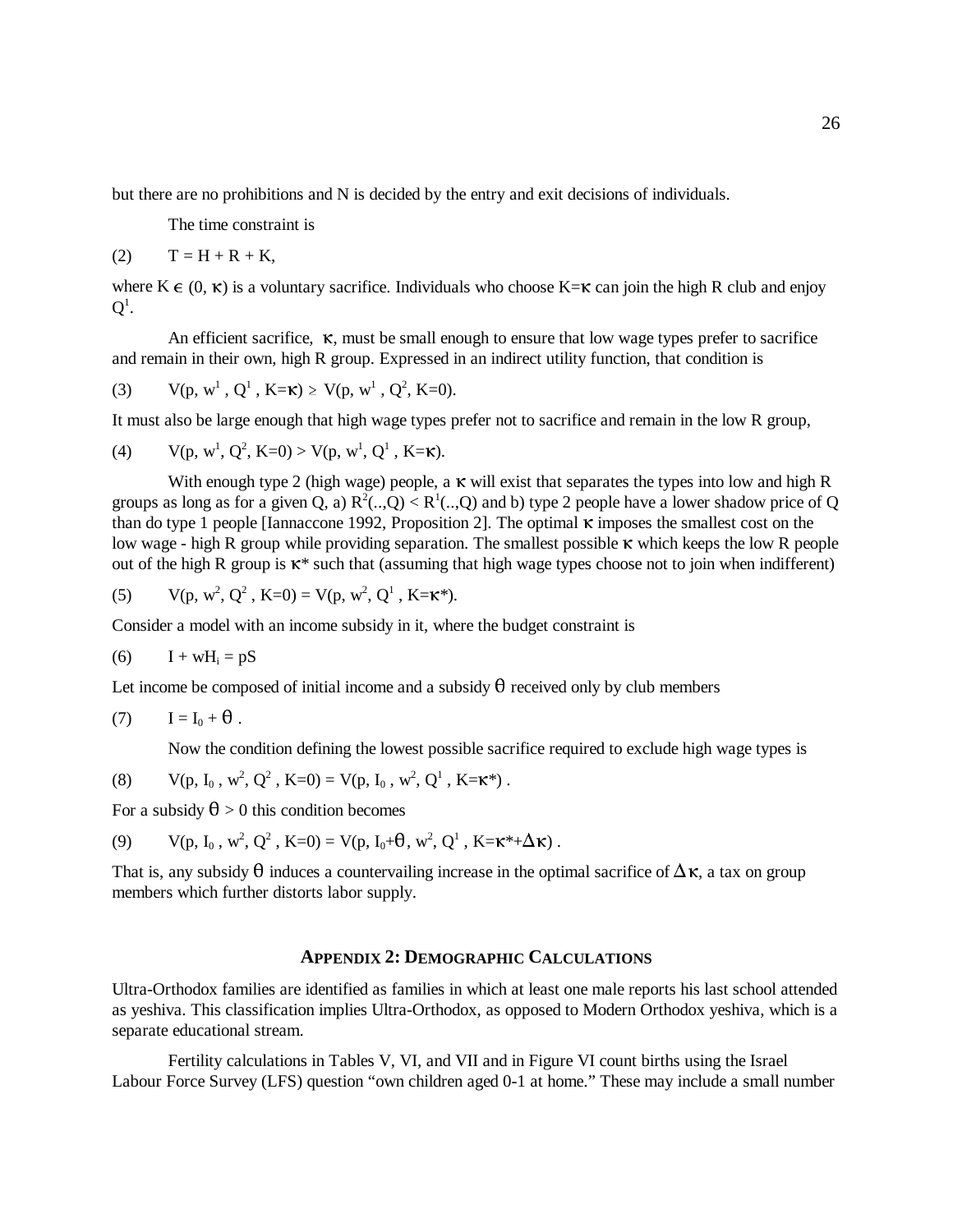but there are no prohibitions and N is decided by the entry and exit decisions of individuals.

The time constraint is

(2) $T = H + R + K$,

where $K \in (0, \kappa)$ is a voluntary sacrifice. Individuals who choose $K=\kappa$ can join the high R club and enjoy $Q^1$.

An efficient sacrifice, $\kappa$, must be small enough to ensure that low wage types prefer to sacrifice and remain in their own, high R group. Expressed in an indirect utility function, that condition is

(3) $V(p, w^1, Q^1, K=\kappa) \geq V(p, w^1, Q^2, K=0)$.

It must also be large enough that high wage types prefer not to sacrifice and remain in the low R group,

(4) $V(p, w^1, Q^2, K=0) > V(p, w^1, Q^1, K=\kappa)$.

With enough type 2 (high wage) people, a $\kappa$ will exist that separates the types into low and high R groups as long as for a given Q, a) $R^2(..,Q) < R^1(..,Q)$ and b) type 2 people have a lower shadow price of Q than do type 1 people [Iannaccone 1992, Proposition 2]. The optimal $\kappa$ imposes the smallest cost on the low wage - high R group while providing separation. The smallest possible $\kappa$ which keeps the low R people out of the high R group is $\kappa^*$ such that (assuming that high wage types choose not to join when indifferent)

(5) $V(p, w^2, Q^2, K=0) = V(p, w^2, Q^1, K=\kappa^*)$.

Consider a model with an income subsidy in it, where the budget constraint is

(6) $I + wH_i = pS$

Let income be composed of initial income and a subsidy $\theta$ received only by club members

(7) $I = I_0 + \theta$ .

Now the condition defining the lowest possible sacrifice required to exclude high wage types is

(8) $V(p, I_0, w^2, Q^2, K=0) = V(p, I_0, w^2, Q^1, K=\kappa^*)$ .

For a subsidy $\theta > 0$ this condition becomes

(9) $V(p, I_0, w^2, Q^2, K=0) = V(p, I_0+\theta, w^2, Q^1, K=\kappa^*+\Delta\kappa)$ .

That is, any subsidy $\theta$ induces a countervailing increase in the optimal sacrifice of $\Delta\kappa$, a tax on group members which further distorts labor supply.

## APPENDIX 2: DEMOGRAPHIC CALCULATIONS

Ultra-Orthodox families are identified as families in which at least one male reports his last school attended as yeshiva. This classification implies Ultra-Orthodox, as opposed to Modern Orthodox yeshiva, which is a separate educational stream.

Fertility calculations in Tables V, VI, and VII and in Figure VI count births using the Israel Labour Force Survey (LFS) question "own children aged 0-1 at home." These may include a small number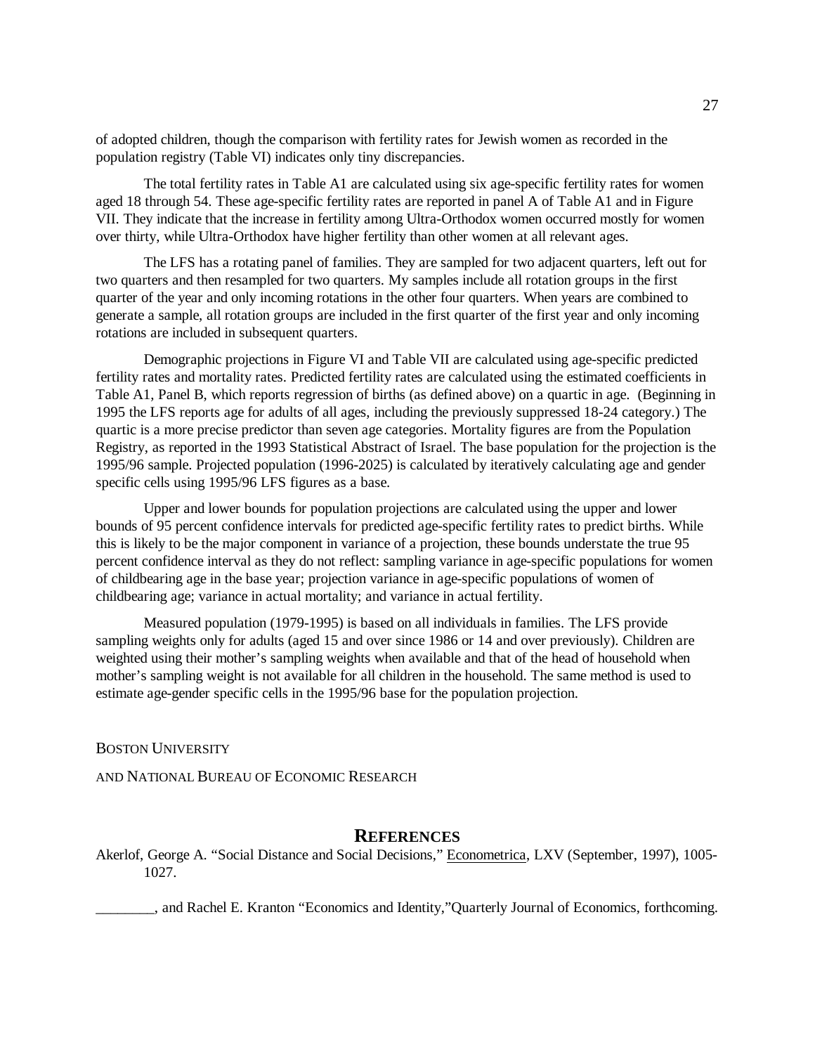of adopted children, though the comparison with fertility rates for Jewish women as recorded in the population registry (Table VI) indicates only tiny discrepancies.

The total fertility rates in Table A1 are calculated using six age-specific fertility rates for women aged 18 through 54. These age-specific fertility rates are reported in panel A of Table A1 and in Figure VII. They indicate that the increase in fertility among Ultra-Orthodox women occurred mostly for women over thirty, while Ultra-Orthodox have higher fertility than other women at all relevant ages.

The LFS has a rotating panel of families. They are sampled for two adjacent quarters, left out for two quarters and then resampled for two quarters. My samples include all rotation groups in the first quarter of the year and only incoming rotations in the other four quarters. When years are combined to generate a sample, all rotation groups are included in the first quarter of the first year and only incoming rotations are included in subsequent quarters.

Demographic projections in Figure VI and Table VII are calculated using age-specific predicted fertility rates and mortality rates. Predicted fertility rates are calculated using the estimated coefficients in Table A1, Panel B, which reports regression of births (as defined above) on a quartic in age. (Beginning in 1995 the LFS reports age for adults of all ages, including the previously suppressed 18-24 category.) The quartic is a more precise predictor than seven age categories. Mortality figures are from the Population Registry, as reported in the 1993 Statistical Abstract of Israel. The base population for the projection is the 1995/96 sample. Projected population (1996-2025) is calculated by iteratively calculating age and gender specific cells using 1995/96 LFS figures as a base.

Upper and lower bounds for population projections are calculated using the upper and lower bounds of 95 percent confidence intervals for predicted age-specific fertility rates to predict births. While this is likely to be the major component in variance of a projection, these bounds understate the true 95 percent confidence interval as they do not reflect: sampling variance in age-specific populations for women of childbearing age in the base year; projection variance in age-specific populations of women of childbearing age; variance in actual mortality; and variance in actual fertility.

Measured population (1979-1995) is based on all individuals in families. The LFS provide sampling weights only for adults (aged 15 and over since 1986 or 14 and over previously). Children are weighted using their mother's sampling weights when available and that of the head of household when mother's sampling weight is not available for all children in the household. The same method is used to estimate age-gender specific cells in the 1995/96 base for the population projection.

BOSTON UNIVERSITY

AND NATIONAL BUREAU OF ECONOMIC RESEARCH

## REFERENCES

Akerlof, George A. "Social Distance and Social Decisions," Econometrica, LXV (September, 1997), 1005-1027.

________, and Rachel E. Kranton "Economics and Identity,"Quarterly Journal of Economics, forthcoming.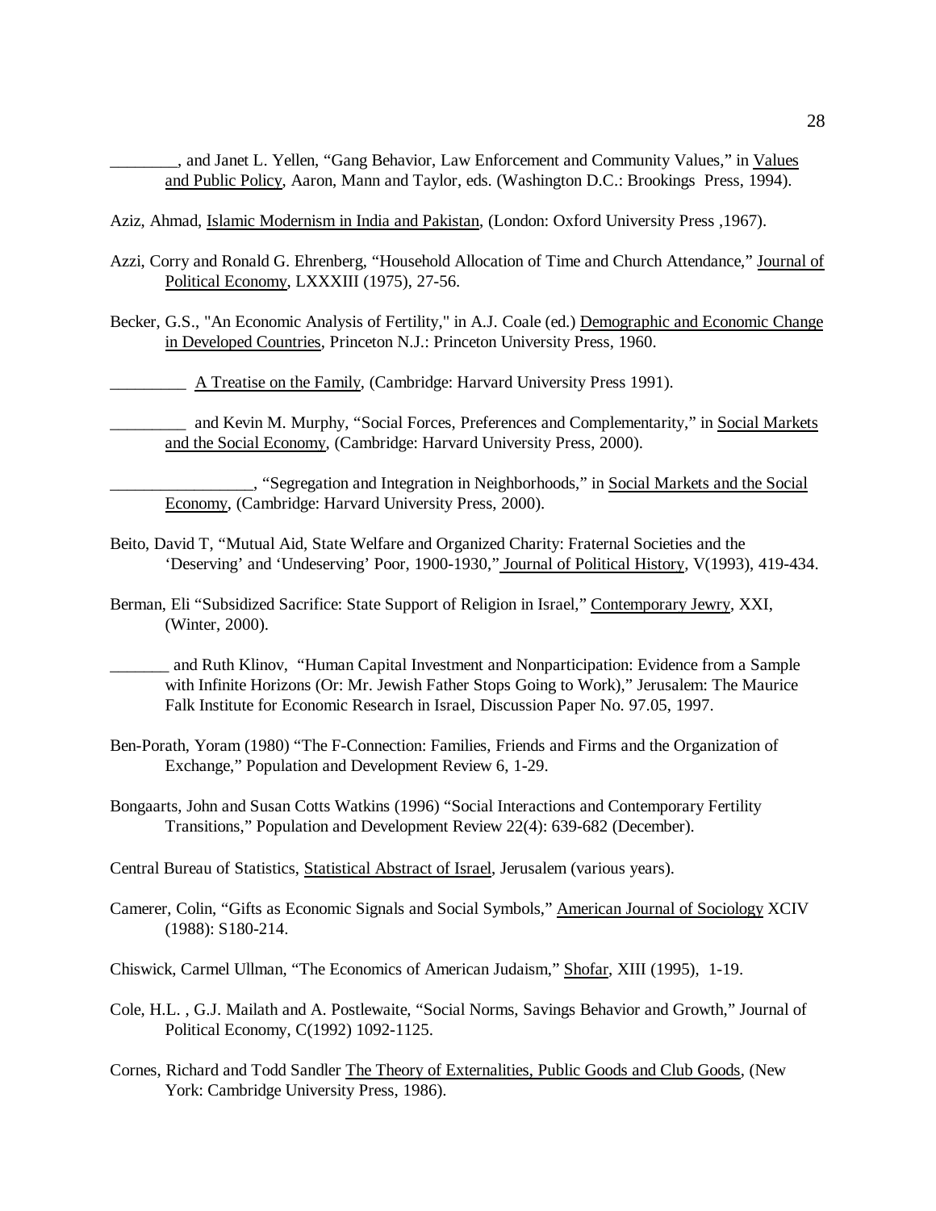________, and Janet L. Yellen, “Gang Behavior, Law Enforcement and Community Values,” in Values and Public Policy, Aaron, Mann and Taylor, eds. (Washington D.C.: Brookings Press, 1994).

Aziz, Ahmad, Islamic Modernism in India and Pakistan, (London: Oxford University Press ,1967).

Azzi, Corry and Ronald G. Ehrenberg, “Household Allocation of Time and Church Attendance,” Journal of Political Economy, LXXXIII (1975), 27-56.

Becker, G.S., "An Economic Analysis of Fertility," in A.J. Coale (ed.) Demographic and Economic Change in Developed Countries, Princeton N.J.: Princeton University Press, 1960.

_________ A Treatise on the Family, (Cambridge: Harvard University Press 1991).

_________ and Kevin M. Murphy, “Social Forces, Preferences and Complementarity,” in Social Markets and the Social Economy, (Cambridge: Harvard University Press, 2000).

_________________, “Segregation and Integration in Neighborhoods,” in Social Markets and the Social Economy, (Cambridge: Harvard University Press, 2000).

Beito, David T, “Mutual Aid, State Welfare and Organized Charity: Fraternal Societies and the ‘Deserving’ and ‘Undeserving’ Poor, 1900-1930,” Journal of Political History, V(1993), 419-434.

Berman, Eli “Subsidized Sacrifice: State Support of Religion in Israel,” Contemporary Jewry, XXI, (Winter, 2000).

_______ and Ruth Klinov, “Human Capital Investment and Nonparticipation: Evidence from a Sample with Infinite Horizons (Or: Mr. Jewish Father Stops Going to Work),” Jerusalem: The Maurice Falk Institute for Economic Research in Israel, Discussion Paper No. 97.05, 1997.

Ben-Porath, Yoram (1980) “The F-Connection: Families, Friends and Firms and the Organization of Exchange,” Population and Development Review 6, 1-29.

Bongaarts, John and Susan Cotts Watkins (1996) “Social Interactions and Contemporary Fertility Transitions,” Population and Development Review 22(4): 639-682 (December).

Central Bureau of Statistics, Statistical Abstract of Israel, Jerusalem (various years).

Camerer, Colin, “Gifts as Economic Signals and Social Symbols,” American Journal of Sociology XCIV (1988): S180-214.

Chiswick, Carmel Ullman, “The Economics of American Judaism,” Shofar, XIII (1995), 1-19.

Cole, H.L. , G.J. Mailath and A. Postlewaite, “Social Norms, Savings Behavior and Growth,” Journal of Political Economy, C(1992) 1092-1125.

Cornes, Richard and Todd Sandler The Theory of Externalities, Public Goods and Club Goods, (New York: Cambridge University Press, 1986).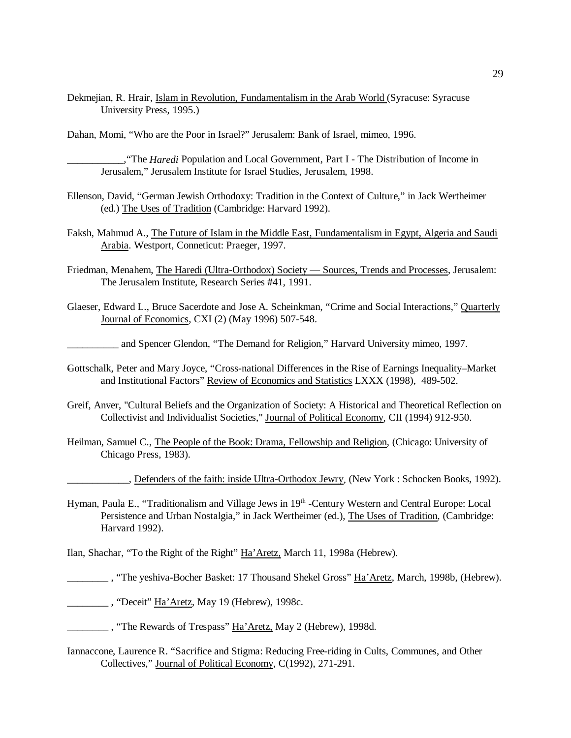Dekmejian, R. Hrair, Islam in Revolution, Fundamentalism in the Arab World (Syracuse: Syracuse University Press, 1995.)

Dahan, Momi, "Who are the Poor in Israel?" Jerusalem: Bank of Israel, mimeo, 1996.

___________,"The *Haredi* Population and Local Government, Part I - The Distribution of Income in Jerusalem," Jerusalem Institute for Israel Studies, Jerusalem, 1998.

Ellenson, David, "German Jewish Orthodoxy: Tradition in the Context of Culture," in Jack Wertheimer (ed.) The Uses of Tradition (Cambridge: Harvard 1992).

Faksh, Mahmud A., The Future of Islam in the Middle East, Fundamentalism in Egypt, Algeria and Saudi Arabia. Westport, Conneticut: Praeger, 1997.

Friedman, Menahem, The Haredi (Ultra-Orthodox) Society — Sources, Trends and Processes, Jerusalem: The Jerusalem Institute, Research Series #41, 1991.

Glaeser, Edward L., Bruce Sacerdote and Jose A. Scheinkman, "Crime and Social Interactions," Quarterly Journal of Economics, CXI (2) (May 1996) 507-548.

__________ and Spencer Glendon, "The Demand for Religion," Harvard University mimeo, 1997.

Gottschalk, Peter and Mary Joyce, "Cross-national Differences in the Rise of Earnings Inequality–Market and Institutional Factors" Review of Economics and Statistics LXXX (1998), 489-502.

Greif, Anver, "Cultural Beliefs and the Organization of Society: A Historical and Theoretical Reflection on Collectivist and Individualist Societies," Journal of Political Economy, CII (1994) 912-950.

Heilman, Samuel C., The People of the Book: Drama, Fellowship and Religion, (Chicago: University of Chicago Press, 1983).

____________, Defenders of the faith: inside Ultra-Orthodox Jewry, (New York : Schocken Books, 1992).

Hyman, Paula E., "Traditionalism and Village Jews in 19th -Century Western and Central Europe: Local Persistence and Urban Nostalgia," in Jack Wertheimer (ed.), The Uses of Tradition, (Cambridge: Harvard 1992).

Ilan, Shachar, "To the Right of the Right" Ha'Aretz, March 11, 1998a (Hebrew).

________ , "The yeshiva-Bocher Basket: 17 Thousand Shekel Gross" Ha'Aretz, March, 1998b, (Hebrew).

________ , "Deceit" Ha'Aretz, May 19 (Hebrew), 1998c.

________ , "The Rewards of Trespass" Ha'Aretz, May 2 (Hebrew), 1998d.

Iannaccone, Laurence R. "Sacrifice and Stigma: Reducing Free-riding in Cults, Communes, and Other Collectives," Journal of Political Economy, C(1992), 271-291.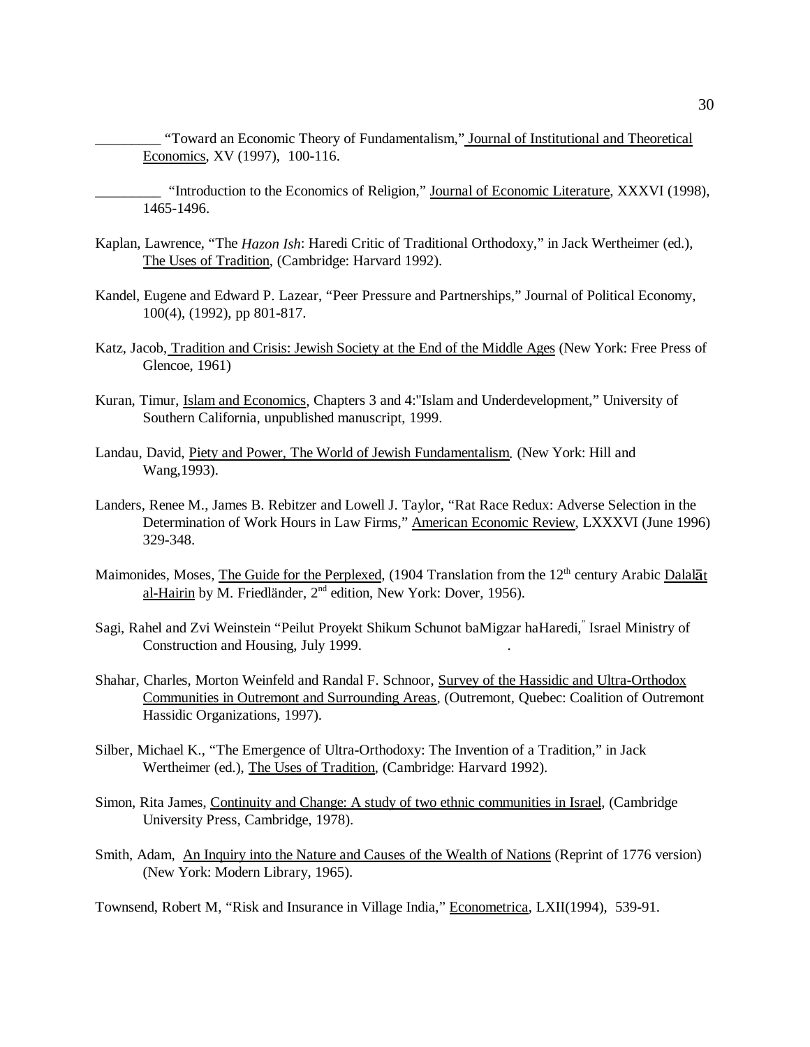_________ "Toward an Economic Theory of Fundamentalism," Journal of Institutional and Theoretical Economics, XV (1997), 100-116.

_________ "Introduction to the Economics of Religion," Journal of Economic Literature, XXXVI (1998), 1465-1496.

Kaplan, Lawrence, "The *Hazon Ish*: Haredi Critic of Traditional Orthodoxy," in Jack Wertheimer (ed.), The Uses of Tradition, (Cambridge: Harvard 1992).

Kandel, Eugene and Edward P. Lazear, "Peer Pressure and Partnerships," Journal of Political Economy, 100(4), (1992), pp 801-817.

Katz, Jacob, Tradition and Crisis: Jewish Society at the End of the Middle Ages (New York: Free Press of Glencoe, 1961)

Kuran, Timur, Islam and Economics, Chapters 3 and 4:"Islam and Underdevelopment," University of Southern California, unpublished manuscript, 1999.

Landau, David, Piety and Power, The World of Jewish Fundamentalism. (New York: Hill and Wang,1993).

Landers, Renee M., James B. Rebitzer and Lowell J. Taylor, "Rat Race Redux: Adverse Selection in the Determination of Work Hours in Law Firms," American Economic Review, LXXXVI (June 1996) 329-348.

Maimonides, Moses, The Guide for the Perplexed, (1904 Translation from the 12th century Arabic Dalalāt al-Hairin by M. Friedländer, 2nd edition, New York: Dover, 1956).

Sagi, Rahel and Zvi Weinstein "Peilut Proyekt Shikum Schunot baMigzar haHaredi," Israel Ministry of Construction and Housing, July 1999.

Shahar, Charles, Morton Weinfeld and Randal F. Schnoor, Survey of the Hassidic and Ultra-Orthodox Communities in Outremont and Surrounding Areas, (Outremont, Quebec: Coalition of Outremont Hassidic Organizations, 1997).

Silber, Michael K., "The Emergence of Ultra-Orthodoxy: The Invention of a Tradition," in Jack Wertheimer (ed.), The Uses of Tradition, (Cambridge: Harvard 1992).

Simon, Rita James, Continuity and Change: A study of two ethnic communities in Israel, (Cambridge University Press, Cambridge, 1978).

Smith, Adam, An Inquiry into the Nature and Causes of the Wealth of Nations (Reprint of 1776 version) (New York: Modern Library, 1965).

Townsend, Robert M, "Risk and Insurance in Village India," Econometrica, LXII(1994), 539-91.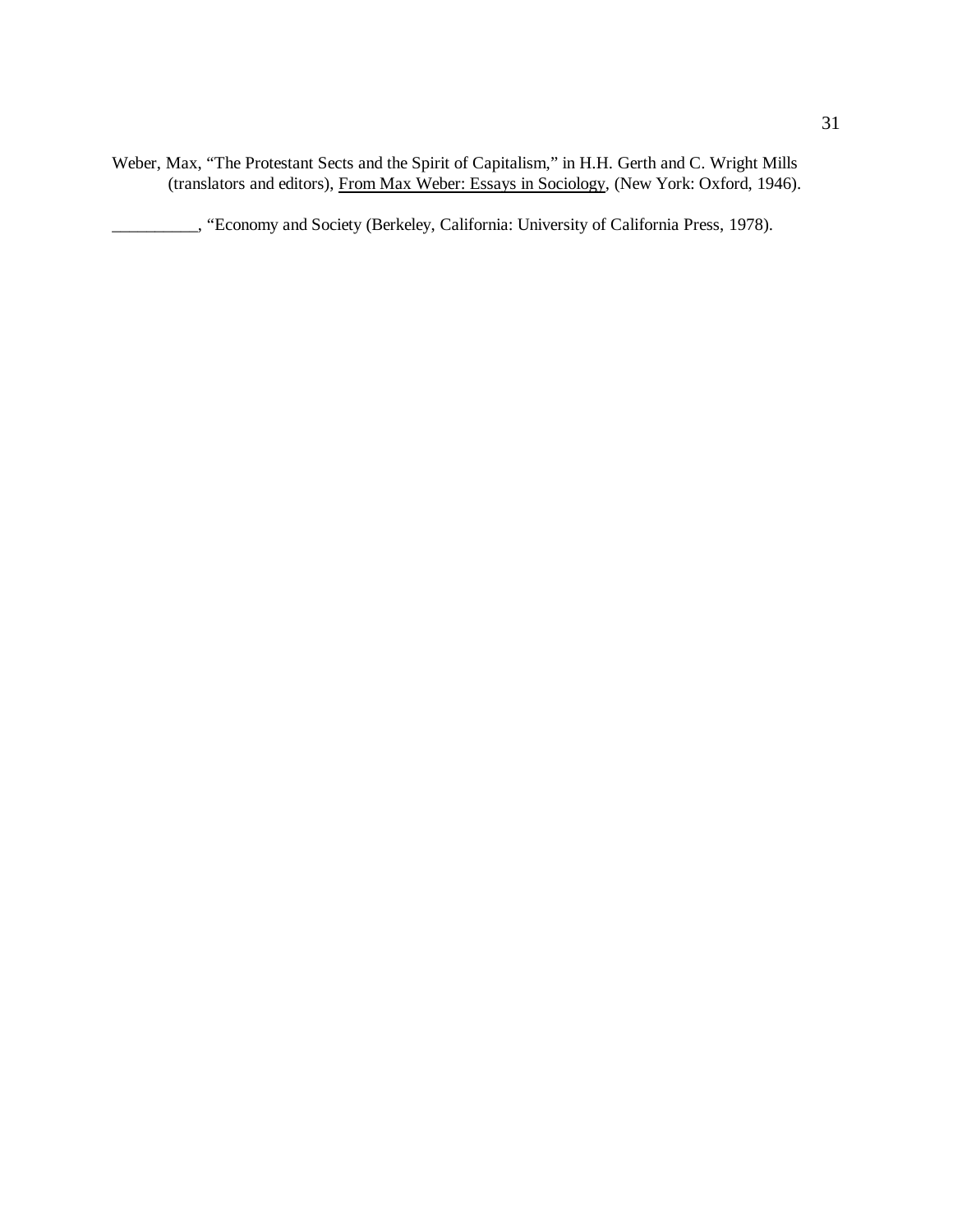Weber, Max, "The Protestant Sects and the Spirit of Capitalism," in H.H. Gerth and C. Wright Mills (translators and editors), From Max Weber: Essays in Sociology, (New York: Oxford, 1946).

__________, "Economy and Society (Berkeley, California: University of California Press, 1978).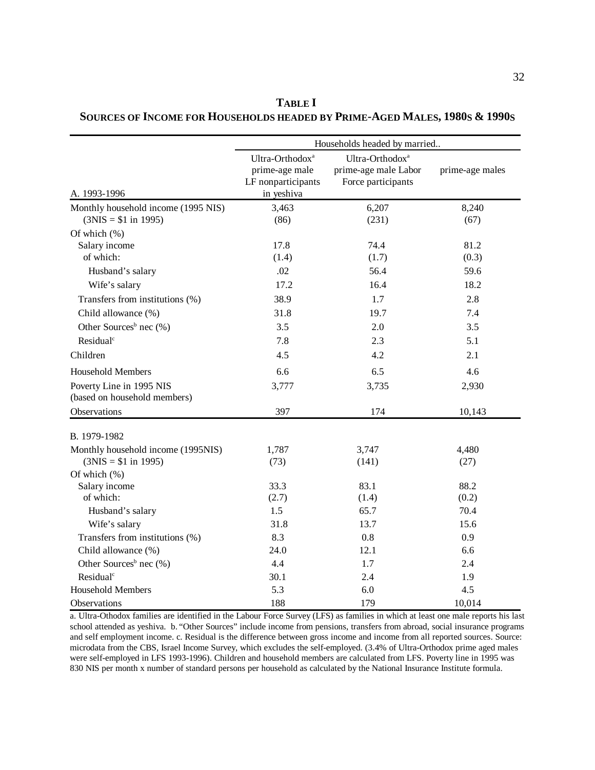**TABLE I**

**SOURCES OF INCOME FOR HOUSEHOLDS HEADED BY PRIME-AGED MALES, 1980S & 1990S**

| | Households headed by married.. | | |
|---|---|---|---|
| A. 1993-1996 | Ultra-Orthodox[a] prime-age male LF nonparticipants in yeshiva | Ultra-Orthodox[a] prime-age male Labor Force participants | prime-age males |
| Monthly household income (1995 NIS) | 3,463 | 6,207 | 8,240 |
| (3NIS = $1 in 1995) | (86) | (231) | (67) |
| Of which (%) | | | |
| Salary income | 17.8 | 74.4 | 81.2 |
| of which: | (1.4) | (1.7) | (0.3) |
| Husband's salary | .02 | 56.4 | 59.6 |
| Wife's salary | 17.2 | 16.4 | 18.2 |
| Transfers from institutions (%) | 38.9 | 1.7 | 2.8 |
| Child allowance (%) | 31.8 | 19.7 | 7.4 |
| Other Sources[b] nec (%) | 3.5 | 2.0 | 3.5 |
| Residual[c] | 7.8 | 2.3 | 5.1 |
| Children | 4.5 | 4.2 | 2.1 |
| Household Members | 6.6 | 6.5 | 4.6 |
| Poverty Line in 1995 NIS (based on household members) | 3,777 | 3,735 | 2,930 |
| Observations | 397 | 174 | 10,143 |
| **B. 1979-1982** | | | |
| Monthly household income (1995NIS) | 1,787 | 3,747 | 4,480 |
| (3NIS = $1 in 1995) | (73) | (141) | (27) |
| Of which (%) | | | |
| Salary income | 33.3 | 83.1 | 88.2 |
| of which: | (2.7) | (1.4) | (0.2) |
| Husband's salary | 1.5 | 65.7 | 70.4 |
| Wife's salary | 31.8 | 13.7 | 15.6 |
| Transfers from institutions (%) | 8.3 | 0.8 | 0.9 |
| Child allowance (%) | 24.0 | 12.1 | 6.6 |
| Other Sources[b] nec (%) | 4.4 | 1.7 | 2.4 |
| Residual[c] | 30.1 | 2.4 | 1.9 |
| Household Members | 5.3 | 6.0 | 4.5 |
| Observations | 188 | 179 | 10,014 |

a. Ultra-Othodox families are identified in the Labour Force Survey (LFS) as families in which at least one male reports his last school attended as yeshiva. b. "Other Sources" include income from pensions, transfers from abroad, social insurance programs and self employment income. c. Residual is the difference between gross income and income from all reported sources. Source: microdata from the CBS, Israel Income Survey, which excludes the self-employed. (3.4% of Ultra-Orthodox prime aged males were self-employed in LFS 1993-1996). Children and household members are calculated from LFS. Poverty line in 1995 was 830 NIS per month x number of standard persons per household as calculated by the National Insurance Institute formula.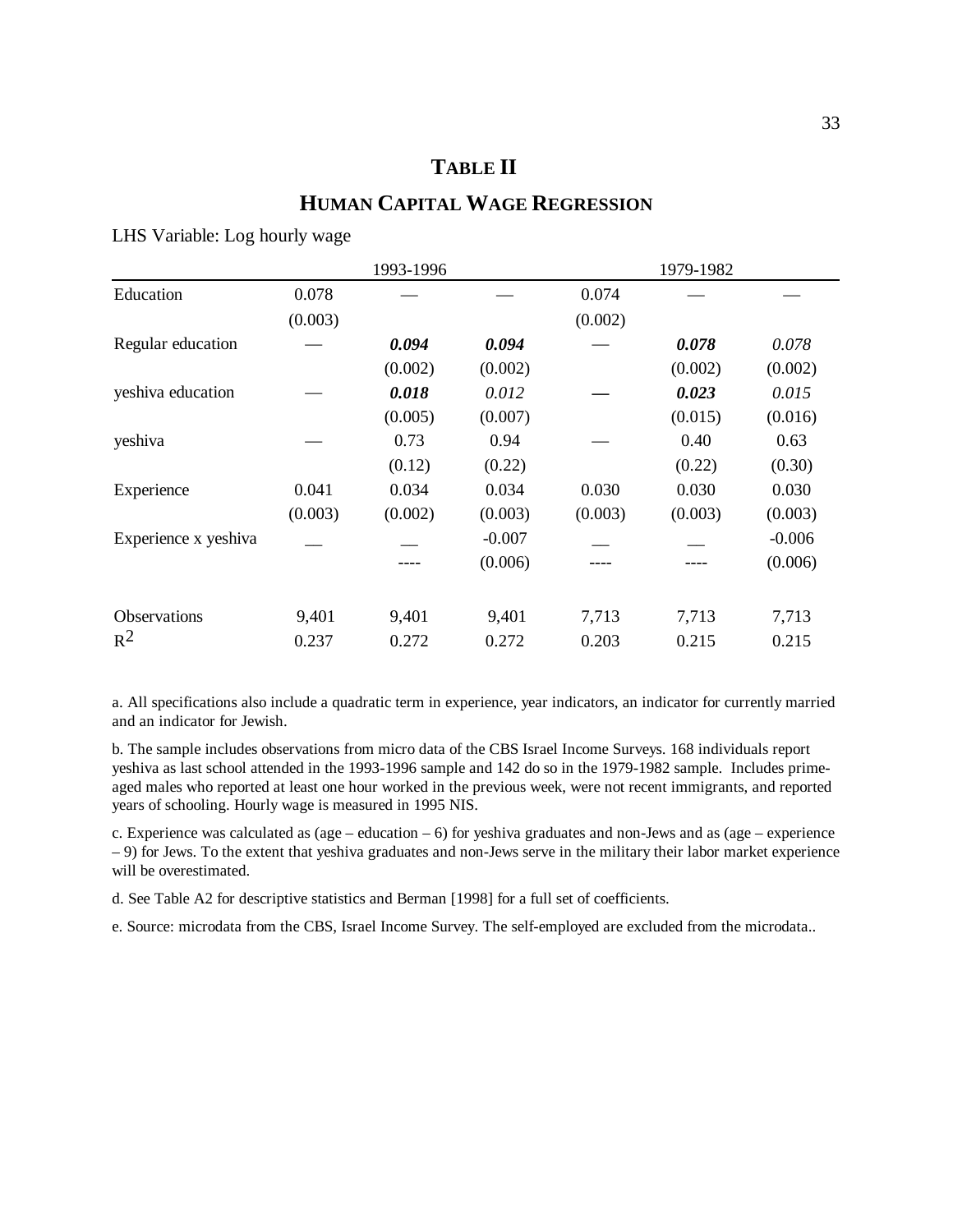# TABLE II

## HUMAN CAPITAL WAGE REGRESSION

LHS Variable: Log hourly wage

| | 1993-1996 | | | 1979-1982 | | |
|---|---|---|---|---|---|---|
| Education | 0.078 | — | — | 0.074 | — | — |
| | (0.003) | | | (0.002) | | |
| Regular education | — | ***0.094*** | ***0.094*** | — | ***0.078*** | *0.078* |
| | | (0.002) | (0.002) | | (0.002) | (0.002) |
| yeshiva education | — | ***0.018*** | *0.012* | — | ***0.023*** | *0.015* |
| | | (0.005) | (0.007) | | (0.015) | (0.016) |
| yeshiva | — | 0.73 | 0.94 | — | 0.40 | 0.63 |
| | | (0.12) | (0.22) | | (0.22) | (0.30) |
| Experience | 0.041 | 0.034 | 0.034 | 0.030 | 0.030 | 0.030 |
| | (0.003) | (0.002) | (0.003) | (0.003) | (0.003) | (0.003) |
| Experience x yeshiva | — | — | -0.007 | — | — | -0.006 |
| | | ---- | (0.006) | ---- | ---- | (0.006) |
| Observations | 9,401 | 9,401 | 9,401 | 7,713 | 7,713 | 7,713 |
| $R^2$ | 0.237 | 0.272 | 0.272 | 0.203 | 0.215 | 0.215 |

a. All specifications also include a quadratic term in experience, year indicators, an indicator for currently married and an indicator for Jewish.

b. The sample includes observations from micro data of the CBS Israel Income Surveys. 168 individuals report yeshiva as last school attended in the 1993-1996 sample and 142 do so in the 1979-1982 sample. Includes prime-aged males who reported at least one hour worked in the previous week, were not recent immigrants, and reported years of schooling. Hourly wage is measured in 1995 NIS.

c. Experience was calculated as (age – education – 6) for yeshiva graduates and non-Jews and as (age – experience – 9) for Jews. To the extent that yeshiva graduates and non-Jews serve in the military their labor market experience will be overestimated.

d. See Table A2 for descriptive statistics and Berman [1998] for a full set of coefficients.

e. Source: microdata from the CBS, Israel Income Survey. The self-employed are excluded from the microdata..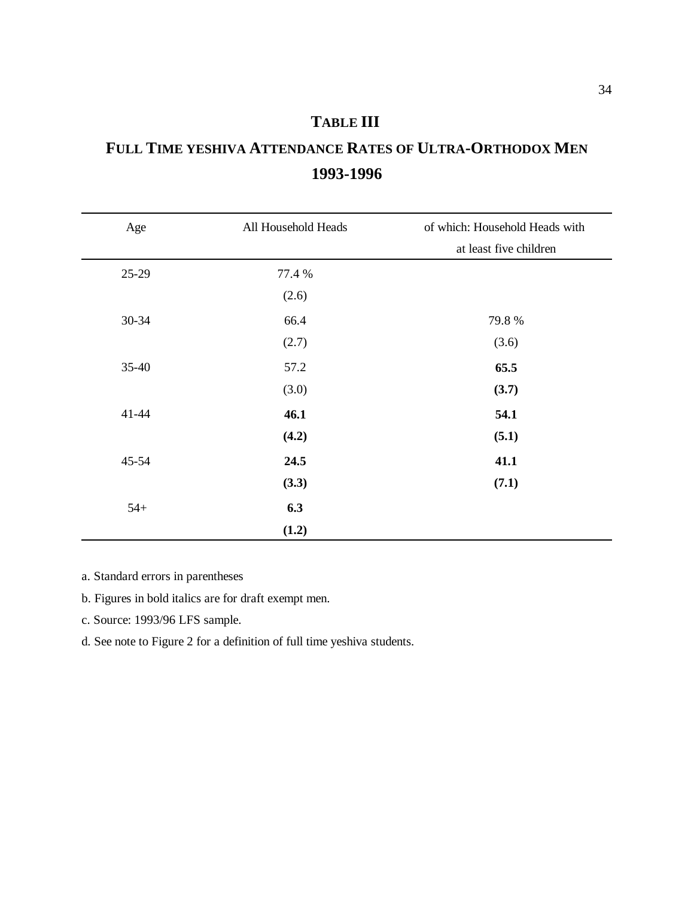# TABLE III

## FULL TIME YESHIVA ATTENDANCE RATES OF ULTRA-ORTHODOX MEN 1993-1996

| Age | All Household Heads | of which: Household Heads with at least five children |
|---|---|---|
| 25-29 | 77.4 % | |
| | (2.6) | |
| 30-34 | 66.4 | 79.8 % |
| | (2.7) | (3.6) |
| 35-40 | 57.2 | **65.5** |
| | (3.0) | **(3.7)** |
| 41-44 | **46.1** | **54.1** |
| | **(4.2)** | **(5.1)** |
| 45-54 | **24.5** | **41.1** |
| | **(3.3)** | **(7.1)** |
| 54+ | **6.3** | |
| | **(1.2)** | |

a. Standard errors in parentheses

b. Figures in bold italics are for draft exempt men.

c. Source: 1993/96 LFS sample.

d. See note to Figure 2 for a definition of full time yeshiva students.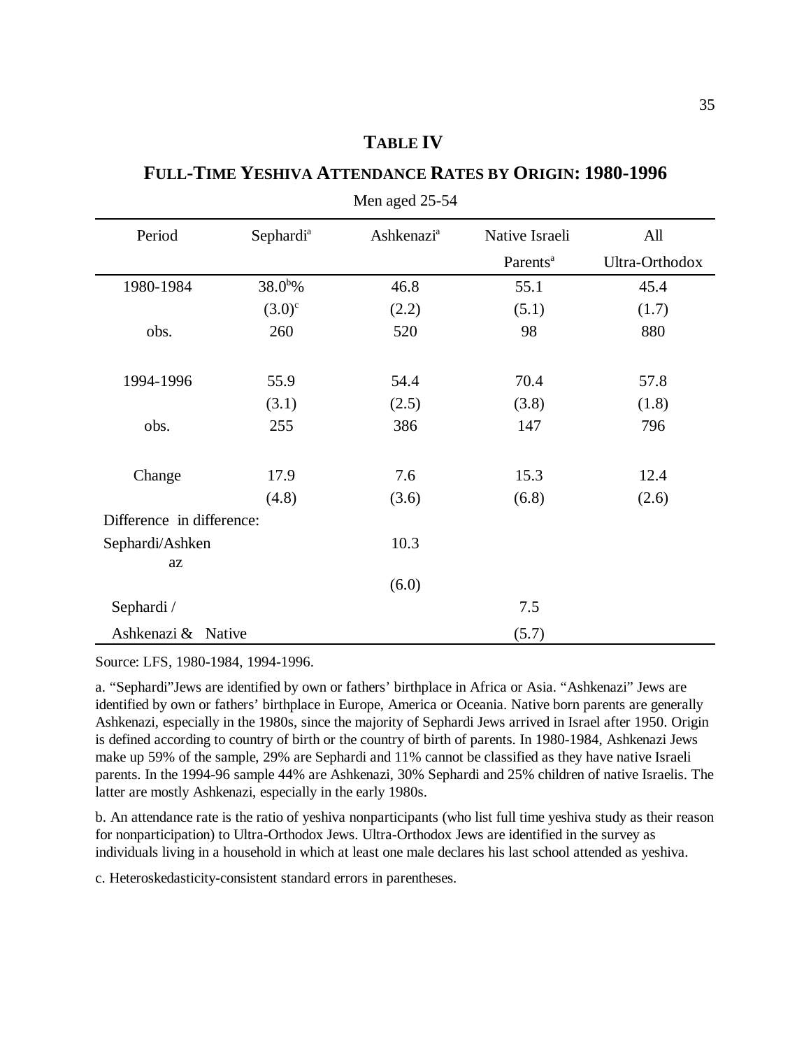# TABLE IV

## FULL-TIME YESHIVA ATTENDANCE RATES BY ORIGIN: 1980-1996

Men aged 25-54

| Period | Sephardi[a] | Ashkenazi[a] | Native Israeli Parents[a] | All Ultra-Orthodox |
|---|---|---|---|---|
| 1980-1984 | 38.0[b]% | 46.8 | 55.1 | 45.4 |
| | (3.0)[c] | (2.2) | (5.1) | (1.7) |
| obs. | 260 | 520 | 98 | 880 |
| 1994-1996 | 55.9 | 54.4 | 70.4 | 57.8 |
| | (3.1) | (2.5) | (3.8) | (1.8) |
| obs. | 255 | 386 | 147 | 796 |
| Change | 17.9 | 7.6 | 15.3 | 12.4 |
| | (4.8) | (3.6) | (6.8) | (2.6) |
| Difference in difference: | | | | |
| Sephardi/Ashkenaz | | 10.3 | | |
| | | (6.0) | | |
| Sephardi / Ashkenazi & Native | | | 7.5 | |
| | | | (5.7) | |

Source: LFS, 1980-1984, 1994-1996.

a. "Sephardi" Jews are identified by own or fathers' birthplace in Africa or Asia. "Ashkenazi" Jews are identified by own or fathers' birthplace in Europe, America or Oceania. Native born parents are generally Ashkenazi, especially in the 1980s, since the majority of Sephardi Jews arrived in Israel after 1950. Origin is defined according to country of birth or the country of birth of parents. In 1980-1984, Ashkenazi Jews make up 59% of the sample, 29% are Sephardi and 11% cannot be classified as they have native Israeli parents. In the 1994-96 sample 44% are Ashkenazi, 30% Sephardi and 25% children of native Israelis. The latter are mostly Ashkenazi, especially in the early 1980s.

b. An attendance rate is the ratio of yeshiva nonparticipants (who list full time yeshiva study as their reason for nonparticipation) to Ultra-Orthodox Jews. Ultra-Orthodox Jews are identified in the survey as individuals living in a household in which at least one male declares his last school attended as yeshiva.

c. Heteroskedasticity-consistent standard errors in parentheses.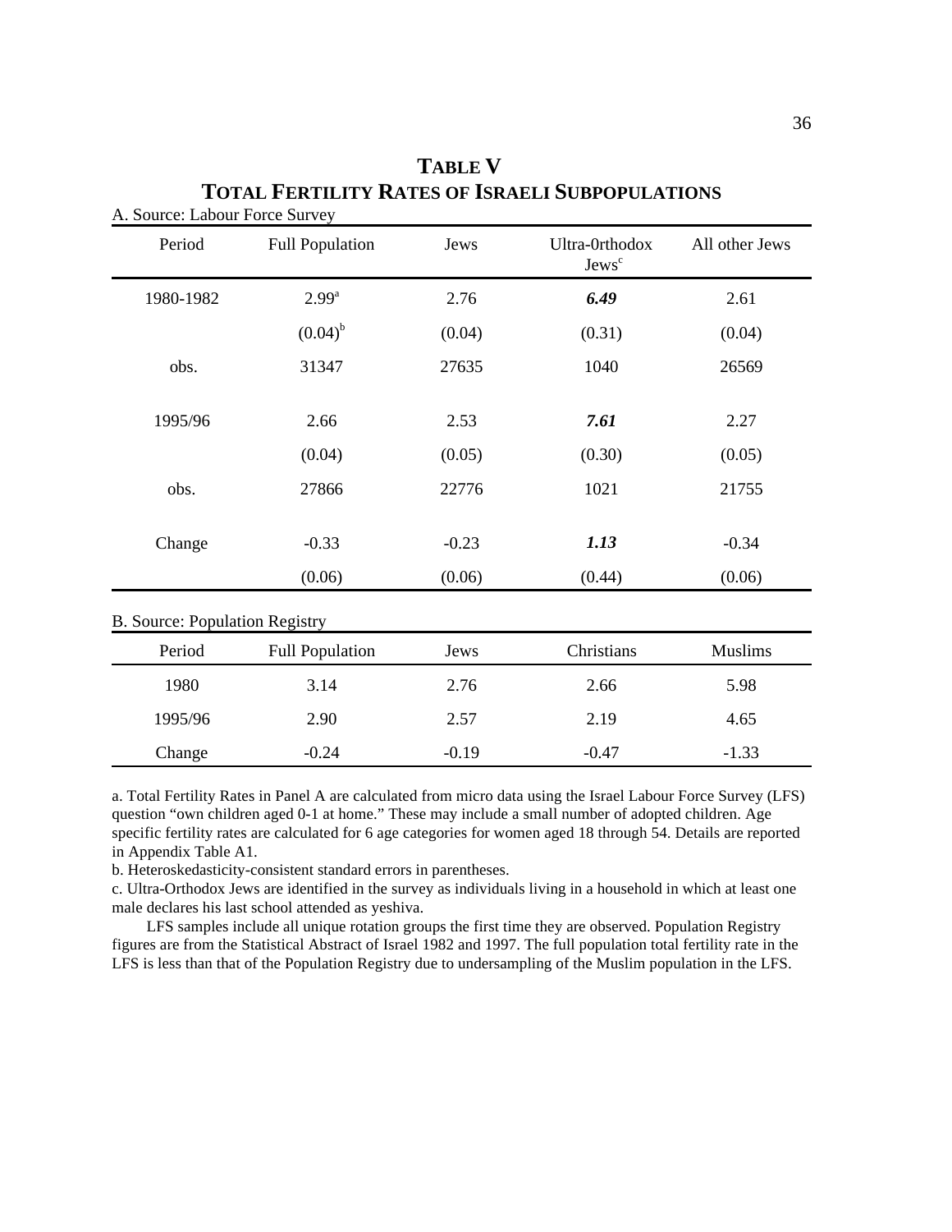# TABLE V
# TOTAL FERTILITY RATES OF ISRAELI SUBPOPULATIONS

A. Source: Labour Force Survey

| Period | Full Population | Jews | Ultra-0rthodox Jews[c] | All other Jews |
|---|---|---|---|---|
| 1980-1982 | 2.99[a] | 2.76 | ***6.49*** | 2.61 |
| | (0.04)[b] | (0.04) | (0.31) | (0.04) |
| obs. | 31347 | 27635 | 1040 | 26569 |
| 1995/96 | 2.66 | 2.53 | ***7.61*** | 2.27 |
| | (0.04) | (0.05) | (0.30) | (0.05) |
| obs. | 27866 | 22776 | 1021 | 21755 |
| Change | -0.33 | -0.23 | ***1.13*** | -0.34 |
| | (0.06) | (0.06) | (0.44) | (0.06) |

B. Source: Population Registry

| Period | Full Population | Jews | Christians | Muslims |
|---|---|---|---|---|
| 1980 | 3.14 | 2.76 | 2.66 | 5.98 |
| 1995/96 | 2.90 | 2.57 | 2.19 | 4.65 |
| Change | -0.24 | -0.19 | -0.47 | -1.33 |

a. Total Fertility Rates in Panel A are calculated from micro data using the Israel Labour Force Survey (LFS) question "own children aged 0-1 at home." These may include a small number of adopted children. Age specific fertility rates are calculated for 6 age categories for women aged 18 through 54. Details are reported in Appendix Table A1.

b. Heteroskedasticity-consistent standard errors in parentheses.

c. Ultra-Orthodox Jews are identified in the survey as individuals living in a household in which at least one male declares his last school attended as yeshiva.

LFS samples include all unique rotation groups the first time they are observed. Population Registry figures are from the Statistical Abstract of Israel 1982 and 1997. The full population total fertility rate in the LFS is less than that of the Population Registry due to undersampling of the Muslim population in the LFS.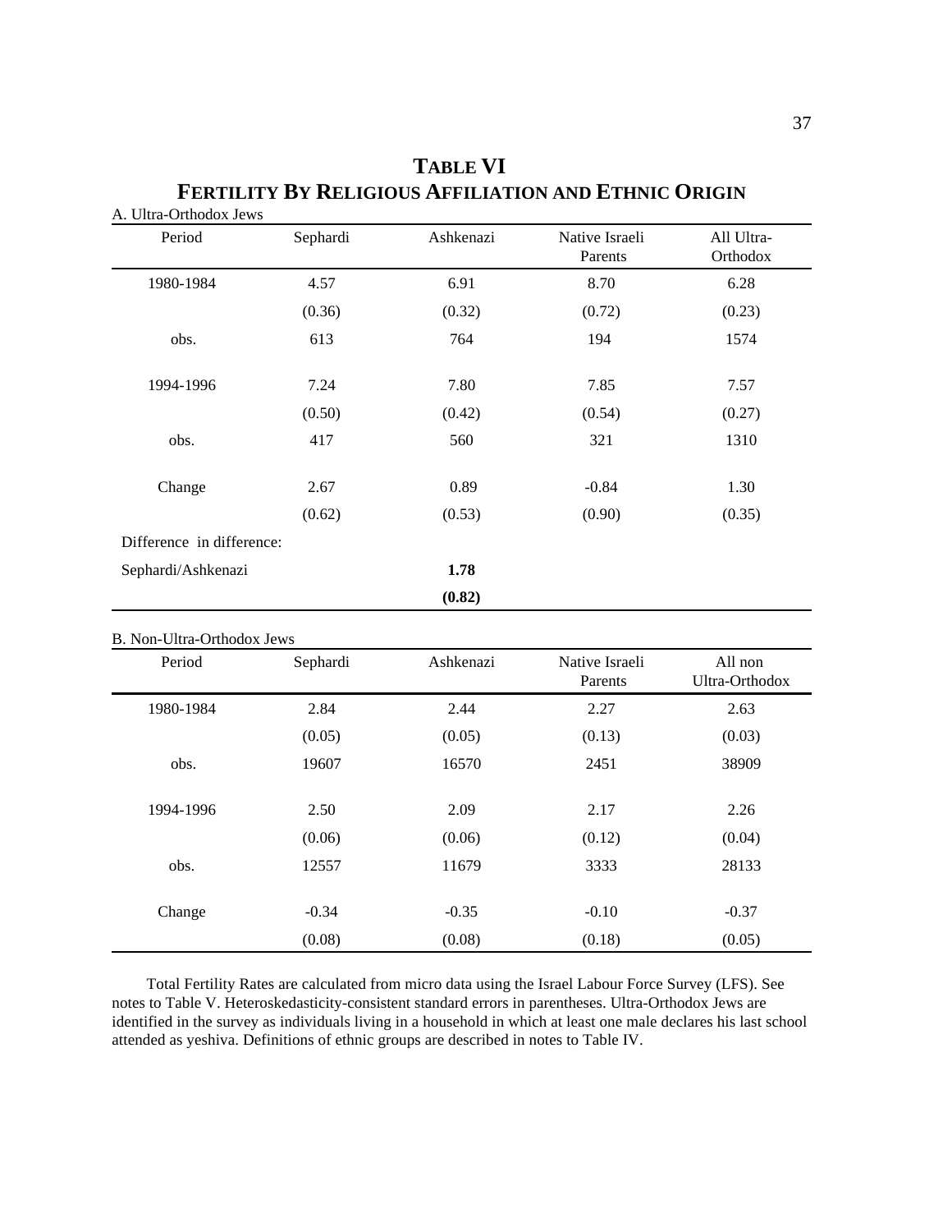# TABLE VI

# FERTILITY BY RELIGIOUS AFFILIATION AND ETHNIC ORIGIN

A. Ultra-Orthodox Jews

| Period | Sephardi | Ashkenazi | Native Israeli Parents | All Ultra-Orthodox |
|---|---|---|---|---|
| 1980-1984 | 4.57 | 6.91 | 8.70 | 6.28 |
| | (0.36) | (0.32) | (0.72) | (0.23) |
| obs. | 613 | 764 | 194 | 1574 |
| 1994-1996 | 7.24 | 7.80 | 7.85 | 7.57 |
| | (0.50) | (0.42) | (0.54) | (0.27) |
| obs. | 417 | 560 | 321 | 1310 |
| Change | 2.67 | 0.89 | -0.84 | 1.30 |
| | (0.62) | (0.53) | (0.90) | (0.35) |
| Difference in difference: | | | | |
| Sephardi/Ashkenazi | | **1.78** | | |
| | | **(0.82)** | | |

B. Non-Ultra-Orthodox Jews

| Period | Sephardi | Ashkenazi | Native Israeli Parents | All non Ultra-Orthodox |
|---|---|---|---|---|
| 1980-1984 | 2.84 | 2.44 | 2.27 | 2.63 |
| | (0.05) | (0.05) | (0.13) | (0.03) |
| obs. | 19607 | 16570 | 2451 | 38909 |
| 1994-1996 | 2.50 | 2.09 | 2.17 | 2.26 |
| | (0.06) | (0.06) | (0.12) | (0.04) |
| obs. | 12557 | 11679 | 3333 | 28133 |
| Change | -0.34 | -0.35 | -0.10 | -0.37 |
| | (0.08) | (0.08) | (0.18) | (0.05) |

Total Fertility Rates are calculated from micro data using the Israel Labour Force Survey (LFS). See notes to Table V. Heteroskedasticity-consistent standard errors in parentheses. Ultra-Orthodox Jews are identified in the survey as individuals living in a household in which at least one male declares his last school attended as yeshiva. Definitions of ethnic groups are described in notes to Table IV.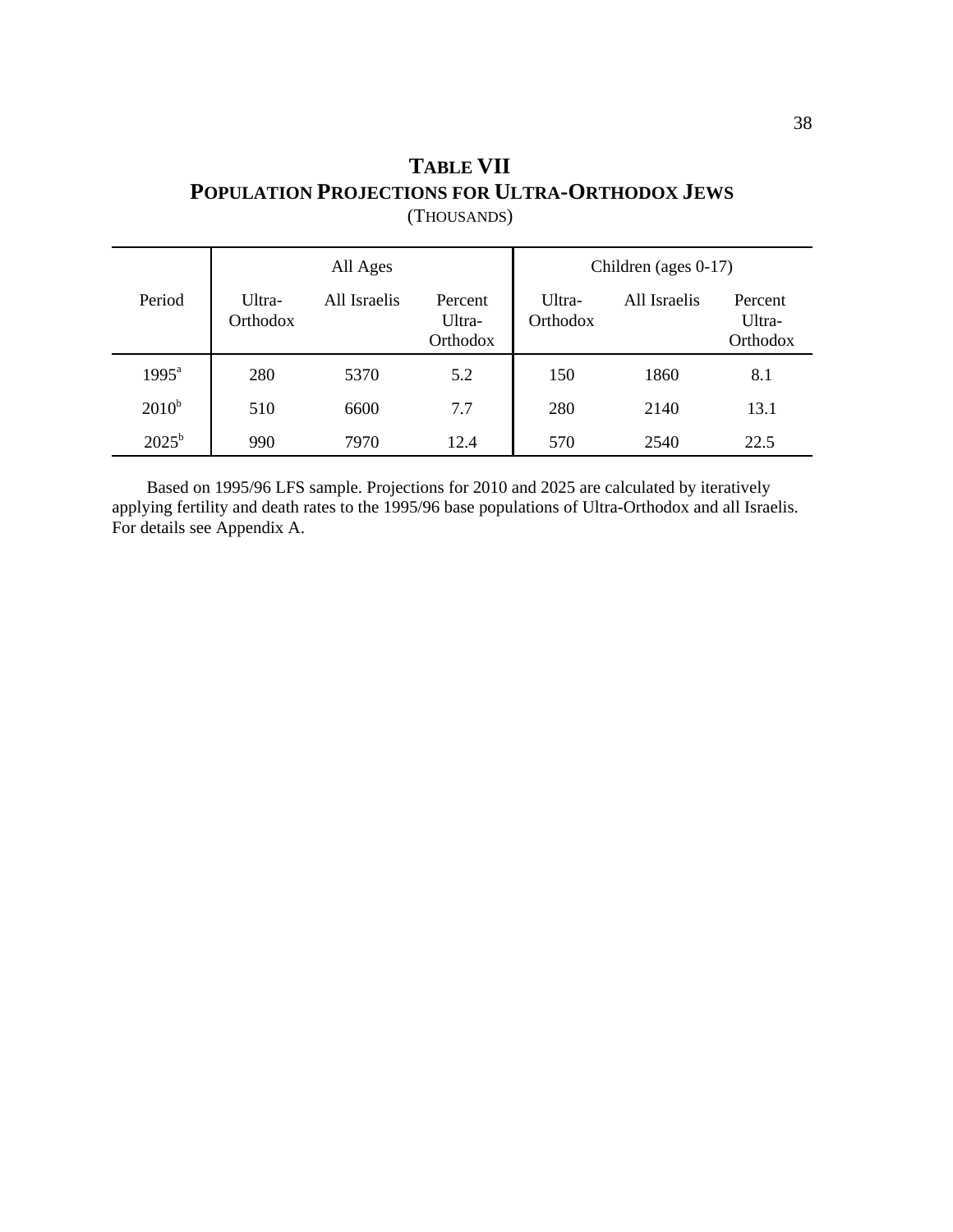# TABLE VII
## POPULATION PROJECTIONS FOR ULTRA-ORTHODOX JEWS
(THOUSANDS)

| Period | All Ages | | | Children (ages 0-17) | | |
|---|---|---|---|---|---|---|
| | Ultra-Orthodox | All Israelis | Percent Ultra-Orthodox | Ultra-Orthodox | All Israelis | Percent Ultra-Orthodox |
| 1995[a] | 280 | 5370 | 5.2 | 150 | 1860 | 8.1 |
| 2010[b] | 510 | 6600 | 7.7 | 280 | 2140 | 13.1 |
| 2025[b] | 990 | 7970 | 12.4 | 570 | 2540 | 22.5 |

Based on 1995/96 LFS sample. Projections for 2010 and 2025 are calculated by iteratively applying fertility and death rates to the 1995/96 base populations of Ultra-Orthodox and all Israelis. For details see Appendix A.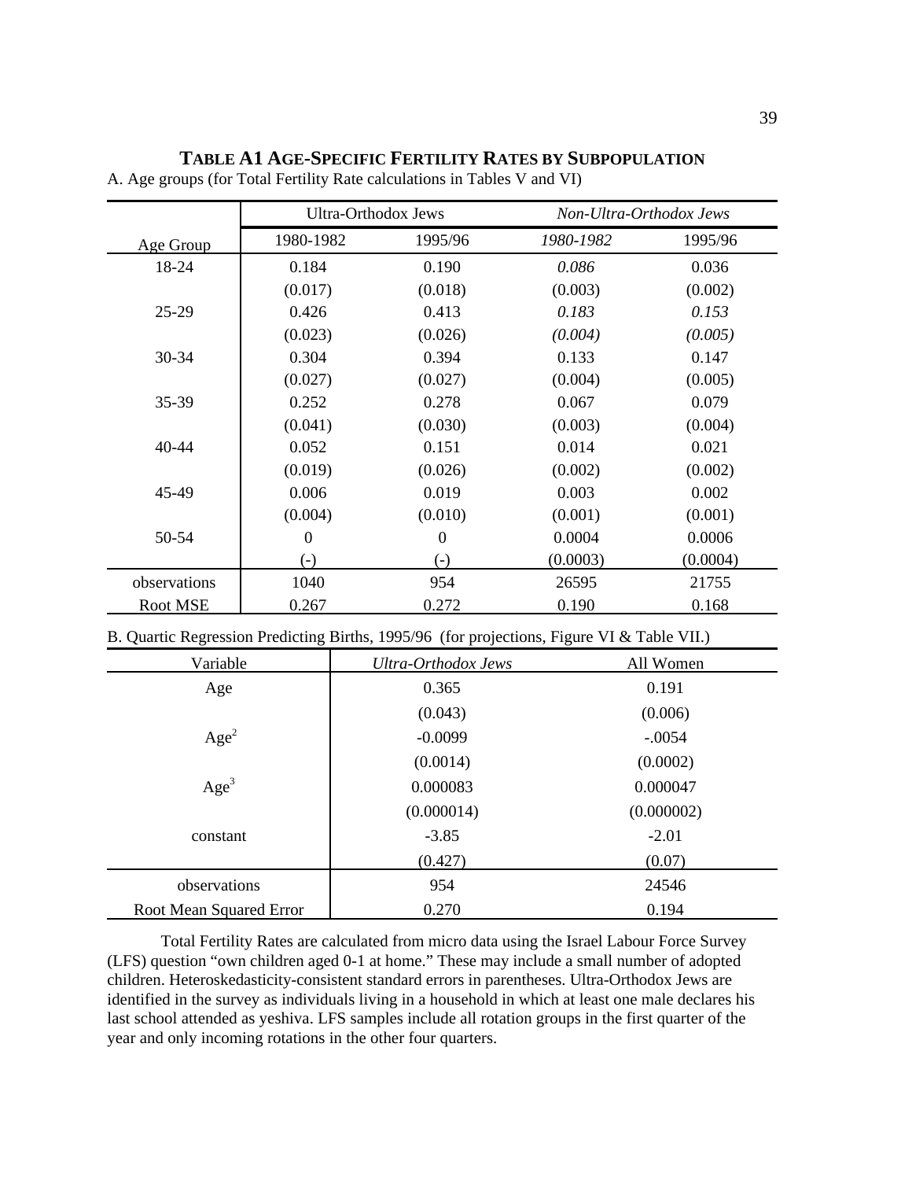# TABLE A1 AGE-SPECIFIC FERTILITY RATES BY SUBPOPULATION

A. Age groups (for Total Fertility Rate calculations in Tables V and VI)

| | Ultra-Orthodox Jews | | *Non-Ultra-Orthodox Jews* | |
|---|---|---|---|---|
| Age Group | 1980-1982 | 1995/96 | *1980-1982* | 1995/96 |
| 18-24 | 0.184 | 0.190 | *0.086* | 0.036 |
| | (0.017) | (0.018) | (0.003) | (0.002) |
| 25-29 | 0.426 | 0.413 | *0.183* | *0.153* |
| | (0.023) | (0.026) | *(0.004)* | *(0.005)* |
| 30-34 | 0.304 | 0.394 | 0.133 | 0.147 |
| | (0.027) | (0.027) | (0.004) | (0.005) |
| 35-39 | 0.252 | 0.278 | 0.067 | 0.079 |
| | (0.041) | (0.030) | (0.003) | (0.004) |
| 40-44 | 0.052 | 0.151 | 0.014 | 0.021 |
| | (0.019) | (0.026) | (0.002) | (0.002) |
| 45-49 | 0.006 | 0.019 | 0.003 | 0.002 |
| | (0.004) | (0.010) | (0.001) | (0.001) |
| 50-54 | 0 | 0 | 0.0004 | 0.0006 |
| | (-) | (-) | (0.0003) | (0.0004) |
| observations | 1040 | 954 | 26595 | 21755 |
| Root MSE | 0.267 | 0.272 | 0.190 | 0.168 |

B. Quartic Regression Predicting Births, 1995/96 (for projections, Figure VI & Table VII.)

| Variable | *Ultra-Orthodox Jews* | All Women |
|---|---|---|
| Age | 0.365 | 0.191 |
| | (0.043) | (0.006) |
| $Age^2$ | -0.0099 | -.0054 |
| | (0.0014) | (0.0002) |
| $Age^3$ | 0.000083 | 0.000047 |
| | (0.000014) | (0.000002) |
| constant | -3.85 | -2.01 |
| | (0.427) | (0.07) |
| observations | 954 | 24546 |
| Root Mean Squared Error | 0.270 | 0.194 |

Total Fertility Rates are calculated from micro data using the Israel Labour Force Survey (LFS) question "own children aged 0-1 at home." These may include a small number of adopted children. Heteroskedasticity-consistent standard errors in parentheses. Ultra-Orthodox Jews are identified in the survey as individuals living in a household in which at least one male declares his last school attended as yeshiva. LFS samples include all rotation groups in the first quarter of the year and only incoming rotations in the other four quarters.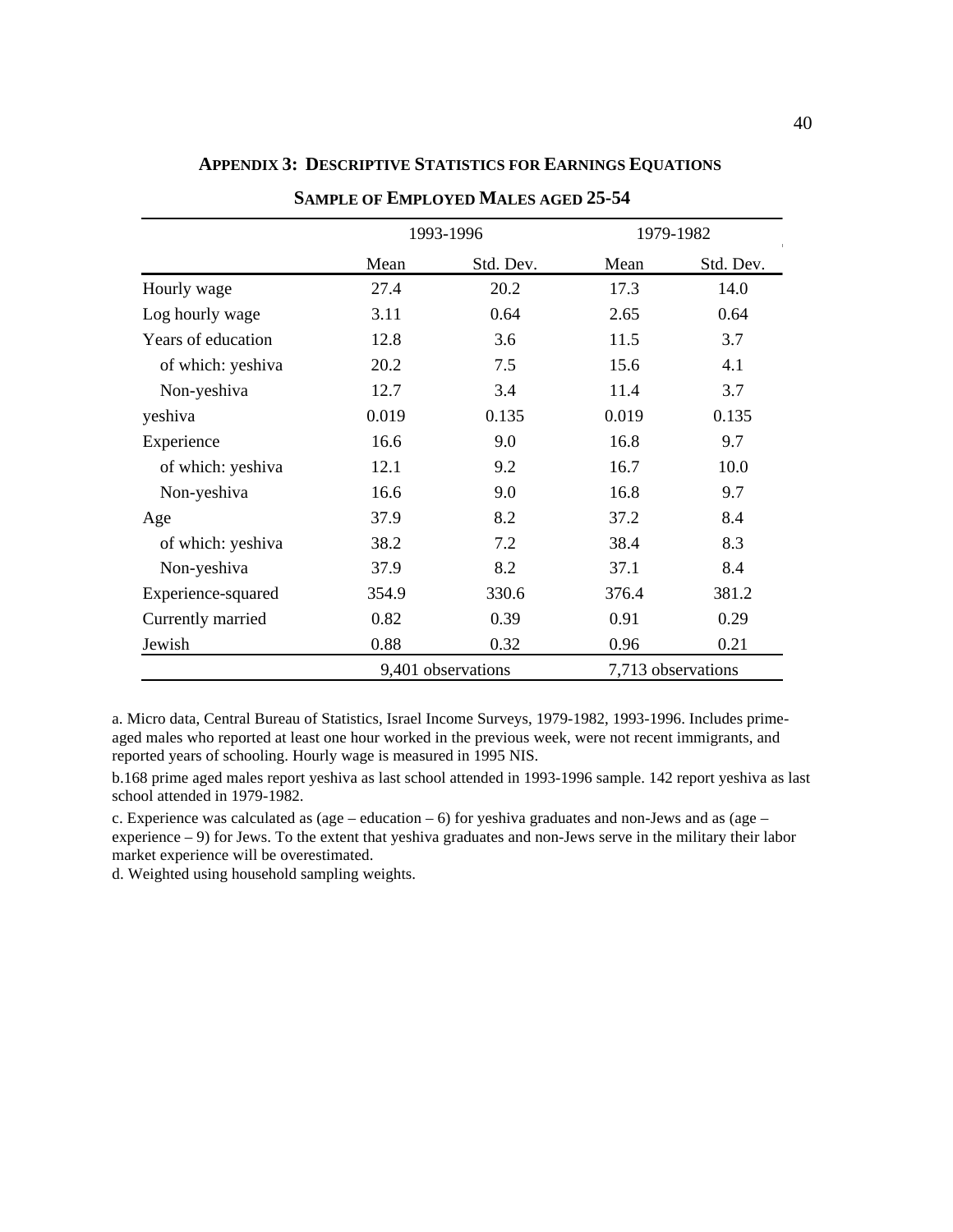## APPENDIX 3: DESCRIPTIVE STATISTICS FOR EARNINGS EQUATIONS

### SAMPLE OF EMPLOYED MALES AGED 25-54

| | 1993-1996 | | 1979-1982 | |
|---|---|---|---|---|
| | Mean | Std. Dev. | Mean | Std. Dev. |
| Hourly wage | 27.4 | 20.2 | 17.3 | 14.0 |
| Log hourly wage | 3.11 | 0.64 | 2.65 | 0.64 |
| Years of education | 12.8 | 3.6 | 11.5 | 3.7 |
| of which: yeshiva | 20.2 | 7.5 | 15.6 | 4.1 |
| Non-yeshiva | 12.7 | 3.4 | 11.4 | 3.7 |
| yeshiva | 0.019 | 0.135 | 0.019 | 0.135 |
| Experience | 16.6 | 9.0 | 16.8 | 9.7 |
| of which: yeshiva | 12.1 | 9.2 | 16.7 | 10.0 |
| Non-yeshiva | 16.6 | 9.0 | 16.8 | 9.7 |
| Age | 37.9 | 8.2 | 37.2 | 8.4 |
| of which: yeshiva | 38.2 | 7.2 | 38.4 | 8.3 |
| Non-yeshiva | 37.9 | 8.2 | 37.1 | 8.4 |
| Experience-squared | 354.9 | 330.6 | 376.4 | 381.2 |
| Currently married | 0.82 | 0.39 | 0.91 | 0.29 |
| Jewish | 0.88 | 0.32 | 0.96 | 0.21 |
| | 9,401 observations | | 7,713 observations | |

a. Micro data, Central Bureau of Statistics, Israel Income Surveys, 1979-1982, 1993-1996. Includes prime-aged males who reported at least one hour worked in the previous week, were not recent immigrants, and reported years of schooling. Hourly wage is measured in 1995 NIS.

b.168 prime aged males report yeshiva as last school attended in 1993-1996 sample. 142 report yeshiva as last school attended in 1979-1982.

c. Experience was calculated as (age – education – 6) for yeshiva graduates and non-Jews and as (age – experience – 9) for Jews. To the extent that yeshiva graduates and non-Jews serve in the military their labor market experience will be overestimated.

d. Weighted using household sampling weights.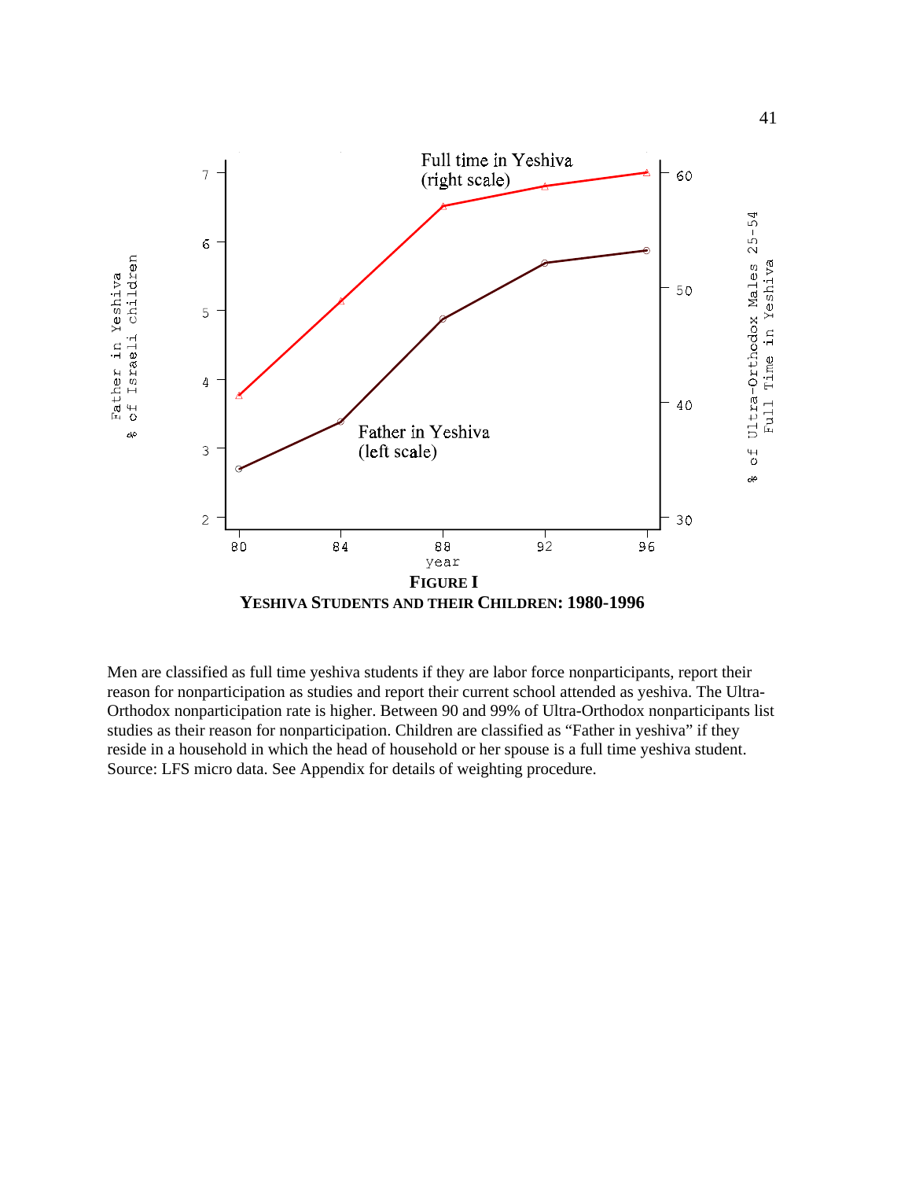**FIGURE I**

**YESHIVA STUDENTS AND THEIR CHILDREN: 1980-1996**

Men are classified as full time yeshiva students if they are labor force nonparticipants, report their reason for nonparticipation as studies and report their current school attended as yeshiva. The Ultra-Orthodox nonparticipation rate is higher. Between 90 and 99% of Ultra-Orthodox nonparticipants list studies as their reason for nonparticipation. Children are classified as “Father in yeshiva” if they reside in a household in which the head of household or her spouse is a full time yeshiva student. Source: LFS micro data. See Appendix for details of weighting procedure.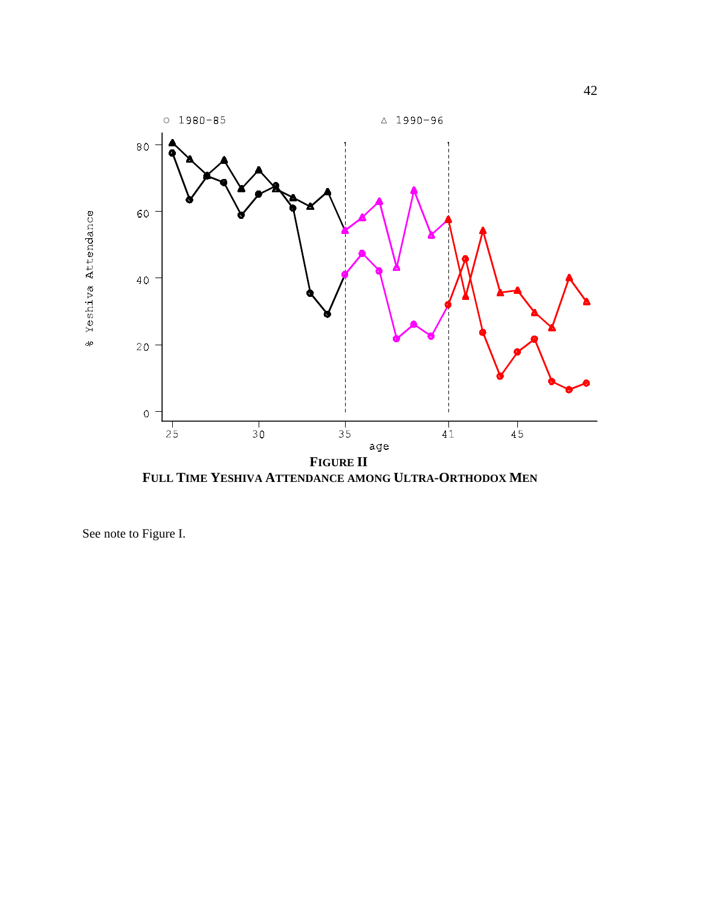**FIGURE II**

**FULL TIME YESHIVA ATTENDANCE AMONG ULTRA-ORTHODOX MEN**

See note to Figure I.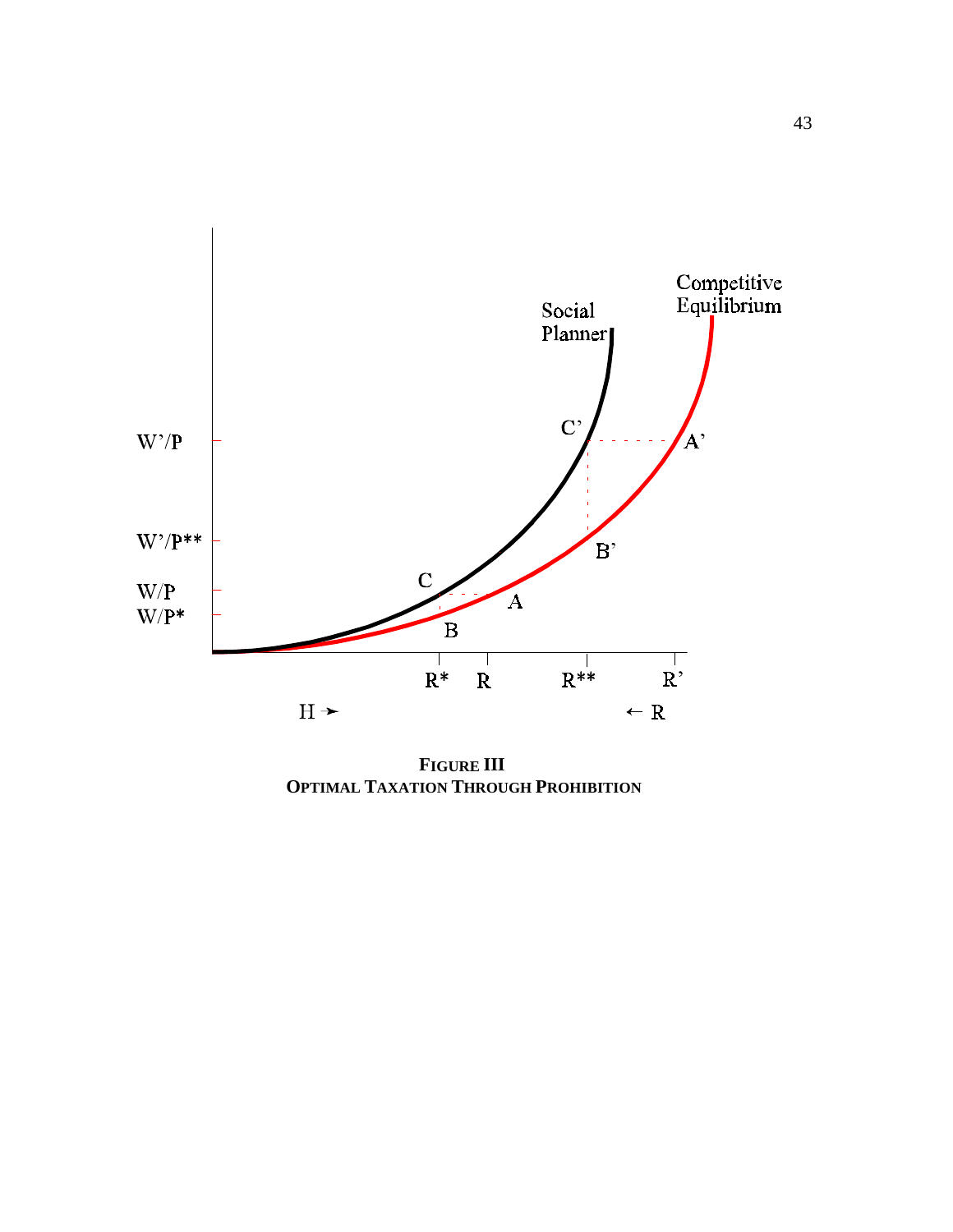**FIGURE III**
**OPTIMAL TAXATION THROUGH PROHIBITION**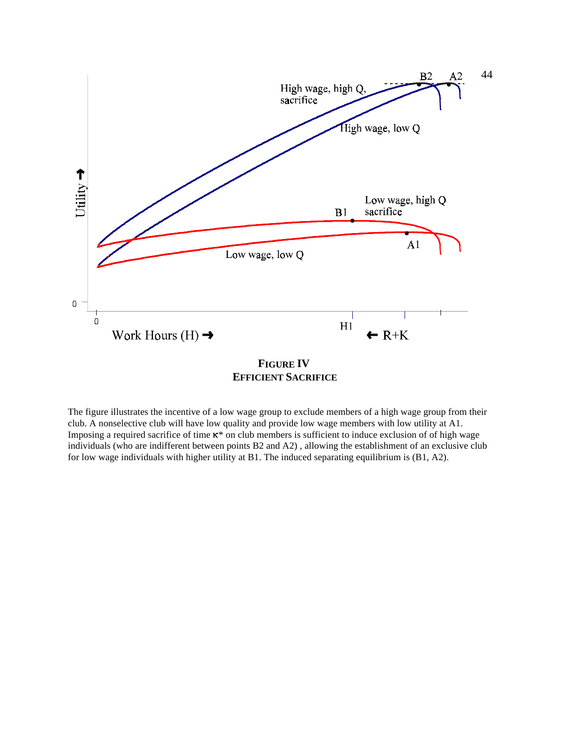**FIGURE IV**
**EFFICIENT SACRIFICE**

The figure illustrates the incentive of a low wage group to exclude members of a high wage group from their club. A nonselective club will have low quality and provide low wage members with low utility at A1. Imposing a required sacrifice of time κ* on club members is sufficient to induce exclusion of of high wage individuals (who are indifferent between points B2 and A2) , allowing the establishment of an exclusive club for low wage individuals with higher utility at B1. The induced separating equilibrium is (B1, A2).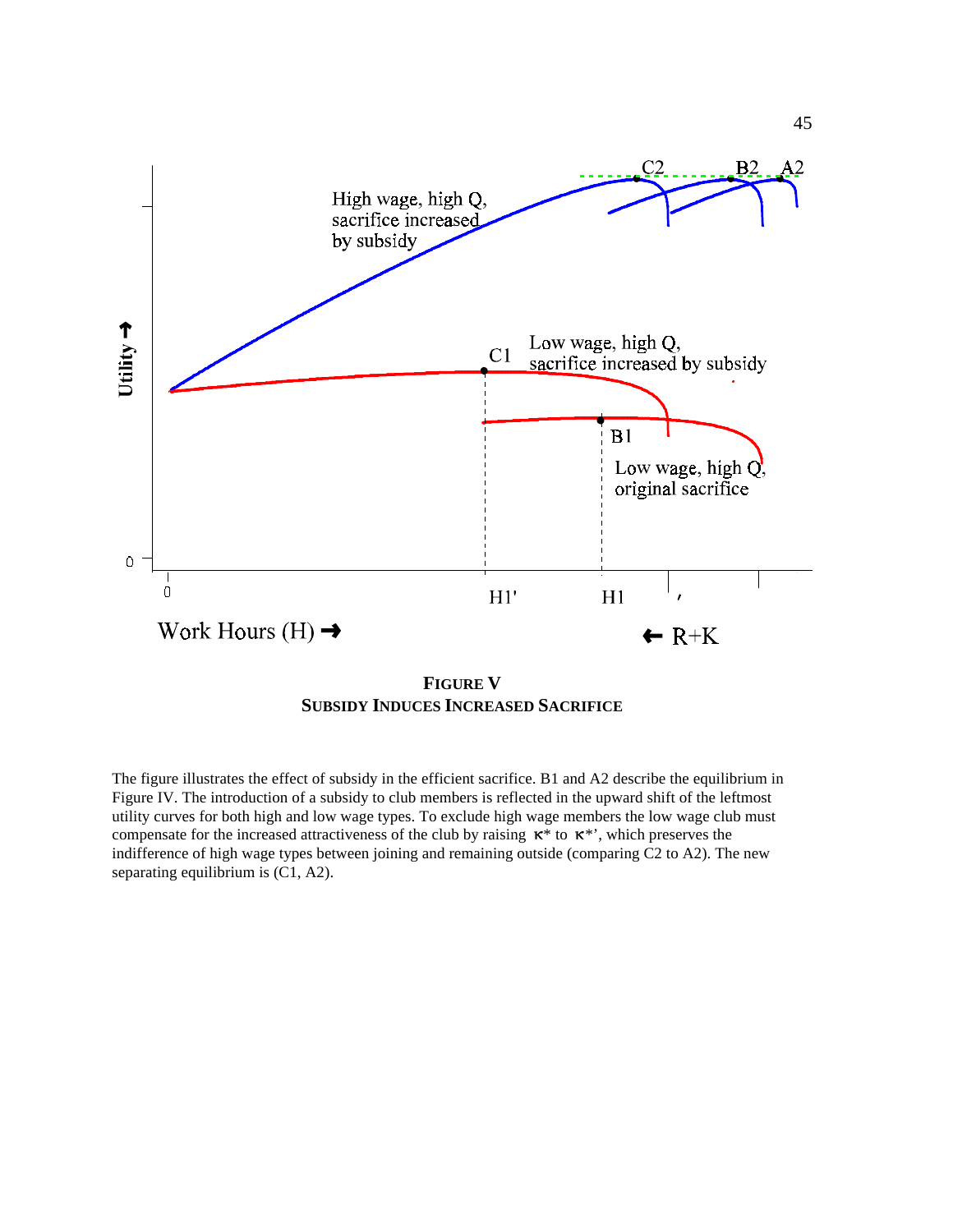**FIGURE V**
**SUBSIDY INDUCES INCREASED SACRIFICE**

The figure illustrates the effect of subsidy in the efficient sacrifice. B1 and A2 describe the equilibrium in Figure IV. The introduction of a subsidy to club members is reflected in the upward shift of the leftmost utility curves for both high and low wage types. To exclude high wage members the low wage club must compensate for the increased attractiveness of the club by raising $\kappa^*$ to $\kappa^{*'}$, which preserves the indifference of high wage types between joining and remaining outside (comparing C2 to A2). The new separating equilibrium is (C1, A2).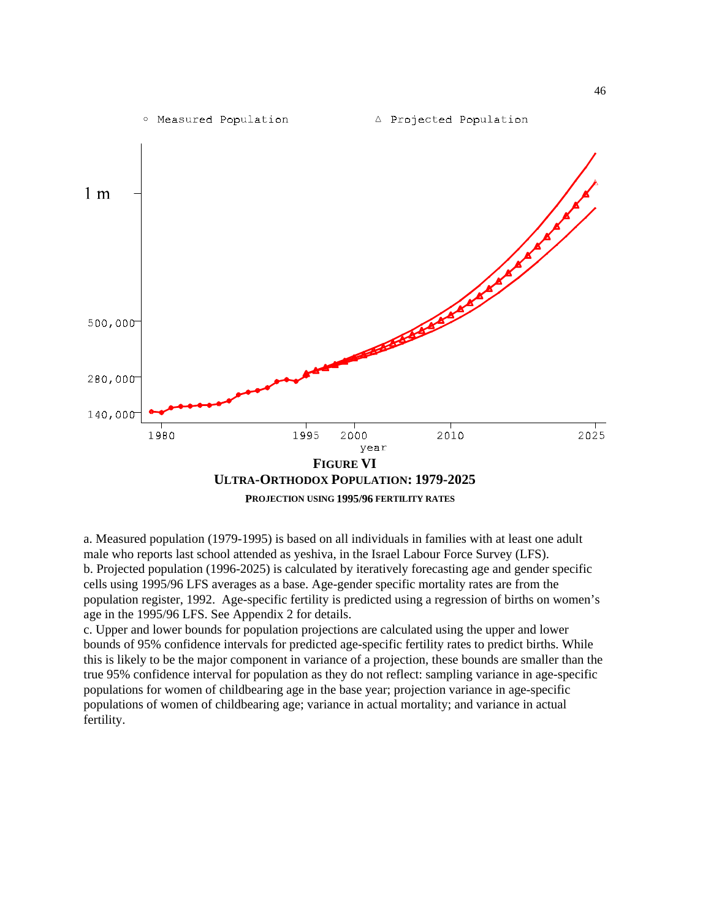**FIGURE VI**

**ULTRA-ORTHODOX POPULATION: 1979-2025**

**PROJECTION USING 1995/96 FERTILITY RATES**

a. Measured population (1979-1995) is based on all individuals in families with at least one adult male who reports last school attended as yeshiva, in the Israel Labour Force Survey (LFS).
b. Projected population (1996-2025) is calculated by iteratively forecasting age and gender specific cells using 1995/96 LFS averages as a base. Age-gender specific mortality rates are from the population register, 1992. Age-specific fertility is predicted using a regression of births on women's age in the 1995/96 LFS. See Appendix 2 for details.
c. Upper and lower bounds for population projections are calculated using the upper and lower bounds of 95% confidence intervals for predicted age-specific fertility rates to predict births. While this is likely to be the major component in variance of a projection, these bounds are smaller than the true 95% confidence interval for population as they do not reflect: sampling variance in age-specific populations for women of childbearing age in the base year; projection variance in age-specific populations of women of childbearing age; variance in actual mortality; and variance in actual fertility.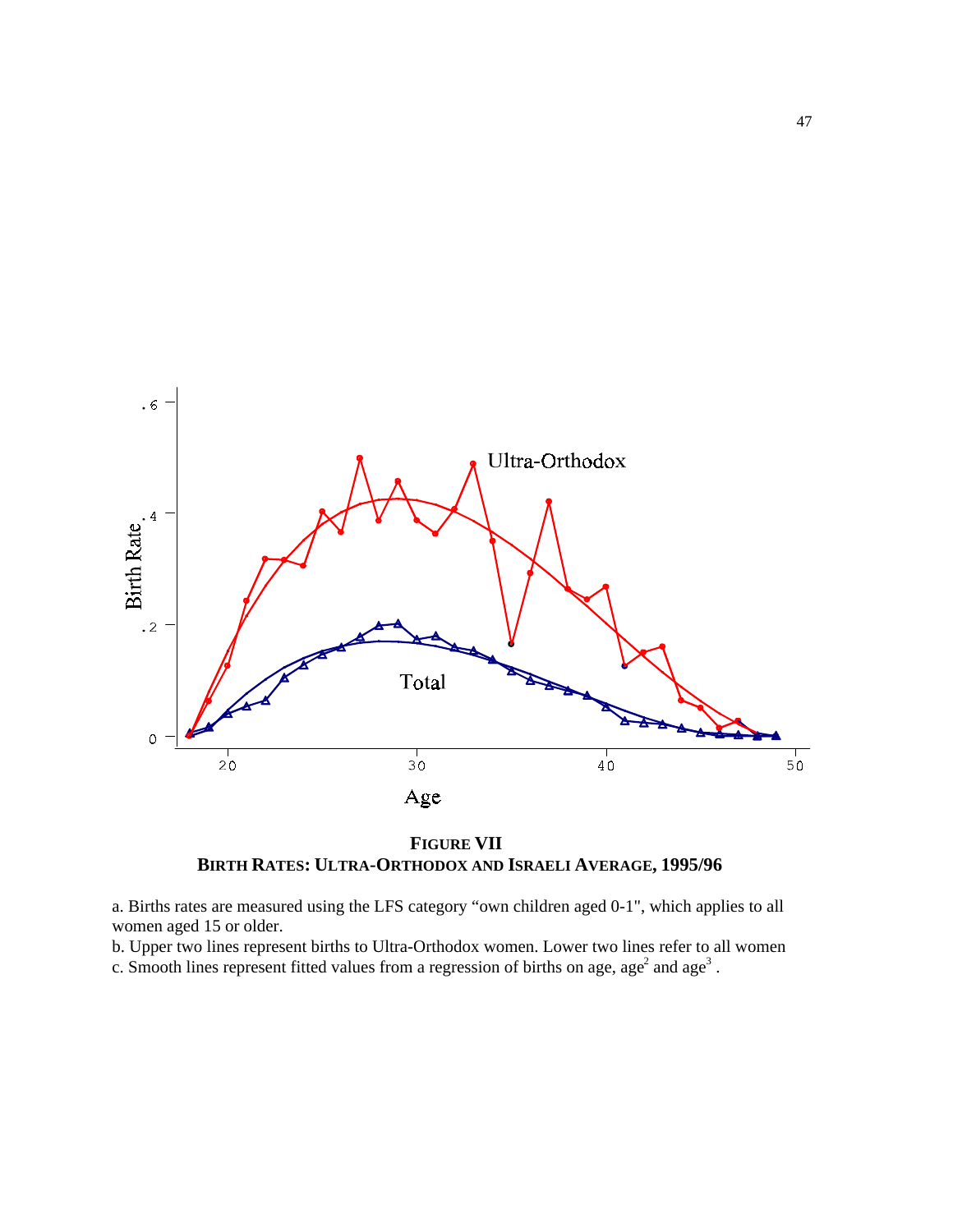.6

.4

.2

0

Birth Rate

20

30

40

50

Age

Ultra-Orthodox

Total

**FIGURE VII**
**BIRTH RATES: ULTRA-ORTHODOX AND ISRAELI AVERAGE, 1995/96**

a. Births rates are measured using the LFS category "own children aged 0-1", which applies to all women aged 15 or older.
b. Upper two lines represent births to Ultra-Orthodox women. Lower two lines refer to all women
c. Smooth lines represent fitted values from a regression of births on age, age$^2$ and age$^3$ .